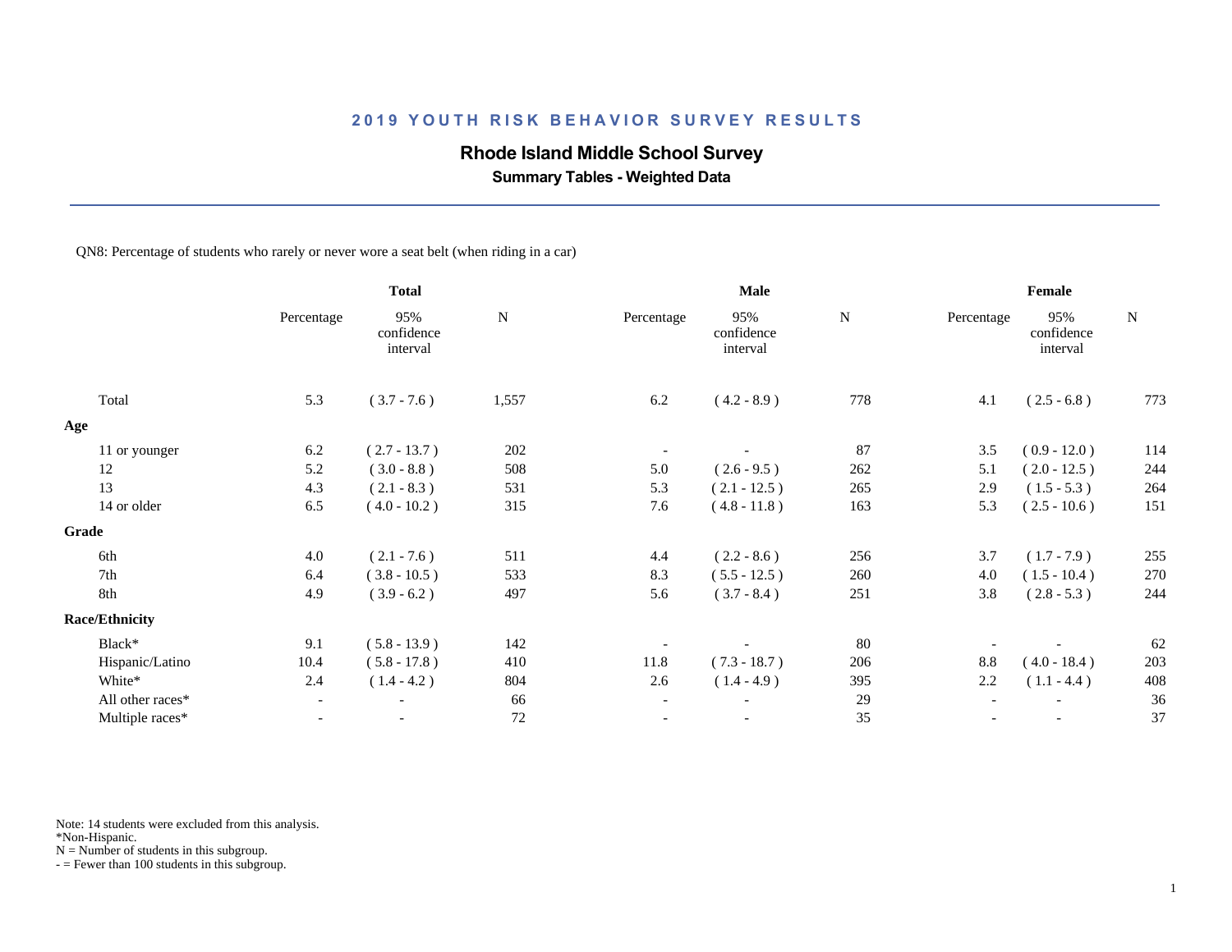# 2019 YOUTH RISK BEHAVIOR SURVEY RESULTS

## Rhode Island Middle School Survey

### Summary Tables - Weighted Data

QN8: Percentage of students who rarely or never wore a seat belt (when riding in a car)

| | Total | | | Male | | | Female | | |
|---|---|---|---|---|---|---|---|---|---|
| | Percentage | 95% confidence interval | N | Percentage | 95% confidence interval | N | Percentage | 95% confidence interval | N |
| Total | 5.3 | ( 3.7 - 7.6 ) | 1,557 | 6.2 | ( 4.2 - 8.9 ) | 778 | 4.1 | ( 2.5 - 6.8 ) | 773 |
| **Age** | | | | | | | | | |
| 11 or younger | 6.2 | ( 2.7 - 13.7 ) | 202 | - | - | 87 | 3.5 | ( 0.9 - 12.0 ) | 114 |
| 12 | 5.2 | ( 3.0 - 8.8 ) | 508 | 5.0 | ( 2.6 - 9.5 ) | 262 | 5.1 | ( 2.0 - 12.5 ) | 244 |
| 13 | 4.3 | ( 2.1 - 8.3 ) | 531 | 5.3 | ( 2.1 - 12.5 ) | 265 | 2.9 | ( 1.5 - 5.3 ) | 264 |
| 14 or older | 6.5 | ( 4.0 - 10.2 ) | 315 | 7.6 | ( 4.8 - 11.8 ) | 163 | 5.3 | ( 2.5 - 10.6 ) | 151 |
| **Grade** | | | | | | | | | |
| 6th | 4.0 | ( 2.1 - 7.6 ) | 511 | 4.4 | ( 2.2 - 8.6 ) | 256 | 3.7 | ( 1.7 - 7.9 ) | 255 |
| 7th | 6.4 | ( 3.8 - 10.5 ) | 533 | 8.3 | ( 5.5 - 12.5 ) | 260 | 4.0 | ( 1.5 - 10.4 ) | 270 |
| 8th | 4.9 | ( 3.9 - 6.2 ) | 497 | 5.6 | ( 3.7 - 8.4 ) | 251 | 3.8 | ( 2.8 - 5.3 ) | 244 |
| **Race/Ethnicity** | | | | | | | | | |
| Black* | 9.1 | ( 5.8 - 13.9 ) | 142 | - | - | 80 | - | - | 62 |
| Hispanic/Latino | 10.4 | ( 5.8 - 17.8 ) | 410 | 11.8 | ( 7.3 - 18.7 ) | 206 | 8.8 | ( 4.0 - 18.4 ) | 203 |
| White* | 2.4 | ( 1.4 - 4.2 ) | 804 | 2.6 | ( 1.4 - 4.9 ) | 395 | 2.2 | ( 1.1 - 4.4 ) | 408 |
| All other races* | - | - | 66 | - | - | 29 | - | - | 36 |
| Multiple races* | - | - | 72 | - | - | 35 | - | - | 37 |

Note: 14 students were excluded from this analysis.
*Non-Hispanic.
N = Number of students in this subgroup.
- = Fewer than 100 students in this subgroup.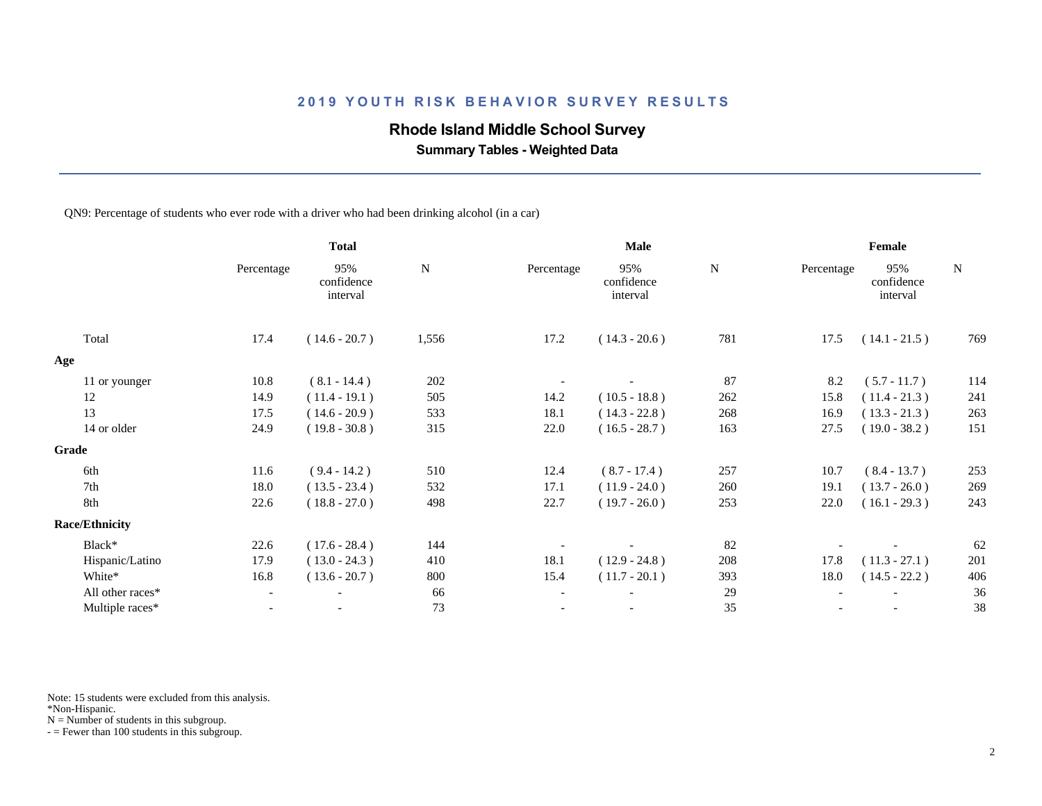# 2019 YOUTH RISK BEHAVIOR SURVEY RESULTS

## Rhode Island Middle School Survey

### Summary Tables - Weighted Data

QN9: Percentage of students who ever rode with a driver who had been drinking alcohol (in a car)

| | Total | | | Male | | | Female | | |
|---|---|---|---|---|---|---|---|---|---|
| | Percentage | 95% confidence interval | N | Percentage | 95% confidence interval | N | Percentage | 95% confidence interval | N |
| Total | 17.4 | ( 14.6 - 20.7 ) | 1,556 | 17.2 | ( 14.3 - 20.6 ) | 781 | 17.5 | ( 14.1 - 21.5 ) | 769 |
| **Age** | | | | | | | | | |
| 11 or younger | 10.8 | ( 8.1 - 14.4 ) | 202 | - | - | 87 | 8.2 | ( 5.7 - 11.7 ) | 114 |
| 12 | 14.9 | ( 11.4 - 19.1 ) | 505 | 14.2 | ( 10.5 - 18.8 ) | 262 | 15.8 | ( 11.4 - 21.3 ) | 241 |
| 13 | 17.5 | ( 14.6 - 20.9 ) | 533 | 18.1 | ( 14.3 - 22.8 ) | 268 | 16.9 | ( 13.3 - 21.3 ) | 263 |
| 14 or older | 24.9 | ( 19.8 - 30.8 ) | 315 | 22.0 | ( 16.5 - 28.7 ) | 163 | 27.5 | ( 19.0 - 38.2 ) | 151 |
| **Grade** | | | | | | | | | |
| 6th | 11.6 | ( 9.4 - 14.2 ) | 510 | 12.4 | ( 8.7 - 17.4 ) | 257 | 10.7 | ( 8.4 - 13.7 ) | 253 |
| 7th | 18.0 | ( 13.5 - 23.4 ) | 532 | 17.1 | ( 11.9 - 24.0 ) | 260 | 19.1 | ( 13.7 - 26.0 ) | 269 |
| 8th | 22.6 | ( 18.8 - 27.0 ) | 498 | 22.7 | ( 19.7 - 26.0 ) | 253 | 22.0 | ( 16.1 - 29.3 ) | 243 |
| **Race/Ethnicity** | | | | | | | | | |
| Black* | 22.6 | ( 17.6 - 28.4 ) | 144 | - | - | 82 | - | - | 62 |
| Hispanic/Latino | 17.9 | ( 13.0 - 24.3 ) | 410 | 18.1 | ( 12.9 - 24.8 ) | 208 | 17.8 | ( 11.3 - 27.1 ) | 201 |
| White* | 16.8 | ( 13.6 - 20.7 ) | 800 | 15.4 | ( 11.7 - 20.1 ) | 393 | 18.0 | ( 14.5 - 22.2 ) | 406 |
| All other races* | - | - | 66 | - | - | 29 | - | - | 36 |
| Multiple races* | - | - | 73 | - | - | 35 | - | - | 38 |

Note: 15 students were excluded from this analysis.
*Non-Hispanic.
N = Number of students in this subgroup.
- = Fewer than 100 students in this subgroup.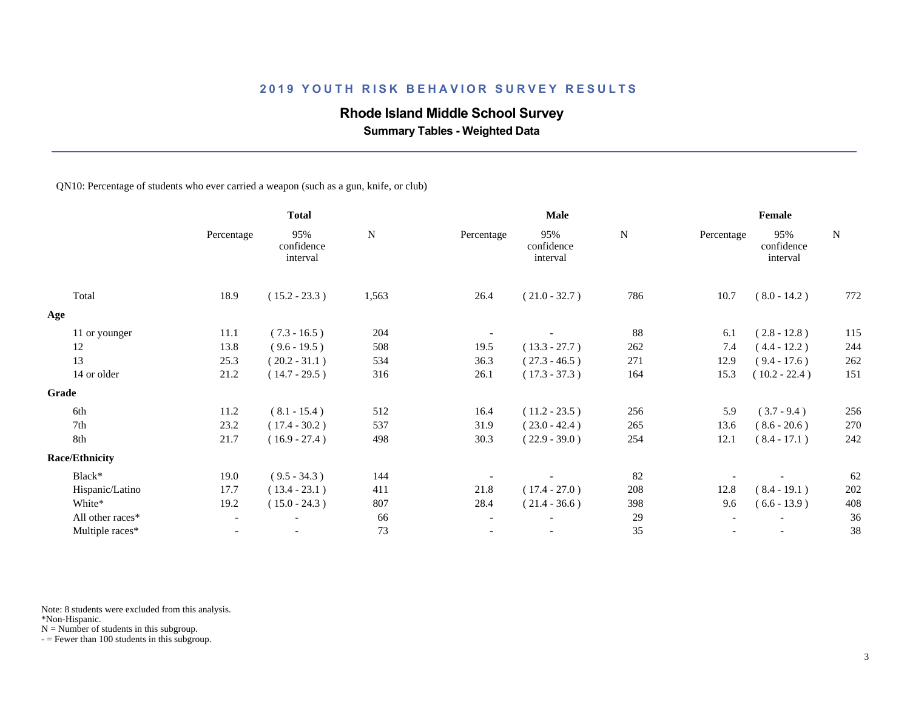# 2019 YOUTH RISK BEHAVIOR SURVEY RESULTS

## Rhode Island Middle School Survey

### Summary Tables - Weighted Data

QN10: Percentage of students who ever carried a weapon (such as a gun, knife, or club)

| | Total | | | Male | | | Female | | |
|---|---|---|---|---|---|---|---|---|---|
| | Percentage | 95% confidence interval | N | Percentage | 95% confidence interval | N | Percentage | 95% confidence interval | N |
| Total | 18.9 | ( 15.2 - 23.3 ) | 1,563 | 26.4 | ( 21.0 - 32.7 ) | 786 | 10.7 | ( 8.0 - 14.2 ) | 772 |
| **Age** | | | | | | | | | |
| 11 or younger | 11.1 | ( 7.3 - 16.5 ) | 204 | - | - | 88 | 6.1 | ( 2.8 - 12.8 ) | 115 |
| 12 | 13.8 | ( 9.6 - 19.5 ) | 508 | 19.5 | ( 13.3 - 27.7 ) | 262 | 7.4 | ( 4.4 - 12.2 ) | 244 |
| 13 | 25.3 | ( 20.2 - 31.1 ) | 534 | 36.3 | ( 27.3 - 46.5 ) | 271 | 12.9 | ( 9.4 - 17.6 ) | 262 |
| 14 or older | 21.2 | ( 14.7 - 29.5 ) | 316 | 26.1 | ( 17.3 - 37.3 ) | 164 | 15.3 | ( 10.2 - 22.4 ) | 151 |
| **Grade** | | | | | | | | | |
| 6th | 11.2 | ( 8.1 - 15.4 ) | 512 | 16.4 | ( 11.2 - 23.5 ) | 256 | 5.9 | ( 3.7 - 9.4 ) | 256 |
| 7th | 23.2 | ( 17.4 - 30.2 ) | 537 | 31.9 | ( 23.0 - 42.4 ) | 265 | 13.6 | ( 8.6 - 20.6 ) | 270 |
| 8th | 21.7 | ( 16.9 - 27.4 ) | 498 | 30.3 | ( 22.9 - 39.0 ) | 254 | 12.1 | ( 8.4 - 17.1 ) | 242 |
| **Race/Ethnicity** | | | | | | | | | |
| Black* | 19.0 | ( 9.5 - 34.3 ) | 144 | - | - | 82 | - | - | 62 |
| Hispanic/Latino | 17.7 | ( 13.4 - 23.1 ) | 411 | 21.8 | ( 17.4 - 27.0 ) | 208 | 12.8 | ( 8.4 - 19.1 ) | 202 |
| White* | 19.2 | ( 15.0 - 24.3 ) | 807 | 28.4 | ( 21.4 - 36.6 ) | 398 | 9.6 | ( 6.6 - 13.9 ) | 408 |
| All other races* | - | - | 66 | - | - | 29 | - | - | 36 |
| Multiple races* | - | - | 73 | - | - | 35 | - | - | 38 |

Note: 8 students were excluded from this analysis.
*Non-Hispanic.
N = Number of students in this subgroup.
- = Fewer than 100 students in this subgroup.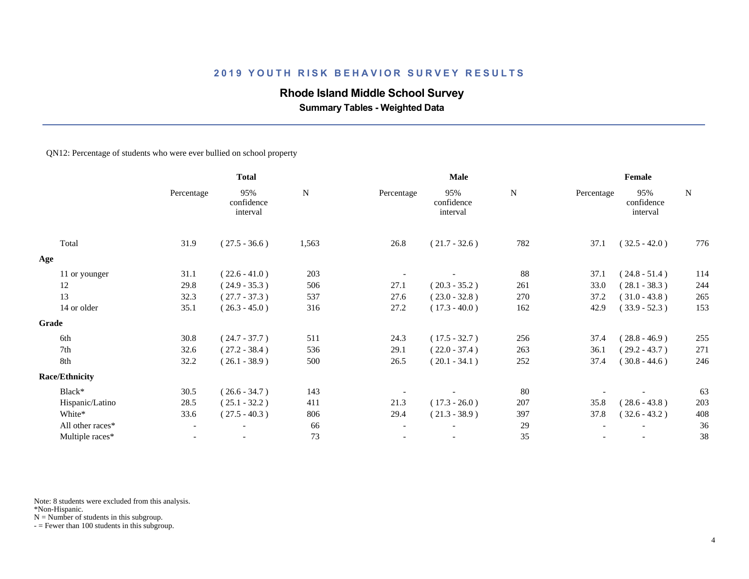## 2019 YOUTH RISK BEHAVIOR SURVEY RESULTS

### Rhode Island Middle School Survey

**Summary Tables - Weighted Data**

QN12: Percentage of students who were ever bullied on school property

| | Total | | | Male | | | Female | | |
|---|---|---|---|---|---|---|---|---|---|
| | Percentage | 95% confidence interval | N | Percentage | 95% confidence interval | N | Percentage | 95% confidence interval | N |
| Total | 31.9 | ( 27.5 - 36.6 ) | 1,563 | 26.8 | ( 21.7 - 32.6 ) | 782 | 37.1 | ( 32.5 - 42.0 ) | 776 |
| **Age** | | | | | | | | | |
| 11 or younger | 31.1 | ( 22.6 - 41.0 ) | 203 | - | - | 88 | 37.1 | ( 24.8 - 51.4 ) | 114 |
| 12 | 29.8 | ( 24.9 - 35.3 ) | 506 | 27.1 | ( 20.3 - 35.2 ) | 261 | 33.0 | ( 28.1 - 38.3 ) | 244 |
| 13 | 32.3 | ( 27.7 - 37.3 ) | 537 | 27.6 | ( 23.0 - 32.8 ) | 270 | 37.2 | ( 31.0 - 43.8 ) | 265 |
| 14 or older | 35.1 | ( 26.3 - 45.0 ) | 316 | 27.2 | ( 17.3 - 40.0 ) | 162 | 42.9 | ( 33.9 - 52.3 ) | 153 |
| **Grade** | | | | | | | | | |
| 6th | 30.8 | ( 24.7 - 37.7 ) | 511 | 24.3 | ( 17.5 - 32.7 ) | 256 | 37.4 | ( 28.8 - 46.9 ) | 255 |
| 7th | 32.6 | ( 27.2 - 38.4 ) | 536 | 29.1 | ( 22.0 - 37.4 ) | 263 | 36.1 | ( 29.2 - 43.7 ) | 271 |
| 8th | 32.2 | ( 26.1 - 38.9 ) | 500 | 26.5 | ( 20.1 - 34.1 ) | 252 | 37.4 | ( 30.8 - 44.6 ) | 246 |
| **Race/Ethnicity** | | | | | | | | | |
| Black* | 30.5 | ( 26.6 - 34.7 ) | 143 | - | - | 80 | - | - | 63 |
| Hispanic/Latino | 28.5 | ( 25.1 - 32.2 ) | 411 | 21.3 | ( 17.3 - 26.0 ) | 207 | 35.8 | ( 28.6 - 43.8 ) | 203 |
| White* | 33.6 | ( 27.5 - 40.3 ) | 806 | 29.4 | ( 21.3 - 38.9 ) | 397 | 37.8 | ( 32.6 - 43.2 ) | 408 |
| All other races* | - | - | 66 | - | - | 29 | - | - | 36 |
| Multiple races* | - | - | 73 | - | - | 35 | - | - | 38 |

Note: 8 students were excluded from this analysis.
*Non-Hispanic.
N = Number of students in this subgroup.
- = Fewer than 100 students in this subgroup.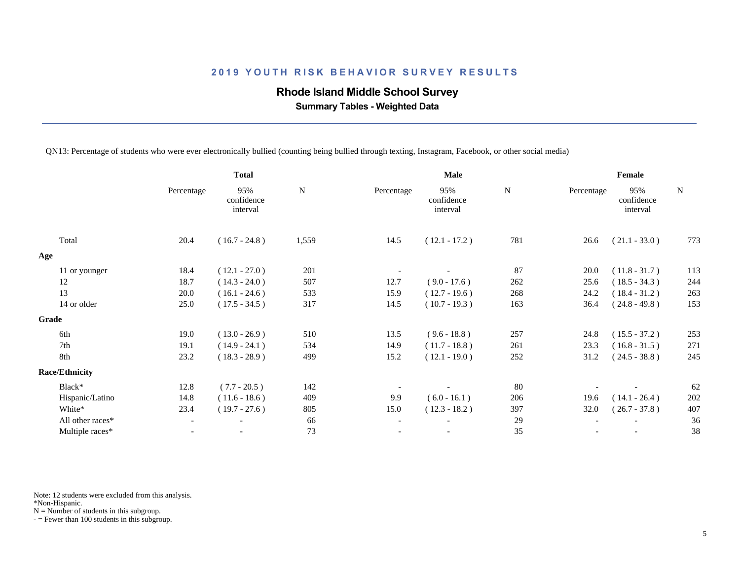## 2019 YOUTH RISK BEHAVIOR SURVEY RESULTS

### Rhode Island Middle School Survey

**Summary Tables - Weighted Data**

QN13: Percentage of students who were ever electronically bullied (counting being bullied through texting, Instagram, Facebook, or other social media)

| | Total | | | Male | | | Female | | |
|---|---|---|---|---|---|---|---|---|---|
| | Percentage | 95% confidence interval | N | Percentage | 95% confidence interval | N | Percentage | 95% confidence interval | N |
| Total | 20.4 | ( 16.7 - 24.8 ) | 1,559 | 14.5 | ( 12.1 - 17.2 ) | 781 | 26.6 | ( 21.1 - 33.0 ) | 773 |
| **Age** | | | | | | | | | |
| 11 or younger | 18.4 | ( 12.1 - 27.0 ) | 201 | - | - | 87 | 20.0 | ( 11.8 - 31.7 ) | 113 |
| 12 | 18.7 | ( 14.3 - 24.0 ) | 507 | 12.7 | ( 9.0 - 17.6 ) | 262 | 25.6 | ( 18.5 - 34.3 ) | 244 |
| 13 | 20.0 | ( 16.1 - 24.6 ) | 533 | 15.9 | ( 12.7 - 19.6 ) | 268 | 24.2 | ( 18.4 - 31.2 ) | 263 |
| 14 or older | 25.0 | ( 17.5 - 34.5 ) | 317 | 14.5 | ( 10.7 - 19.3 ) | 163 | 36.4 | ( 24.8 - 49.8 ) | 153 |
| **Grade** | | | | | | | | | |
| 6th | 19.0 | ( 13.0 - 26.9 ) | 510 | 13.5 | ( 9.6 - 18.8 ) | 257 | 24.8 | ( 15.5 - 37.2 ) | 253 |
| 7th | 19.1 | ( 14.9 - 24.1 ) | 534 | 14.9 | ( 11.7 - 18.8 ) | 261 | 23.3 | ( 16.8 - 31.5 ) | 271 |
| 8th | 23.2 | ( 18.3 - 28.9 ) | 499 | 15.2 | ( 12.1 - 19.0 ) | 252 | 31.2 | ( 24.5 - 38.8 ) | 245 |
| **Race/Ethnicity** | | | | | | | | | |
| Black* | 12.8 | ( 7.7 - 20.5 ) | 142 | - | - | 80 | - | - | 62 |
| Hispanic/Latino | 14.8 | ( 11.6 - 18.6 ) | 409 | 9.9 | ( 6.0 - 16.1 ) | 206 | 19.6 | ( 14.1 - 26.4 ) | 202 |
| White* | 23.4 | ( 19.7 - 27.6 ) | 805 | 15.0 | ( 12.3 - 18.2 ) | 397 | 32.0 | ( 26.7 - 37.8 ) | 407 |
| All other races* | - | - | 66 | - | - | 29 | - | - | 36 |
| Multiple races* | - | - | 73 | - | - | 35 | - | - | 38 |

Note: 12 students were excluded from this analysis.
*Non-Hispanic.
N = Number of students in this subgroup.
- = Fewer than 100 students in this subgroup.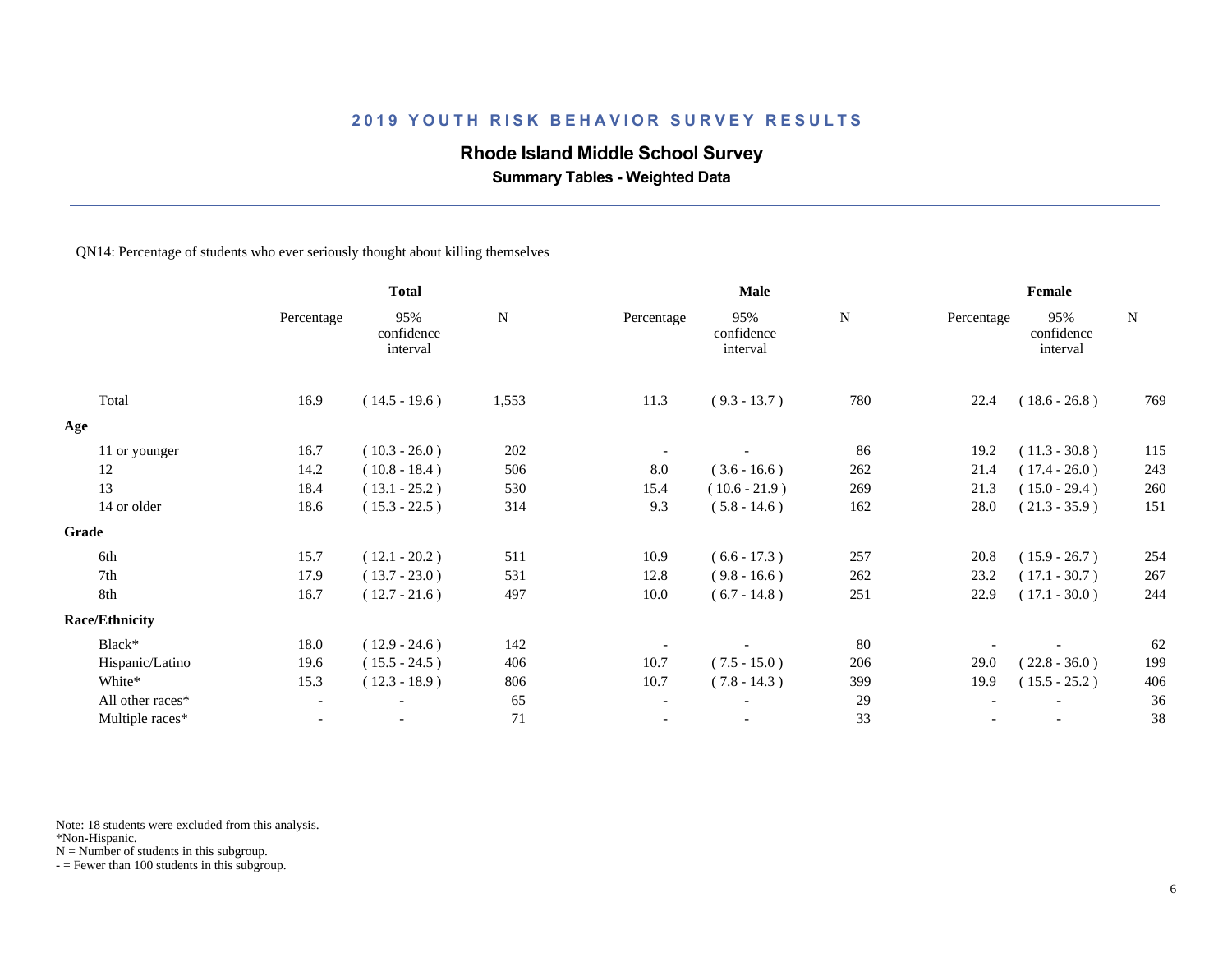## 2019 YOUTH RISK BEHAVIOR SURVEY RESULTS

### Rhode Island Middle School Survey

**Summary Tables - Weighted Data**

QN14: Percentage of students who ever seriously thought about killing themselves

| | Total | | | Male | | | Female | | |
|---|---|---|---|---|---|---|---|---|---|
| | Percentage | 95% confidence interval | N | Percentage | 95% confidence interval | N | Percentage | 95% confidence interval | N |
| Total | 16.9 | ( 14.5 - 19.6 ) | 1,553 | 11.3 | ( 9.3 - 13.7 ) | 780 | 22.4 | ( 18.6 - 26.8 ) | 769 |
| **Age** | | | | | | | | | |
| 11 or younger | 16.7 | ( 10.3 - 26.0 ) | 202 | - | - | 86 | 19.2 | ( 11.3 - 30.8 ) | 115 |
| 12 | 14.2 | ( 10.8 - 18.4 ) | 506 | 8.0 | ( 3.6 - 16.6 ) | 262 | 21.4 | ( 17.4 - 26.0 ) | 243 |
| 13 | 18.4 | ( 13.1 - 25.2 ) | 530 | 15.4 | ( 10.6 - 21.9 ) | 269 | 21.3 | ( 15.0 - 29.4 ) | 260 |
| 14 or older | 18.6 | ( 15.3 - 22.5 ) | 314 | 9.3 | ( 5.8 - 14.6 ) | 162 | 28.0 | ( 21.3 - 35.9 ) | 151 |
| **Grade** | | | | | | | | | |
| 6th | 15.7 | ( 12.1 - 20.2 ) | 511 | 10.9 | ( 6.6 - 17.3 ) | 257 | 20.8 | ( 15.9 - 26.7 ) | 254 |
| 7th | 17.9 | ( 13.7 - 23.0 ) | 531 | 12.8 | ( 9.8 - 16.6 ) | 262 | 23.2 | ( 17.1 - 30.7 ) | 267 |
| 8th | 16.7 | ( 12.7 - 21.6 ) | 497 | 10.0 | ( 6.7 - 14.8 ) | 251 | 22.9 | ( 17.1 - 30.0 ) | 244 |
| **Race/Ethnicity** | | | | | | | | | |
| Black* | 18.0 | ( 12.9 - 24.6 ) | 142 | - | - | 80 | - | - | 62 |
| Hispanic/Latino | 19.6 | ( 15.5 - 24.5 ) | 406 | 10.7 | ( 7.5 - 15.0 ) | 206 | 29.0 | ( 22.8 - 36.0 ) | 199 |
| White* | 15.3 | ( 12.3 - 18.9 ) | 806 | 10.7 | ( 7.8 - 14.3 ) | 399 | 19.9 | ( 15.5 - 25.2 ) | 406 |
| All other races* | - | - | 65 | - | - | 29 | - | - | 36 |
| Multiple races* | - | - | 71 | - | - | 33 | - | - | 38 |

Note: 18 students were excluded from this analysis.
*Non-Hispanic.
N = Number of students in this subgroup.
- = Fewer than 100 students in this subgroup.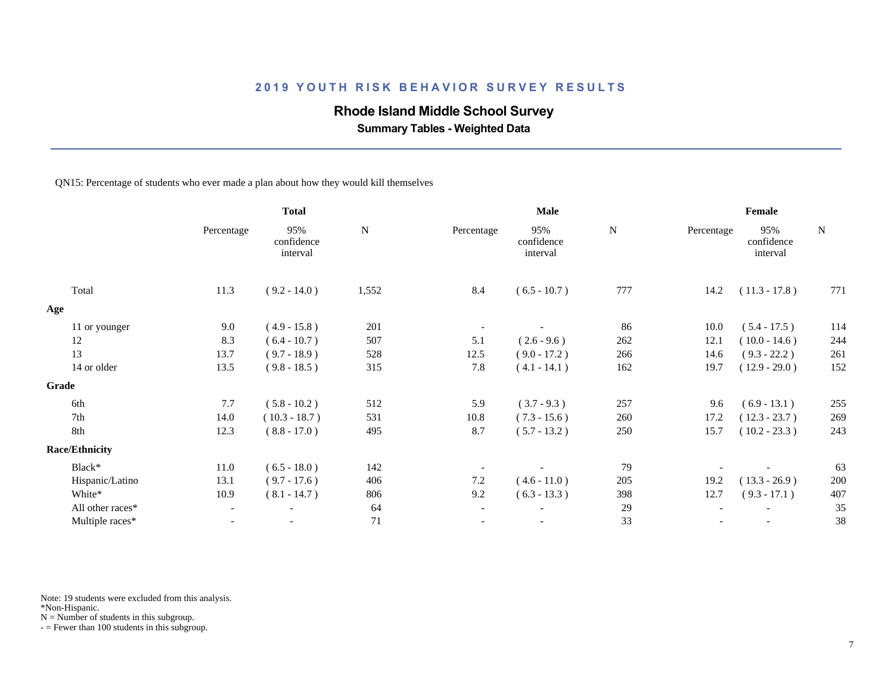# 2019 YOUTH RISK BEHAVIOR SURVEY RESULTS

## Rhode Island Middle School Survey

### Summary Tables - Weighted Data

QN15: Percentage of students who ever made a plan about how they would kill themselves

| | Total | | | Male | | | Female | | |
|---|---|---|---|---|---|---|---|---|---|
| | Percentage | 95% confidence interval | N | Percentage | 95% confidence interval | N | Percentage | 95% confidence interval | N |
| Total | 11.3 | ( 9.2 - 14.0 ) | 1,552 | 8.4 | ( 6.5 - 10.7 ) | 777 | 14.2 | ( 11.3 - 17.8 ) | 771 |
| **Age** | | | | | | | | | |
| 11 or younger | 9.0 | ( 4.9 - 15.8 ) | 201 | - | - | 86 | 10.0 | ( 5.4 - 17.5 ) | 114 |
| 12 | 8.3 | ( 6.4 - 10.7 ) | 507 | 5.1 | ( 2.6 - 9.6 ) | 262 | 12.1 | ( 10.0 - 14.6 ) | 244 |
| 13 | 13.7 | ( 9.7 - 18.9 ) | 528 | 12.5 | ( 9.0 - 17.2 ) | 266 | 14.6 | ( 9.3 - 22.2 ) | 261 |
| 14 or older | 13.5 | ( 9.8 - 18.5 ) | 315 | 7.8 | ( 4.1 - 14.1 ) | 162 | 19.7 | ( 12.9 - 29.0 ) | 152 |
| **Grade** | | | | | | | | | |
| 6th | 7.7 | ( 5.8 - 10.2 ) | 512 | 5.9 | ( 3.7 - 9.3 ) | 257 | 9.6 | ( 6.9 - 13.1 ) | 255 |
| 7th | 14.0 | ( 10.3 - 18.7 ) | 531 | 10.8 | ( 7.3 - 15.6 ) | 260 | 17.2 | ( 12.3 - 23.7 ) | 269 |
| 8th | 12.3 | ( 8.8 - 17.0 ) | 495 | 8.7 | ( 5.7 - 13.2 ) | 250 | 15.7 | ( 10.2 - 23.3 ) | 243 |
| **Race/Ethnicity** | | | | | | | | | |
| Black* | 11.0 | ( 6.5 - 18.0 ) | 142 | - | - | 79 | - | - | 63 |
| Hispanic/Latino | 13.1 | ( 9.7 - 17.6 ) | 406 | 7.2 | ( 4.6 - 11.0 ) | 205 | 19.2 | ( 13.3 - 26.9 ) | 200 |
| White* | 10.9 | ( 8.1 - 14.7 ) | 806 | 9.2 | ( 6.3 - 13.3 ) | 398 | 12.7 | ( 9.3 - 17.1 ) | 407 |
| All other races* | - | - | 64 | - | - | 29 | - | - | 35 |
| Multiple races* | - | - | 71 | - | - | 33 | - | - | 38 |

Note: 19 students were excluded from this analysis.
*Non-Hispanic.
N = Number of students in this subgroup.
- = Fewer than 100 students in this subgroup.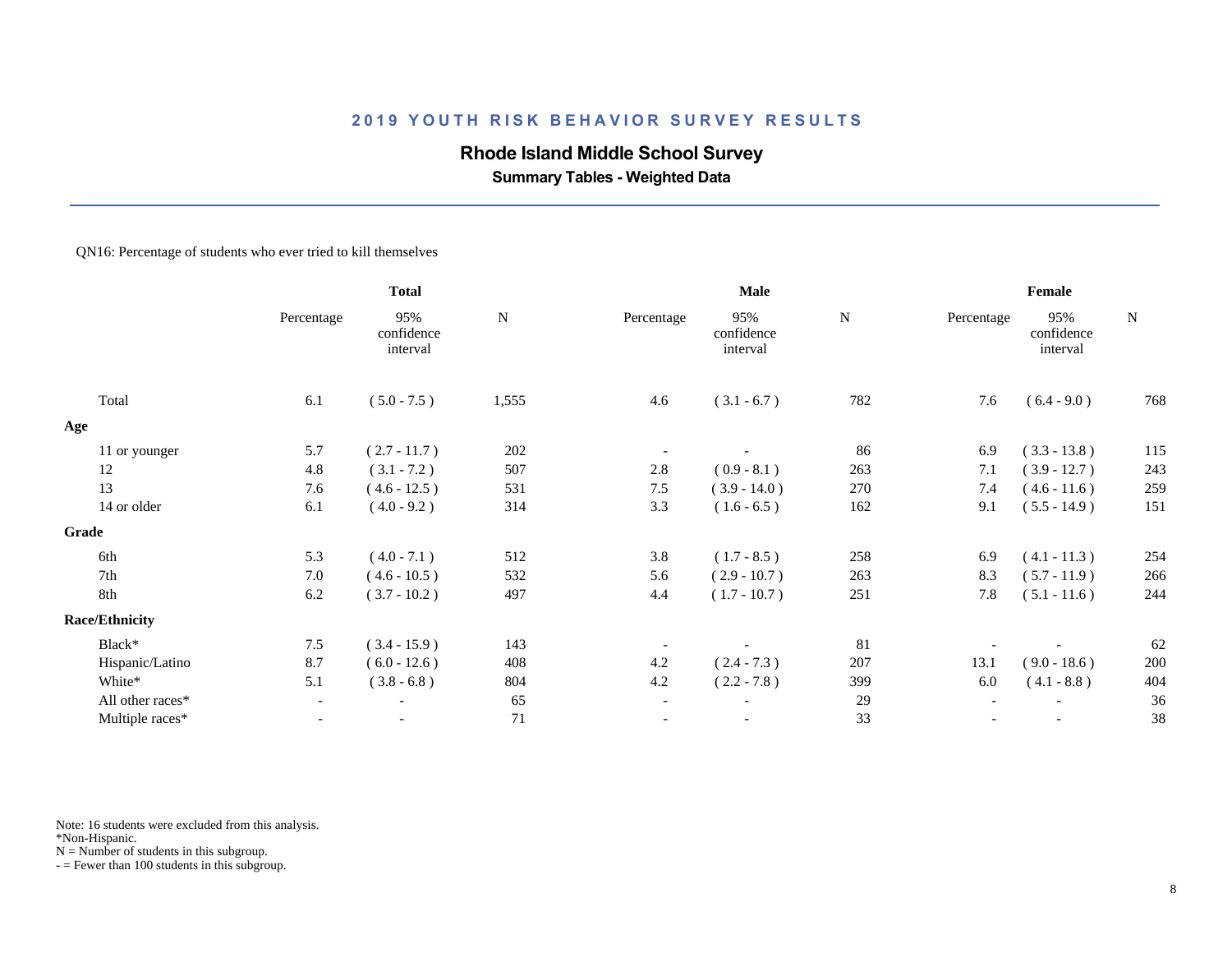## 2019 YOUTH RISK BEHAVIOR SURVEY RESULTS

### Rhode Island Middle School Survey

**Summary Tables - Weighted Data**

QN16: Percentage of students who ever tried to kill themselves

| | Total | | | Male | | | Female | | |
|---|---|---|---|---|---|---|---|---|---|
| | Percentage | 95% confidence interval | N | Percentage | 95% confidence interval | N | Percentage | 95% confidence interval | N |
| Total | 6.1 | ( 5.0 - 7.5 ) | 1,555 | 4.6 | ( 3.1 - 6.7 ) | 782 | 7.6 | ( 6.4 - 9.0 ) | 768 |
| **Age** | | | | | | | | | |
| 11 or younger | 5.7 | ( 2.7 - 11.7 ) | 202 | - | - | 86 | 6.9 | ( 3.3 - 13.8 ) | 115 |
| 12 | 4.8 | ( 3.1 - 7.2 ) | 507 | 2.8 | ( 0.9 - 8.1 ) | 263 | 7.1 | ( 3.9 - 12.7 ) | 243 |
| 13 | 7.6 | ( 4.6 - 12.5 ) | 531 | 7.5 | ( 3.9 - 14.0 ) | 270 | 7.4 | ( 4.6 - 11.6 ) | 259 |
| 14 or older | 6.1 | ( 4.0 - 9.2 ) | 314 | 3.3 | ( 1.6 - 6.5 ) | 162 | 9.1 | ( 5.5 - 14.9 ) | 151 |
| **Grade** | | | | | | | | | |
| 6th | 5.3 | ( 4.0 - 7.1 ) | 512 | 3.8 | ( 1.7 - 8.5 ) | 258 | 6.9 | ( 4.1 - 11.3 ) | 254 |
| 7th | 7.0 | ( 4.6 - 10.5 ) | 532 | 5.6 | ( 2.9 - 10.7 ) | 263 | 8.3 | ( 5.7 - 11.9 ) | 266 |
| 8th | 6.2 | ( 3.7 - 10.2 ) | 497 | 4.4 | ( 1.7 - 10.7 ) | 251 | 7.8 | ( 5.1 - 11.6 ) | 244 |
| **Race/Ethnicity** | | | | | | | | | |
| Black* | 7.5 | ( 3.4 - 15.9 ) | 143 | - | - | 81 | - | - | 62 |
| Hispanic/Latino | 8.7 | ( 6.0 - 12.6 ) | 408 | 4.2 | ( 2.4 - 7.3 ) | 207 | 13.1 | ( 9.0 - 18.6 ) | 200 |
| White* | 5.1 | ( 3.8 - 6.8 ) | 804 | 4.2 | ( 2.2 - 7.8 ) | 399 | 6.0 | ( 4.1 - 8.8 ) | 404 |
| All other races* | - | - | 65 | - | - | 29 | - | - | 36 |
| Multiple races* | - | - | 71 | - | - | 33 | - | - | 38 |

Note: 16 students were excluded from this analysis.
*Non-Hispanic.
N = Number of students in this subgroup.
- = Fewer than 100 students in this subgroup.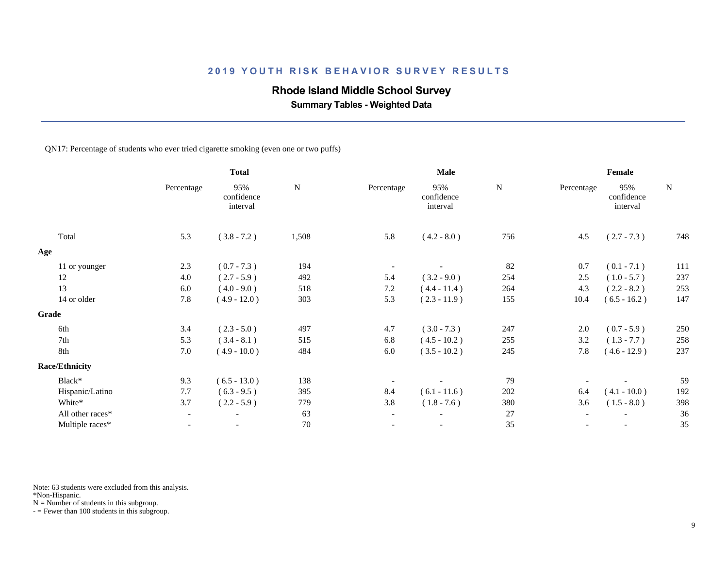## 2019 YOUTH RISK BEHAVIOR SURVEY RESULTS

### Rhode Island Middle School Survey

**Summary Tables - Weighted Data**

QN17: Percentage of students who ever tried cigarette smoking (even one or two puffs)

| | Total | | | Male | | | Female | | |
|---|---|---|---|---|---|---|---|---|---|
| | Percentage | 95% confidence interval | N | Percentage | 95% confidence interval | N | Percentage | 95% confidence interval | N |
| Total | 5.3 | ( 3.8 - 7.2 ) | 1,508 | 5.8 | ( 4.2 - 8.0 ) | 756 | 4.5 | ( 2.7 - 7.3 ) | 748 |
| **Age** | | | | | | | | | |
| 11 or younger | 2.3 | ( 0.7 - 7.3 ) | 194 | - | - | 82 | 0.7 | ( 0.1 - 7.1 ) | 111 |
| 12 | 4.0 | ( 2.7 - 5.9 ) | 492 | 5.4 | ( 3.2 - 9.0 ) | 254 | 2.5 | ( 1.0 - 5.7 ) | 237 |
| 13 | 6.0 | ( 4.0 - 9.0 ) | 518 | 7.2 | ( 4.4 - 11.4 ) | 264 | 4.3 | ( 2.2 - 8.2 ) | 253 |
| 14 or older | 7.8 | ( 4.9 - 12.0 ) | 303 | 5.3 | ( 2.3 - 11.9 ) | 155 | 10.4 | ( 6.5 - 16.2 ) | 147 |
| **Grade** | | | | | | | | | |
| 6th | 3.4 | ( 2.3 - 5.0 ) | 497 | 4.7 | ( 3.0 - 7.3 ) | 247 | 2.0 | ( 0.7 - 5.9 ) | 250 |
| 7th | 5.3 | ( 3.4 - 8.1 ) | 515 | 6.8 | ( 4.5 - 10.2 ) | 255 | 3.2 | ( 1.3 - 7.7 ) | 258 |
| 8th | 7.0 | ( 4.9 - 10.0 ) | 484 | 6.0 | ( 3.5 - 10.2 ) | 245 | 7.8 | ( 4.6 - 12.9 ) | 237 |
| **Race/Ethnicity** | | | | | | | | | |
| Black* | 9.3 | ( 6.5 - 13.0 ) | 138 | - | - | 79 | - | - | 59 |
| Hispanic/Latino | 7.7 | ( 6.3 - 9.5 ) | 395 | 8.4 | ( 6.1 - 11.6 ) | 202 | 6.4 | ( 4.1 - 10.0 ) | 192 |
| White* | 3.7 | ( 2.2 - 5.9 ) | 779 | 3.8 | ( 1.8 - 7.6 ) | 380 | 3.6 | ( 1.5 - 8.0 ) | 398 |
| All other races* | - | - | 63 | - | - | 27 | - | - | 36 |
| Multiple races* | - | - | 70 | - | - | 35 | - | - | 35 |

Note: 63 students were excluded from this analysis.
*Non-Hispanic.
N = Number of students in this subgroup.
- = Fewer than 100 students in this subgroup.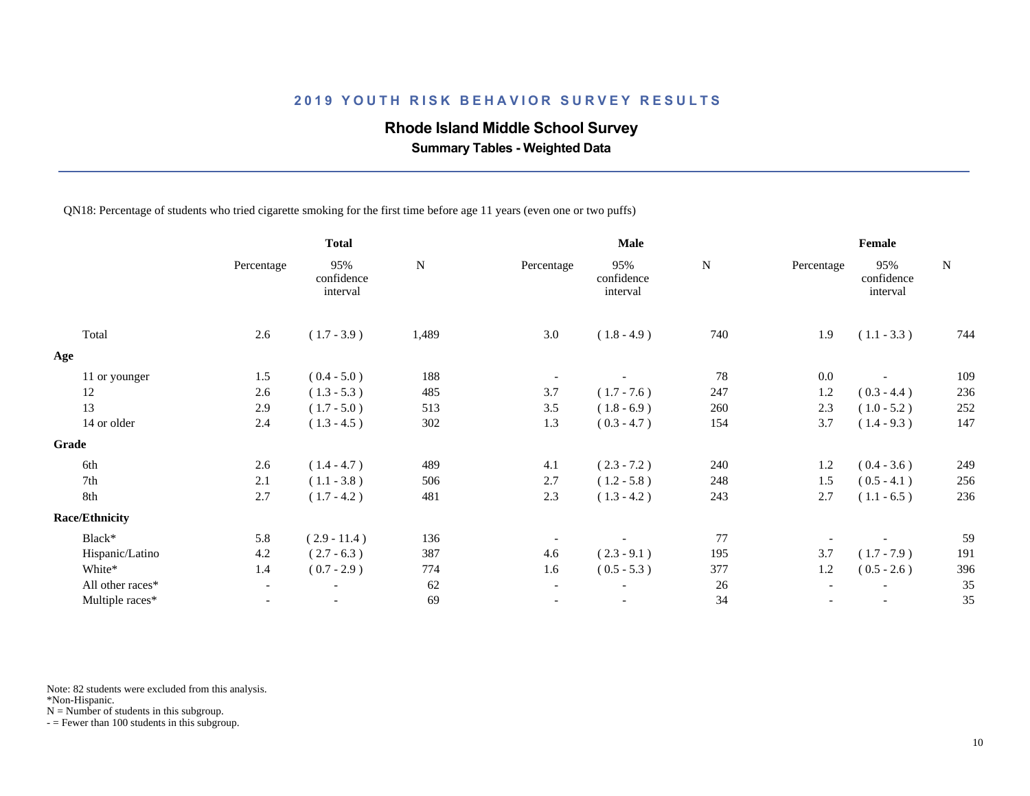## 2019 YOUTH RISK BEHAVIOR SURVEY RESULTS

### Rhode Island Middle School Survey

**Summary Tables - Weighted Data**

QN18: Percentage of students who tried cigarette smoking for the first time before age 11 years (even one or two puffs)

| | Total | | | Male | | | Female | | |
|---|---|---|---|---|---|---|---|---|---|
| | Percentage | 95% confidence interval | N | Percentage | 95% confidence interval | N | Percentage | 95% confidence interval | N |
| Total | 2.6 | ( 1.7 - 3.9 ) | 1,489 | 3.0 | ( 1.8 - 4.9 ) | 740 | 1.9 | ( 1.1 - 3.3 ) | 744 |
| **Age** | | | | | | | | | |
| 11 or younger | 1.5 | ( 0.4 - 5.0 ) | 188 | - | - | 78 | 0.0 | - | 109 |
| 12 | 2.6 | ( 1.3 - 5.3 ) | 485 | 3.7 | ( 1.7 - 7.6 ) | 247 | 1.2 | ( 0.3 - 4.4 ) | 236 |
| 13 | 2.9 | ( 1.7 - 5.0 ) | 513 | 3.5 | ( 1.8 - 6.9 ) | 260 | 2.3 | ( 1.0 - 5.2 ) | 252 |
| 14 or older | 2.4 | ( 1.3 - 4.5 ) | 302 | 1.3 | ( 0.3 - 4.7 ) | 154 | 3.7 | ( 1.4 - 9.3 ) | 147 |
| **Grade** | | | | | | | | | |
| 6th | 2.6 | ( 1.4 - 4.7 ) | 489 | 4.1 | ( 2.3 - 7.2 ) | 240 | 1.2 | ( 0.4 - 3.6 ) | 249 |
| 7th | 2.1 | ( 1.1 - 3.8 ) | 506 | 2.7 | ( 1.2 - 5.8 ) | 248 | 1.5 | ( 0.5 - 4.1 ) | 256 |
| 8th | 2.7 | ( 1.7 - 4.2 ) | 481 | 2.3 | ( 1.3 - 4.2 ) | 243 | 2.7 | ( 1.1 - 6.5 ) | 236 |
| **Race/Ethnicity** | | | | | | | | | |
| Black* | 5.8 | ( 2.9 - 11.4 ) | 136 | - | - | 77 | - | - | 59 |
| Hispanic/Latino | 4.2 | ( 2.7 - 6.3 ) | 387 | 4.6 | ( 2.3 - 9.1 ) | 195 | 3.7 | ( 1.7 - 7.9 ) | 191 |
| White* | 1.4 | ( 0.7 - 2.9 ) | 774 | 1.6 | ( 0.5 - 5.3 ) | 377 | 1.2 | ( 0.5 - 2.6 ) | 396 |
| All other races* | - | - | 62 | - | - | 26 | - | - | 35 |
| Multiple races* | - | - | 69 | - | - | 34 | - | - | 35 |

Note: 82 students were excluded from this analysis.
*Non-Hispanic.
N = Number of students in this subgroup.
- = Fewer than 100 students in this subgroup.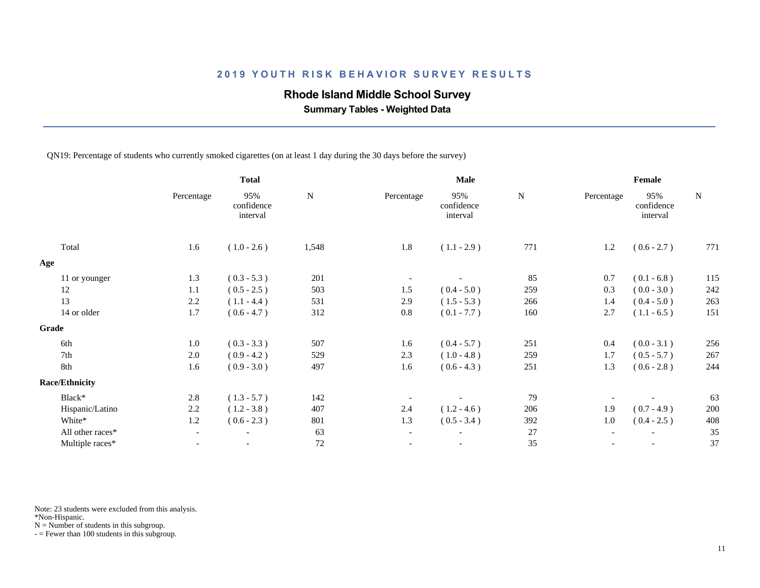## 2019 YOUTH RISK BEHAVIOR SURVEY RESULTS

### Rhode Island Middle School Survey

**Summary Tables - Weighted Data**

QN19: Percentage of students who currently smoked cigarettes (on at least 1 day during the 30 days before the survey)

| | Total | | | Male | | | Female | | |
|---|---|---|---|---|---|---|---|---|---|
| | Percentage | 95% confidence interval | N | Percentage | 95% confidence interval | N | Percentage | 95% confidence interval | N |
| Total | 1.6 | ( 1.0 - 2.6 ) | 1,548 | 1.8 | ( 1.1 - 2.9 ) | 771 | 1.2 | ( 0.6 - 2.7 ) | 771 |
| **Age** | | | | | | | | | |
| 11 or younger | 1.3 | ( 0.3 - 5.3 ) | 201 | - | - | 85 | 0.7 | ( 0.1 - 6.8 ) | 115 |
| 12 | 1.1 | ( 0.5 - 2.5 ) | 503 | 1.5 | ( 0.4 - 5.0 ) | 259 | 0.3 | ( 0.0 - 3.0 ) | 242 |
| 13 | 2.2 | ( 1.1 - 4.4 ) | 531 | 2.9 | ( 1.5 - 5.3 ) | 266 | 1.4 | ( 0.4 - 5.0 ) | 263 |
| 14 or older | 1.7 | ( 0.6 - 4.7 ) | 312 | 0.8 | ( 0.1 - 7.7 ) | 160 | 2.7 | ( 1.1 - 6.5 ) | 151 |
| **Grade** | | | | | | | | | |
| 6th | 1.0 | ( 0.3 - 3.3 ) | 507 | 1.6 | ( 0.4 - 5.7 ) | 251 | 0.4 | ( 0.0 - 3.1 ) | 256 |
| 7th | 2.0 | ( 0.9 - 4.2 ) | 529 | 2.3 | ( 1.0 - 4.8 ) | 259 | 1.7 | ( 0.5 - 5.7 ) | 267 |
| 8th | 1.6 | ( 0.9 - 3.0 ) | 497 | 1.6 | ( 0.6 - 4.3 ) | 251 | 1.3 | ( 0.6 - 2.8 ) | 244 |
| **Race/Ethnicity** | | | | | | | | | |
| Black* | 2.8 | ( 1.3 - 5.7 ) | 142 | - | - | 79 | - | - | 63 |
| Hispanic/Latino | 2.2 | ( 1.2 - 3.8 ) | 407 | 2.4 | ( 1.2 - 4.6 ) | 206 | 1.9 | ( 0.7 - 4.9 ) | 200 |
| White* | 1.2 | ( 0.6 - 2.3 ) | 801 | 1.3 | ( 0.5 - 3.4 ) | 392 | 1.0 | ( 0.4 - 2.5 ) | 408 |
| All other races* | - | - | 63 | - | - | 27 | - | - | 35 |
| Multiple races* | - | - | 72 | - | - | 35 | - | - | 37 |

Note: 23 students were excluded from this analysis.
*Non-Hispanic.
N = Number of students in this subgroup.
- = Fewer than 100 students in this subgroup.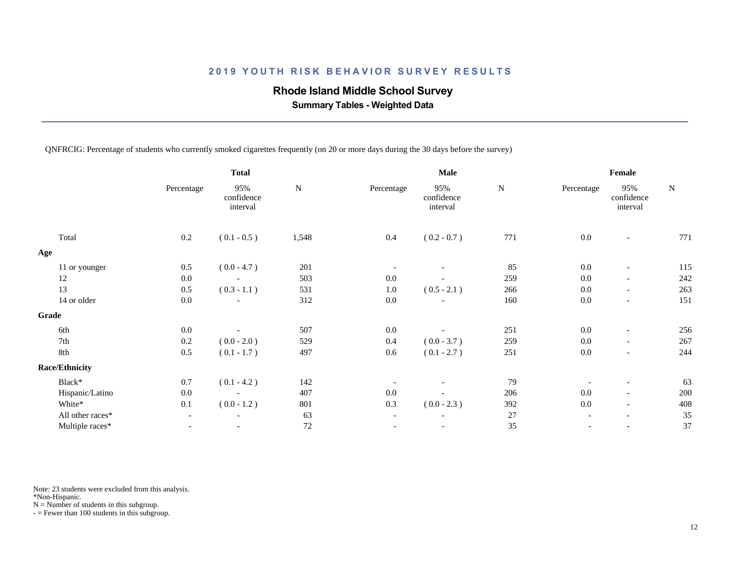## 2019 YOUTH RISK BEHAVIOR SURVEY RESULTS

### Rhode Island Middle School Survey

**Summary Tables - Weighted Data**

QNFRCIG: Percentage of students who currently smoked cigarettes frequently (on 20 or more days during the 30 days before the survey)

| | Total | | | Male | | | Female | | |
|---|---|---|---|---|---|---|---|---|---|
| | Percentage | 95% confidence interval | N | Percentage | 95% confidence interval | N | Percentage | 95% confidence interval | N |
| Total | 0.2 | ( 0.1 - 0.5 ) | 1,548 | 0.4 | ( 0.2 - 0.7 ) | 771 | 0.0 | - | 771 |
| **Age** | | | | | | | | | |
| 11 or younger | 0.5 | ( 0.0 - 4.7 ) | 201 | - | - | 85 | 0.0 | - | 115 |
| 12 | 0.0 | - | 503 | 0.0 | - | 259 | 0.0 | - | 242 |
| 13 | 0.5 | ( 0.3 - 1.1 ) | 531 | 1.0 | ( 0.5 - 2.1 ) | 266 | 0.0 | - | 263 |
| 14 or older | 0.0 | - | 312 | 0.0 | - | 160 | 0.0 | - | 151 |
| **Grade** | | | | | | | | | |
| 6th | 0.0 | - | 507 | 0.0 | - | 251 | 0.0 | - | 256 |
| 7th | 0.2 | ( 0.0 - 2.0 ) | 529 | 0.4 | ( 0.0 - 3.7 ) | 259 | 0.0 | - | 267 |
| 8th | 0.5 | ( 0.1 - 1.7 ) | 497 | 0.6 | ( 0.1 - 2.7 ) | 251 | 0.0 | - | 244 |
| **Race/Ethnicity** | | | | | | | | | |
| Black* | 0.7 | ( 0.1 - 4.2 ) | 142 | - | - | 79 | - | - | 63 |
| Hispanic/Latino | 0.0 | - | 407 | 0.0 | - | 206 | 0.0 | - | 200 |
| White* | 0.1 | ( 0.0 - 1.2 ) | 801 | 0.3 | ( 0.0 - 2.3 ) | 392 | 0.0 | - | 408 |
| All other races* | - | - | 63 | - | - | 27 | - | - | 35 |
| Multiple races* | - | - | 72 | - | - | 35 | - | - | 37 |

Note: 23 students were excluded from this analysis.
*Non-Hispanic.
N = Number of students in this subgroup.
- = Fewer than 100 students in this subgroup.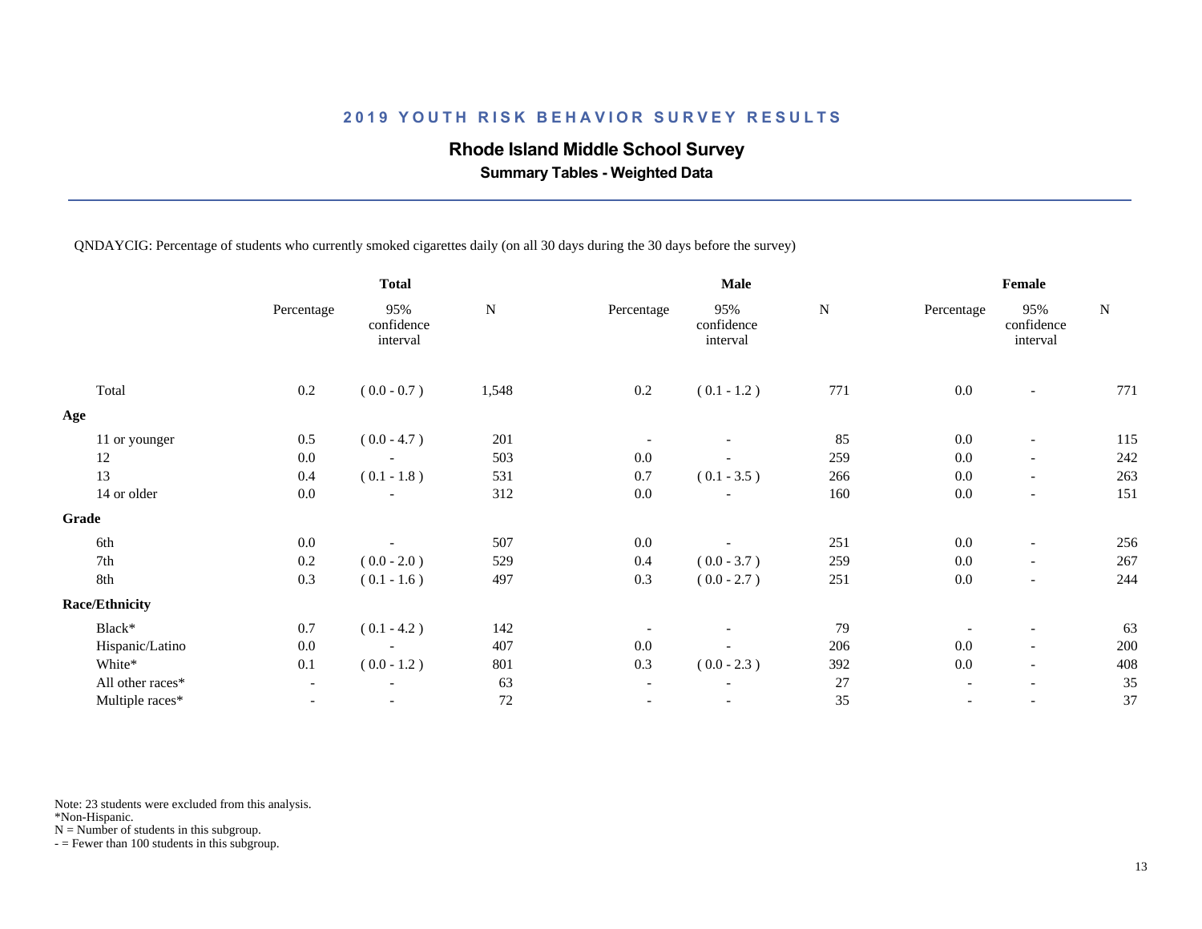## 2019 YOUTH RISK BEHAVIOR SURVEY RESULTS

### Rhode Island Middle School Survey

**Summary Tables - Weighted Data**

QNDAYCIG: Percentage of students who currently smoked cigarettes daily (on all 30 days during the 30 days before the survey)

| | Total | | | Male | | | Female | | |
|---|---|---|---|---|---|---|---|---|---|
| | Percentage | 95% confidence interval | N | Percentage | 95% confidence interval | N | Percentage | 95% confidence interval | N |
| Total | 0.2 | ( 0.0 - 0.7 ) | 1,548 | 0.2 | ( 0.1 - 1.2 ) | 771 | 0.0 | - | 771 |
| **Age** | | | | | | | | | |
| 11 or younger | 0.5 | ( 0.0 - 4.7 ) | 201 | - | - | 85 | 0.0 | - | 115 |
| 12 | 0.0 | - | 503 | 0.0 | - | 259 | 0.0 | - | 242 |
| 13 | 0.4 | ( 0.1 - 1.8 ) | 531 | 0.7 | ( 0.1 - 3.5 ) | 266 | 0.0 | - | 263 |
| 14 or older | 0.0 | - | 312 | 0.0 | - | 160 | 0.0 | - | 151 |
| **Grade** | | | | | | | | | |
| 6th | 0.0 | - | 507 | 0.0 | - | 251 | 0.0 | - | 256 |
| 7th | 0.2 | ( 0.0 - 2.0 ) | 529 | 0.4 | ( 0.0 - 3.7 ) | 259 | 0.0 | - | 267 |
| 8th | 0.3 | ( 0.1 - 1.6 ) | 497 | 0.3 | ( 0.0 - 2.7 ) | 251 | 0.0 | - | 244 |
| **Race/Ethnicity** | | | | | | | | | |
| Black* | 0.7 | ( 0.1 - 4.2 ) | 142 | - | - | 79 | - | - | 63 |
| Hispanic/Latino | 0.0 | - | 407 | 0.0 | - | 206 | 0.0 | - | 200 |
| White* | 0.1 | ( 0.0 - 1.2 ) | 801 | 0.3 | ( 0.0 - 2.3 ) | 392 | 0.0 | - | 408 |
| All other races* | - | - | 63 | - | - | 27 | - | - | 35 |
| Multiple races* | - | - | 72 | - | - | 35 | - | - | 37 |

Note: 23 students were excluded from this analysis.
*Non-Hispanic.
N = Number of students in this subgroup.
- = Fewer than 100 students in this subgroup.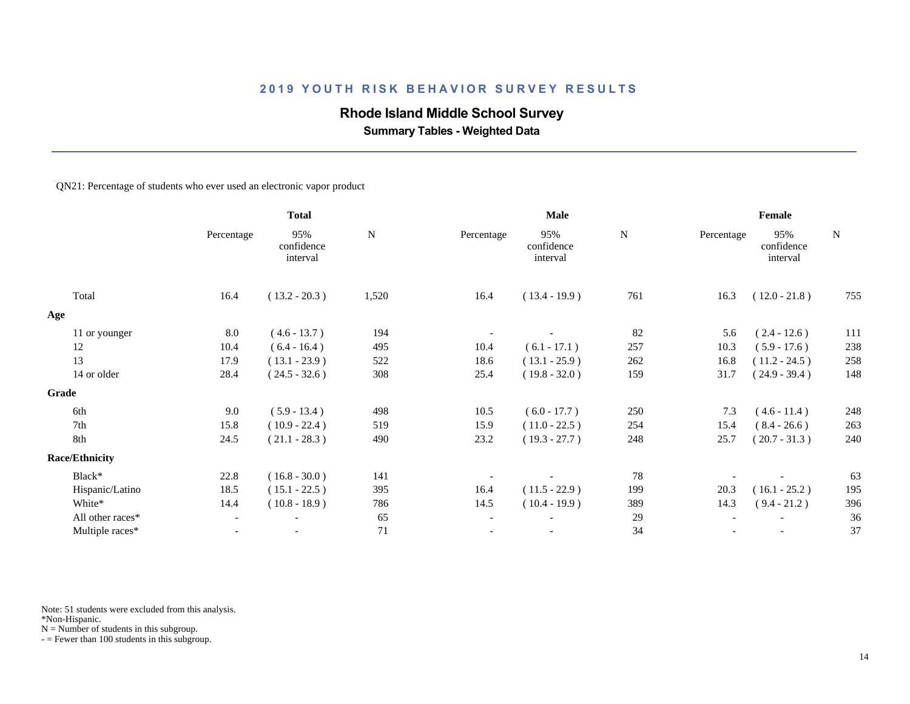## 2019 YOUTH RISK BEHAVIOR SURVEY RESULTS

**Rhode Island Middle School Survey**

**Summary Tables - Weighted Data**

QN21: Percentage of students who ever used an electronic vapor product

| | Total | | | Male | | | Female | | |
|---|---|---|---|---|---|---|---|---|---|
| | Percentage | 95% confidence interval | N | Percentage | 95% confidence interval | N | Percentage | 95% confidence interval | N |
| Total | 16.4 | ( 13.2 - 20.3 ) | 1,520 | 16.4 | ( 13.4 - 19.9 ) | 761 | 16.3 | ( 12.0 - 21.8 ) | 755 |
| **Age** | | | | | | | | | |
| 11 or younger | 8.0 | ( 4.6 - 13.7 ) | 194 | - | - | 82 | 5.6 | ( 2.4 - 12.6 ) | 111 |
| 12 | 10.4 | ( 6.4 - 16.4 ) | 495 | 10.4 | ( 6.1 - 17.1 ) | 257 | 10.3 | ( 5.9 - 17.6 ) | 238 |
| 13 | 17.9 | ( 13.1 - 23.9 ) | 522 | 18.6 | ( 13.1 - 25.9 ) | 262 | 16.8 | ( 11.2 - 24.5 ) | 258 |
| 14 or older | 28.4 | ( 24.5 - 32.6 ) | 308 | 25.4 | ( 19.8 - 32.0 ) | 159 | 31.7 | ( 24.9 - 39.4 ) | 148 |
| **Grade** | | | | | | | | | |
| 6th | 9.0 | ( 5.9 - 13.4 ) | 498 | 10.5 | ( 6.0 - 17.7 ) | 250 | 7.3 | ( 4.6 - 11.4 ) | 248 |
| 7th | 15.8 | ( 10.9 - 22.4 ) | 519 | 15.9 | ( 11.0 - 22.5 ) | 254 | 15.4 | ( 8.4 - 26.6 ) | 263 |
| 8th | 24.5 | ( 21.1 - 28.3 ) | 490 | 23.2 | ( 19.3 - 27.7 ) | 248 | 25.7 | ( 20.7 - 31.3 ) | 240 |
| **Race/Ethnicity** | | | | | | | | | |
| Black* | 22.8 | ( 16.8 - 30.0 ) | 141 | - | - | 78 | - | - | 63 |
| Hispanic/Latino | 18.5 | ( 15.1 - 22.5 ) | 395 | 16.4 | ( 11.5 - 22.9 ) | 199 | 20.3 | ( 16.1 - 25.2 ) | 195 |
| White* | 14.4 | ( 10.8 - 18.9 ) | 786 | 14.5 | ( 10.4 - 19.9 ) | 389 | 14.3 | ( 9.4 - 21.2 ) | 396 |
| All other races* | - | - | 65 | - | - | 29 | - | - | 36 |
| Multiple races* | - | - | 71 | - | - | 34 | - | - | 37 |

Note: 51 students were excluded from this analysis.
*Non-Hispanic.
N = Number of students in this subgroup.
- = Fewer than 100 students in this subgroup.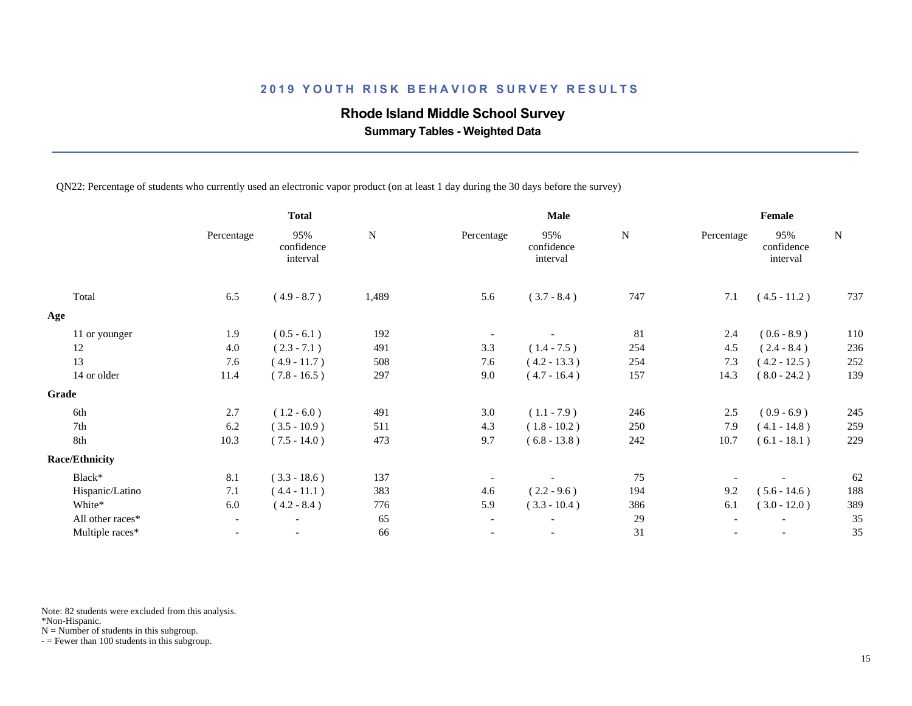## 2019 YOUTH RISK BEHAVIOR SURVEY RESULTS

### Rhode Island Middle School Survey

**Summary Tables - Weighted Data**

QN22: Percentage of students who currently used an electronic vapor product (on at least 1 day during the 30 days before the survey)

| | Total | | | Male | | | Female | | |
|---|---|---|---|---|---|---|---|---|---|
| | Percentage | 95% confidence interval | N | Percentage | 95% confidence interval | N | Percentage | 95% confidence interval | N |
| Total | 6.5 | ( 4.9 - 8.7 ) | 1,489 | 5.6 | ( 3.7 - 8.4 ) | 747 | 7.1 | ( 4.5 - 11.2 ) | 737 |
| **Age** | | | | | | | | | |
| 11 or younger | 1.9 | ( 0.5 - 6.1 ) | 192 | - | - | 81 | 2.4 | ( 0.6 - 8.9 ) | 110 |
| 12 | 4.0 | ( 2.3 - 7.1 ) | 491 | 3.3 | ( 1.4 - 7.5 ) | 254 | 4.5 | ( 2.4 - 8.4 ) | 236 |
| 13 | 7.6 | ( 4.9 - 11.7 ) | 508 | 7.6 | ( 4.2 - 13.3 ) | 254 | 7.3 | ( 4.2 - 12.5 ) | 252 |
| 14 or older | 11.4 | ( 7.8 - 16.5 ) | 297 | 9.0 | ( 4.7 - 16.4 ) | 157 | 14.3 | ( 8.0 - 24.2 ) | 139 |
| **Grade** | | | | | | | | | |
| 6th | 2.7 | ( 1.2 - 6.0 ) | 491 | 3.0 | ( 1.1 - 7.9 ) | 246 | 2.5 | ( 0.9 - 6.9 ) | 245 |
| 7th | 6.2 | ( 3.5 - 10.9 ) | 511 | 4.3 | ( 1.8 - 10.2 ) | 250 | 7.9 | ( 4.1 - 14.8 ) | 259 |
| 8th | 10.3 | ( 7.5 - 14.0 ) | 473 | 9.7 | ( 6.8 - 13.8 ) | 242 | 10.7 | ( 6.1 - 18.1 ) | 229 |
| **Race/Ethnicity** | | | | | | | | | |
| Black* | 8.1 | ( 3.3 - 18.6 ) | 137 | - | - | 75 | - | - | 62 |
| Hispanic/Latino | 7.1 | ( 4.4 - 11.1 ) | 383 | 4.6 | ( 2.2 - 9.6 ) | 194 | 9.2 | ( 5.6 - 14.6 ) | 188 |
| White* | 6.0 | ( 4.2 - 8.4 ) | 776 | 5.9 | ( 3.3 - 10.4 ) | 386 | 6.1 | ( 3.0 - 12.0 ) | 389 |
| All other races* | - | - | 65 | - | - | 29 | - | - | 35 |
| Multiple races* | - | - | 66 | - | - | 31 | - | - | 35 |

Note: 82 students were excluded from this analysis.
*Non-Hispanic.
N = Number of students in this subgroup.
- = Fewer than 100 students in this subgroup.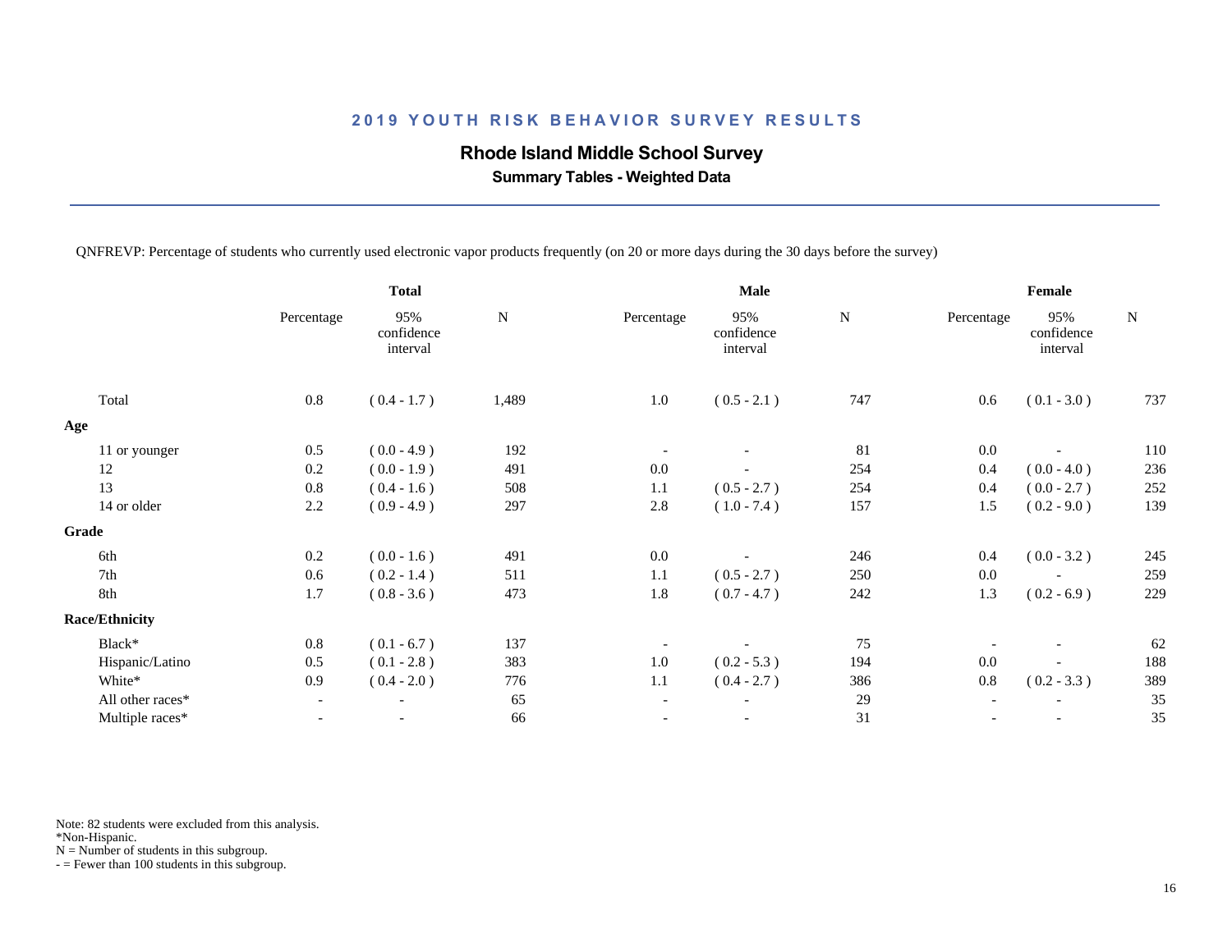## 2019 YOUTH RISK BEHAVIOR SURVEY RESULTS

### Rhode Island Middle School Survey

**Summary Tables - Weighted Data**

QNFREVP: Percentage of students who currently used electronic vapor products frequently (on 20 or more days during the 30 days before the survey)

| | Total | | | Male | | | Female | | |
|---|---|---|---|---|---|---|---|---|---|
| | Percentage | 95% confidence interval | N | Percentage | 95% confidence interval | N | Percentage | 95% confidence interval | N |
| Total | 0.8 | ( 0.4 - 1.7 ) | 1,489 | 1.0 | ( 0.5 - 2.1 ) | 747 | 0.6 | ( 0.1 - 3.0 ) | 737 |
| **Age** | | | | | | | | | |
| 11 or younger | 0.5 | ( 0.0 - 4.9 ) | 192 | - | - | 81 | 0.0 | - | 110 |
| 12 | 0.2 | ( 0.0 - 1.9 ) | 491 | 0.0 | - | 254 | 0.4 | ( 0.0 - 4.0 ) | 236 |
| 13 | 0.8 | ( 0.4 - 1.6 ) | 508 | 1.1 | ( 0.5 - 2.7 ) | 254 | 0.4 | ( 0.0 - 2.7 ) | 252 |
| 14 or older | 2.2 | ( 0.9 - 4.9 ) | 297 | 2.8 | ( 1.0 - 7.4 ) | 157 | 1.5 | ( 0.2 - 9.0 ) | 139 |
| **Grade** | | | | | | | | | |
| 6th | 0.2 | ( 0.0 - 1.6 ) | 491 | 0.0 | - | 246 | 0.4 | ( 0.0 - 3.2 ) | 245 |
| 7th | 0.6 | ( 0.2 - 1.4 ) | 511 | 1.1 | ( 0.5 - 2.7 ) | 250 | 0.0 | - | 259 |
| 8th | 1.7 | ( 0.8 - 3.6 ) | 473 | 1.8 | ( 0.7 - 4.7 ) | 242 | 1.3 | ( 0.2 - 6.9 ) | 229 |
| **Race/Ethnicity** | | | | | | | | | |
| Black* | 0.8 | ( 0.1 - 6.7 ) | 137 | - | - | 75 | - | - | 62 |
| Hispanic/Latino | 0.5 | ( 0.1 - 2.8 ) | 383 | 1.0 | ( 0.2 - 5.3 ) | 194 | 0.0 | - | 188 |
| White* | 0.9 | ( 0.4 - 2.0 ) | 776 | 1.1 | ( 0.4 - 2.7 ) | 386 | 0.8 | ( 0.2 - 3.3 ) | 389 |
| All other races* | - | - | 65 | - | - | 29 | - | - | 35 |
| Multiple races* | - | - | 66 | - | - | 31 | - | - | 35 |

Note: 82 students were excluded from this analysis.
*Non-Hispanic.
N = Number of students in this subgroup.
- = Fewer than 100 students in this subgroup.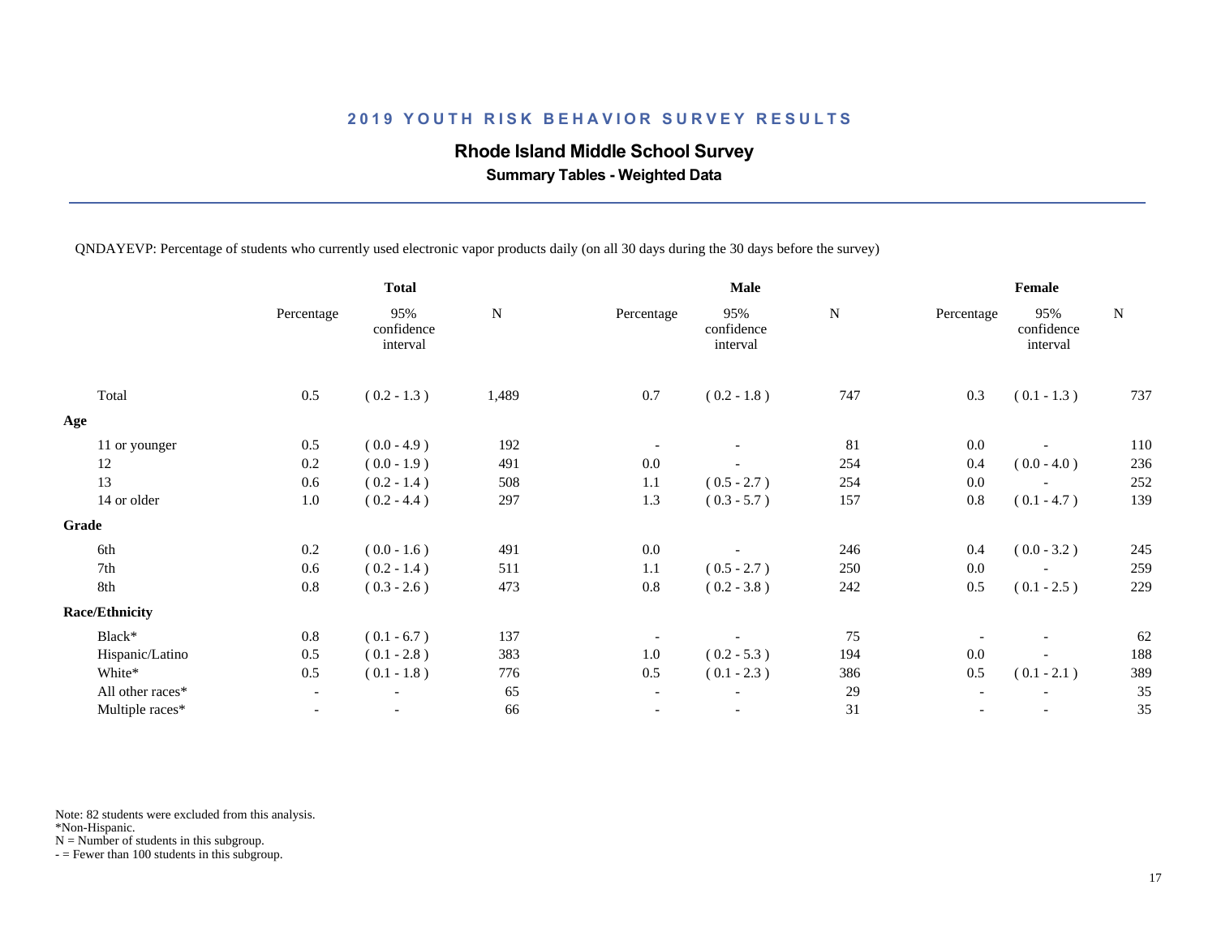## 2019 YOUTH RISK BEHAVIOR SURVEY RESULTS

### Rhode Island Middle School Survey

**Summary Tables - Weighted Data**

QNDAYEVP: Percentage of students who currently used electronic vapor products daily (on all 30 days during the 30 days before the survey)

| | Total | | | Male | | | Female | | |
|---|---|---|---|---|---|---|---|---|---|
| | Percentage | 95% confidence interval | N | Percentage | 95% confidence interval | N | Percentage | 95% confidence interval | N |
| Total | 0.5 | ( 0.2 - 1.3 ) | 1,489 | 0.7 | ( 0.2 - 1.8 ) | 747 | 0.3 | ( 0.1 - 1.3 ) | 737 |
| **Age** | | | | | | | | | |
| 11 or younger | 0.5 | ( 0.0 - 4.9 ) | 192 | - | - | 81 | 0.0 | - | 110 |
| 12 | 0.2 | ( 0.0 - 1.9 ) | 491 | 0.0 | - | 254 | 0.4 | ( 0.0 - 4.0 ) | 236 |
| 13 | 0.6 | ( 0.2 - 1.4 ) | 508 | 1.1 | ( 0.5 - 2.7 ) | 254 | 0.0 | - | 252 |
| 14 or older | 1.0 | ( 0.2 - 4.4 ) | 297 | 1.3 | ( 0.3 - 5.7 ) | 157 | 0.8 | ( 0.1 - 4.7 ) | 139 |
| **Grade** | | | | | | | | | |
| 6th | 0.2 | ( 0.0 - 1.6 ) | 491 | 0.0 | - | 246 | 0.4 | ( 0.0 - 3.2 ) | 245 |
| 7th | 0.6 | ( 0.2 - 1.4 ) | 511 | 1.1 | ( 0.5 - 2.7 ) | 250 | 0.0 | - | 259 |
| 8th | 0.8 | ( 0.3 - 2.6 ) | 473 | 0.8 | ( 0.2 - 3.8 ) | 242 | 0.5 | ( 0.1 - 2.5 ) | 229 |
| **Race/Ethnicity** | | | | | | | | | |
| Black* | 0.8 | ( 0.1 - 6.7 ) | 137 | - | - | 75 | - | - | 62 |
| Hispanic/Latino | 0.5 | ( 0.1 - 2.8 ) | 383 | 1.0 | ( 0.2 - 5.3 ) | 194 | 0.0 | - | 188 |
| White* | 0.5 | ( 0.1 - 1.8 ) | 776 | 0.5 | ( 0.1 - 2.3 ) | 386 | 0.5 | ( 0.1 - 2.1 ) | 389 |
| All other races* | - | - | 65 | - | - | 29 | - | - | 35 |
| Multiple races* | - | - | 66 | - | - | 31 | - | - | 35 |

Note: 82 students were excluded from this analysis.
*Non-Hispanic.
N = Number of students in this subgroup.
- = Fewer than 100 students in this subgroup.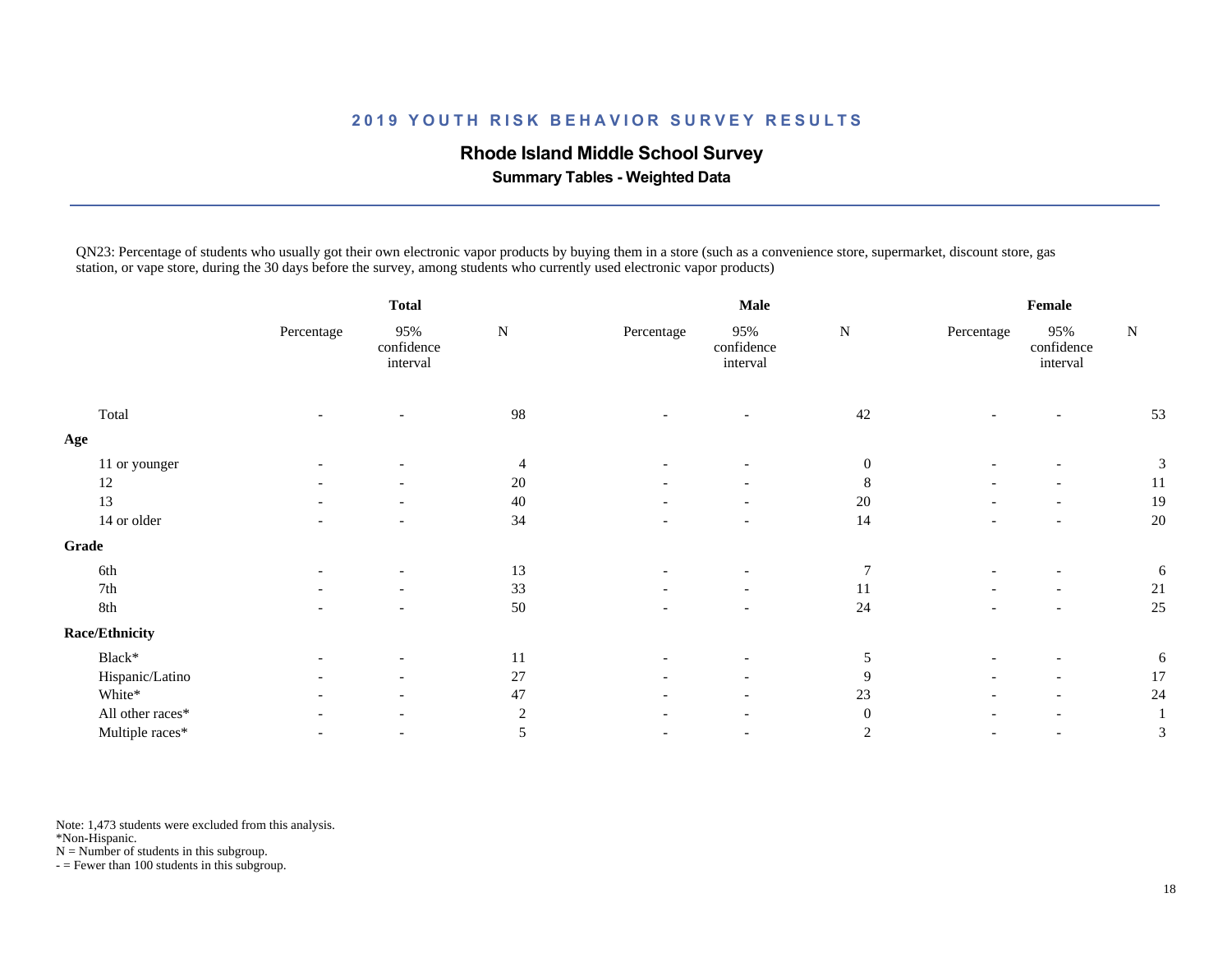## 2019 YOUTH RISK BEHAVIOR SURVEY RESULTS

### Rhode Island Middle School Survey

**Summary Tables - Weighted Data**

QN23: Percentage of students who usually got their own electronic vapor products by buying them in a store (such as a convenience store, supermarket, discount store, gas station, or vape store, during the 30 days before the survey, among students who currently used electronic vapor products)

| | Total | | | Male | | | Female | | |
|---|---|---|---|---|---|---|---|---|---|
| | Percentage | 95% confidence interval | N | Percentage | 95% confidence interval | N | Percentage | 95% confidence interval | N |
| Total | - | - | 98 | - | - | 42 | - | - | 53 |
| **Age** | | | | | | | | | |
| 11 or younger | - | - | 4 | - | - | 0 | - | - | 3 |
| 12 | - | - | 20 | - | - | 8 | - | - | 11 |
| 13 | - | - | 40 | - | - | 20 | - | - | 19 |
| 14 or older | - | - | 34 | - | - | 14 | - | - | 20 |
| **Grade** | | | | | | | | | |
| 6th | - | - | 13 | - | - | 7 | - | - | 6 |
| 7th | - | - | 33 | - | - | 11 | - | - | 21 |
| 8th | - | - | 50 | - | - | 24 | - | - | 25 |
| **Race/Ethnicity** | | | | | | | | | |
| Black* | - | - | 11 | - | - | 5 | - | - | 6 |
| Hispanic/Latino | - | - | 27 | - | - | 9 | - | - | 17 |
| White* | - | - | 47 | - | - | 23 | - | - | 24 |
| All other races* | - | - | 2 | - | - | 0 | - | - | 1 |
| Multiple races* | - | - | 5 | - | - | 2 | - | - | 3 |

Note: 1,473 students were excluded from this analysis.
*Non-Hispanic.
N = Number of students in this subgroup.
- = Fewer than 100 students in this subgroup.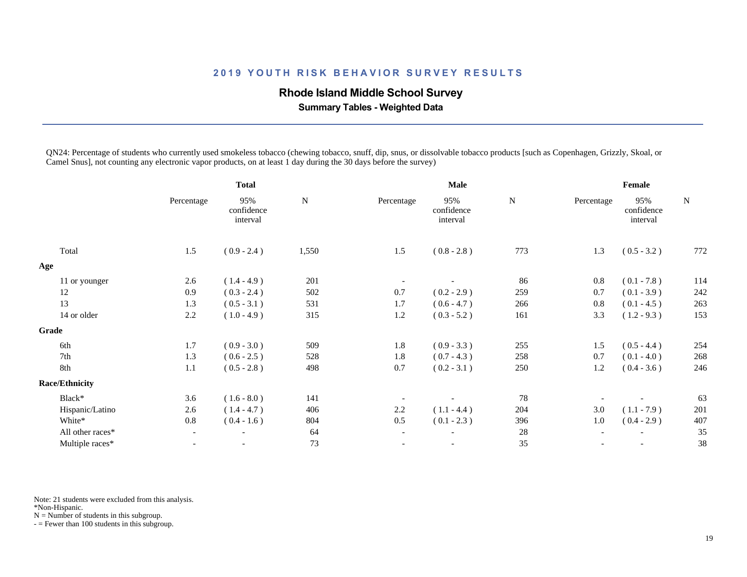## 2019 YOUTH RISK BEHAVIOR SURVEY RESULTS

### Rhode Island Middle School Survey

**Summary Tables - Weighted Data**

QN24: Percentage of students who currently used smokeless tobacco (chewing tobacco, snuff, dip, snus, or dissolvable tobacco products [such as Copenhagen, Grizzly, Skoal, or Camel Snus], not counting any electronic vapor products, on at least 1 day during the 30 days before the survey)

| | Total | | | Male | | | Female | | |
|---|---|---|---|---|---|---|---|---|---|
| | Percentage | 95% confidence interval | N | Percentage | 95% confidence interval | N | Percentage | 95% confidence interval | N |
| Total | 1.5 | ( 0.9 - 2.4 ) | 1,550 | 1.5 | ( 0.8 - 2.8 ) | 773 | 1.3 | ( 0.5 - 3.2 ) | 772 |
| **Age** | | | | | | | | | |
| 11 or younger | 2.6 | ( 1.4 - 4.9 ) | 201 | - | - | 86 | 0.8 | ( 0.1 - 7.8 ) | 114 |
| 12 | 0.9 | ( 0.3 - 2.4 ) | 502 | 0.7 | ( 0.2 - 2.9 ) | 259 | 0.7 | ( 0.1 - 3.9 ) | 242 |
| 13 | 1.3 | ( 0.5 - 3.1 ) | 531 | 1.7 | ( 0.6 - 4.7 ) | 266 | 0.8 | ( 0.1 - 4.5 ) | 263 |
| 14 or older | 2.2 | ( 1.0 - 4.9 ) | 315 | 1.2 | ( 0.3 - 5.2 ) | 161 | 3.3 | ( 1.2 - 9.3 ) | 153 |
| **Grade** | | | | | | | | | |
| 6th | 1.7 | ( 0.9 - 3.0 ) | 509 | 1.8 | ( 0.9 - 3.3 ) | 255 | 1.5 | ( 0.5 - 4.4 ) | 254 |
| 7th | 1.3 | ( 0.6 - 2.5 ) | 528 | 1.8 | ( 0.7 - 4.3 ) | 258 | 0.7 | ( 0.1 - 4.0 ) | 268 |
| 8th | 1.1 | ( 0.5 - 2.8 ) | 498 | 0.7 | ( 0.2 - 3.1 ) | 250 | 1.2 | ( 0.4 - 3.6 ) | 246 |
| **Race/Ethnicity** | | | | | | | | | |
| Black* | 3.6 | ( 1.6 - 8.0 ) | 141 | - | - | 78 | - | - | 63 |
| Hispanic/Latino | 2.6 | ( 1.4 - 4.7 ) | 406 | 2.2 | ( 1.1 - 4.4 ) | 204 | 3.0 | ( 1.1 - 7.9 ) | 201 |
| White* | 0.8 | ( 0.4 - 1.6 ) | 804 | 0.5 | ( 0.1 - 2.3 ) | 396 | 1.0 | ( 0.4 - 2.9 ) | 407 |
| All other races* | - | - | 64 | - | - | 28 | - | - | 35 |
| Multiple races* | - | - | 73 | - | - | 35 | - | - | 38 |

Note: 21 students were excluded from this analysis.
*Non-Hispanic.
N = Number of students in this subgroup.
- = Fewer than 100 students in this subgroup.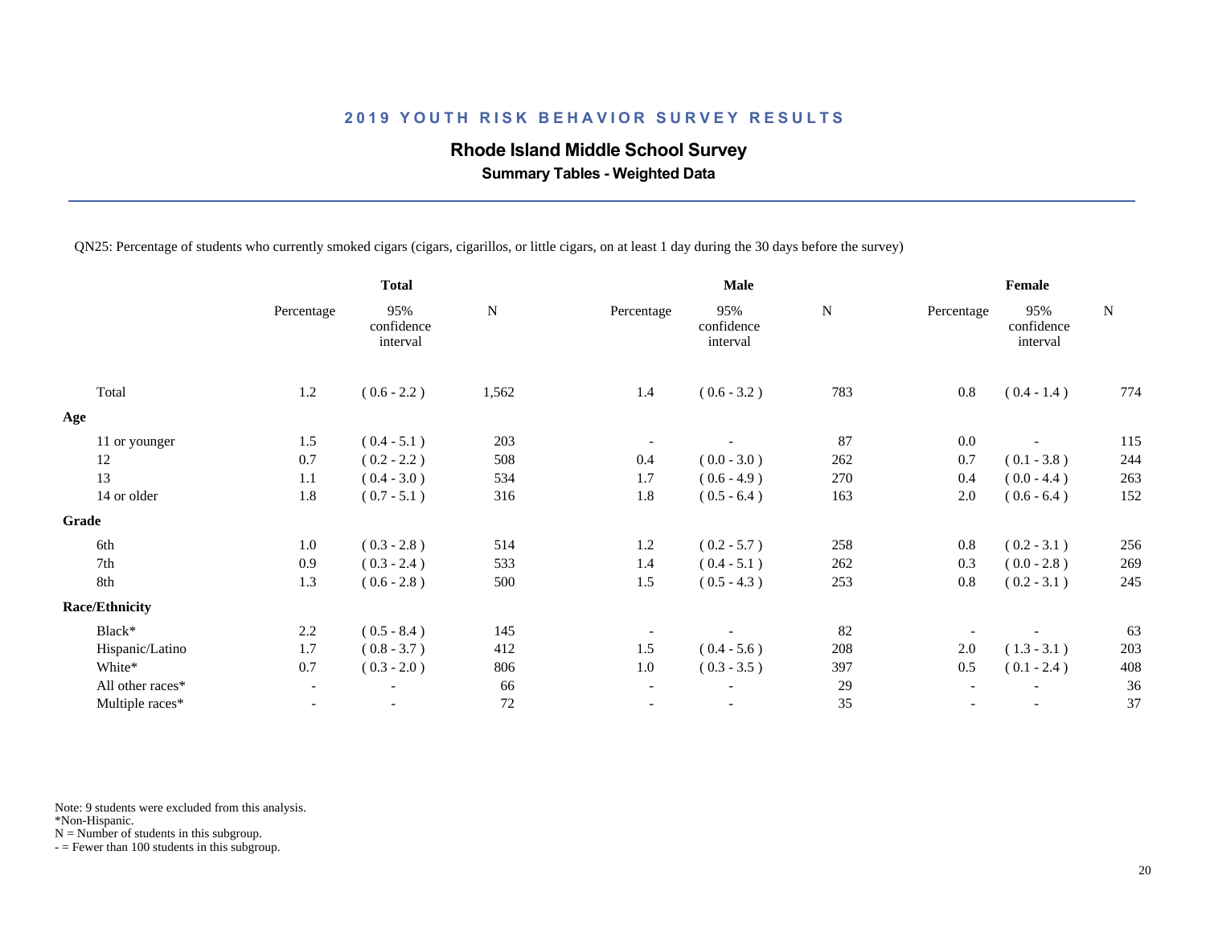## 2019 YOUTH RISK BEHAVIOR SURVEY RESULTS

### Rhode Island Middle School Survey

**Summary Tables - Weighted Data**

QN25: Percentage of students who currently smoked cigars (cigars, cigarillos, or little cigars, on at least 1 day during the 30 days before the survey)

| | Total | | | Male | | | Female | | |
|---|---|---|---|---|---|---|---|---|---|
| | Percentage | 95% confidence interval | N | Percentage | 95% confidence interval | N | Percentage | 95% confidence interval | N |
| Total | 1.2 | ( 0.6 - 2.2 ) | 1,562 | 1.4 | ( 0.6 - 3.2 ) | 783 | 0.8 | ( 0.4 - 1.4 ) | 774 |
| **Age** | | | | | | | | | |
| 11 or younger | 1.5 | ( 0.4 - 5.1 ) | 203 | - | - | 87 | 0.0 | - | 115 |
| 12 | 0.7 | ( 0.2 - 2.2 ) | 508 | 0.4 | ( 0.0 - 3.0 ) | 262 | 0.7 | ( 0.1 - 3.8 ) | 244 |
| 13 | 1.1 | ( 0.4 - 3.0 ) | 534 | 1.7 | ( 0.6 - 4.9 ) | 270 | 0.4 | ( 0.0 - 4.4 ) | 263 |
| 14 or older | 1.8 | ( 0.7 - 5.1 ) | 316 | 1.8 | ( 0.5 - 6.4 ) | 163 | 2.0 | ( 0.6 - 6.4 ) | 152 |
| **Grade** | | | | | | | | | |
| 6th | 1.0 | ( 0.3 - 2.8 ) | 514 | 1.2 | ( 0.2 - 5.7 ) | 258 | 0.8 | ( 0.2 - 3.1 ) | 256 |
| 7th | 0.9 | ( 0.3 - 2.4 ) | 533 | 1.4 | ( 0.4 - 5.1 ) | 262 | 0.3 | ( 0.0 - 2.8 ) | 269 |
| 8th | 1.3 | ( 0.6 - 2.8 ) | 500 | 1.5 | ( 0.5 - 4.3 ) | 253 | 0.8 | ( 0.2 - 3.1 ) | 245 |
| **Race/Ethnicity** | | | | | | | | | |
| Black* | 2.2 | ( 0.5 - 8.4 ) | 145 | - | - | 82 | - | - | 63 |
| Hispanic/Latino | 1.7 | ( 0.8 - 3.7 ) | 412 | 1.5 | ( 0.4 - 5.6 ) | 208 | 2.0 | ( 1.3 - 3.1 ) | 203 |
| White* | 0.7 | ( 0.3 - 2.0 ) | 806 | 1.0 | ( 0.3 - 3.5 ) | 397 | 0.5 | ( 0.1 - 2.4 ) | 408 |
| All other races* | - | - | 66 | - | - | 29 | - | - | 36 |
| Multiple races* | - | - | 72 | - | - | 35 | - | - | 37 |

Note: 9 students were excluded from this analysis.
*Non-Hispanic.
N = Number of students in this subgroup.
- = Fewer than 100 students in this subgroup.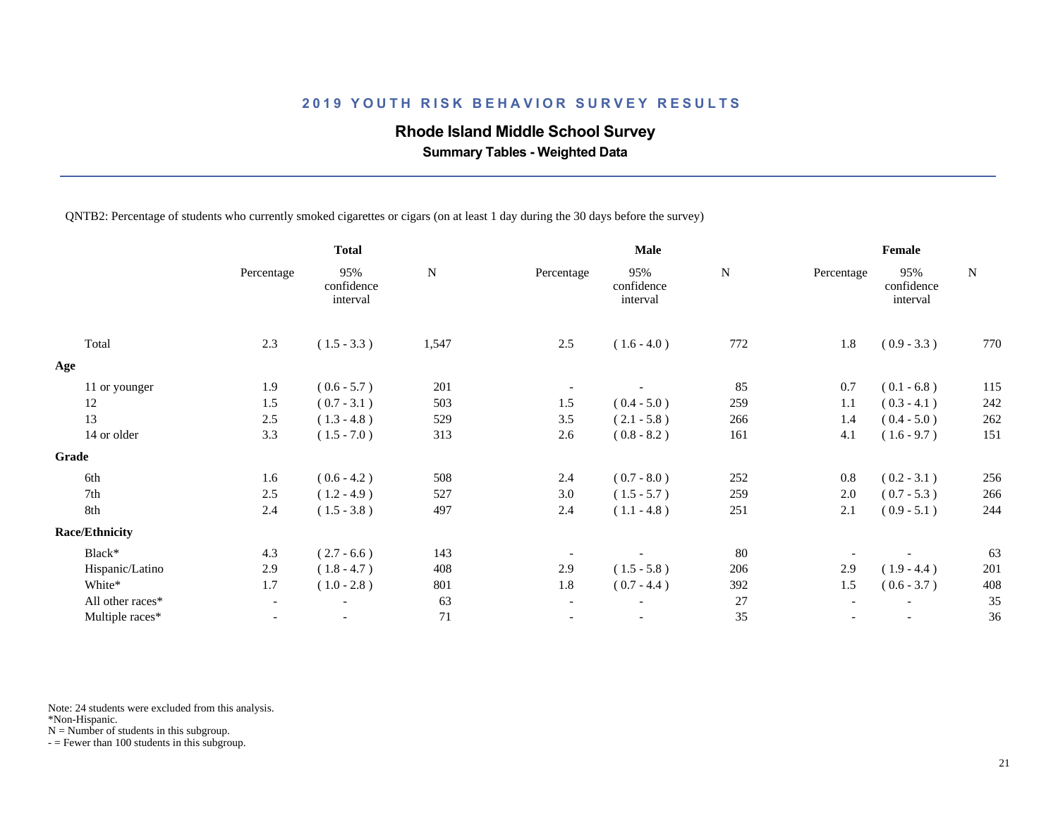## 2019 YOUTH RISK BEHAVIOR SURVEY RESULTS

### Rhode Island Middle School Survey

**Summary Tables - Weighted Data**

QNTB2: Percentage of students who currently smoked cigarettes or cigars (on at least 1 day during the 30 days before the survey)

| | Total | | | Male | | | Female | | |
|---|---|---|---|---|---|---|---|---|---|
| | Percentage | 95% confidence interval | N | Percentage | 95% confidence interval | N | Percentage | 95% confidence interval | N |
| Total | 2.3 | ( 1.5 - 3.3 ) | 1,547 | 2.5 | ( 1.6 - 4.0 ) | 772 | 1.8 | ( 0.9 - 3.3 ) | 770 |
| **Age** | | | | | | | | | |
| 11 or younger | 1.9 | ( 0.6 - 5.7 ) | 201 | - | - | 85 | 0.7 | ( 0.1 - 6.8 ) | 115 |
| 12 | 1.5 | ( 0.7 - 3.1 ) | 503 | 1.5 | ( 0.4 - 5.0 ) | 259 | 1.1 | ( 0.3 - 4.1 ) | 242 |
| 13 | 2.5 | ( 1.3 - 4.8 ) | 529 | 3.5 | ( 2.1 - 5.8 ) | 266 | 1.4 | ( 0.4 - 5.0 ) | 262 |
| 14 or older | 3.3 | ( 1.5 - 7.0 ) | 313 | 2.6 | ( 0.8 - 8.2 ) | 161 | 4.1 | ( 1.6 - 9.7 ) | 151 |
| **Grade** | | | | | | | | | |
| 6th | 1.6 | ( 0.6 - 4.2 ) | 508 | 2.4 | ( 0.7 - 8.0 ) | 252 | 0.8 | ( 0.2 - 3.1 ) | 256 |
| 7th | 2.5 | ( 1.2 - 4.9 ) | 527 | 3.0 | ( 1.5 - 5.7 ) | 259 | 2.0 | ( 0.7 - 5.3 ) | 266 |
| 8th | 2.4 | ( 1.5 - 3.8 ) | 497 | 2.4 | ( 1.1 - 4.8 ) | 251 | 2.1 | ( 0.9 - 5.1 ) | 244 |
| **Race/Ethnicity** | | | | | | | | | |
| Black* | 4.3 | ( 2.7 - 6.6 ) | 143 | - | - | 80 | - | - | 63 |
| Hispanic/Latino | 2.9 | ( 1.8 - 4.7 ) | 408 | 2.9 | ( 1.5 - 5.8 ) | 206 | 2.9 | ( 1.9 - 4.4 ) | 201 |
| White* | 1.7 | ( 1.0 - 2.8 ) | 801 | 1.8 | ( 0.7 - 4.4 ) | 392 | 1.5 | ( 0.6 - 3.7 ) | 408 |
| All other races* | - | - | 63 | - | - | 27 | - | - | 35 |
| Multiple races* | - | - | 71 | - | - | 35 | - | - | 36 |

Note: 24 students were excluded from this analysis.
*Non-Hispanic.
N = Number of students in this subgroup.
- = Fewer than 100 students in this subgroup.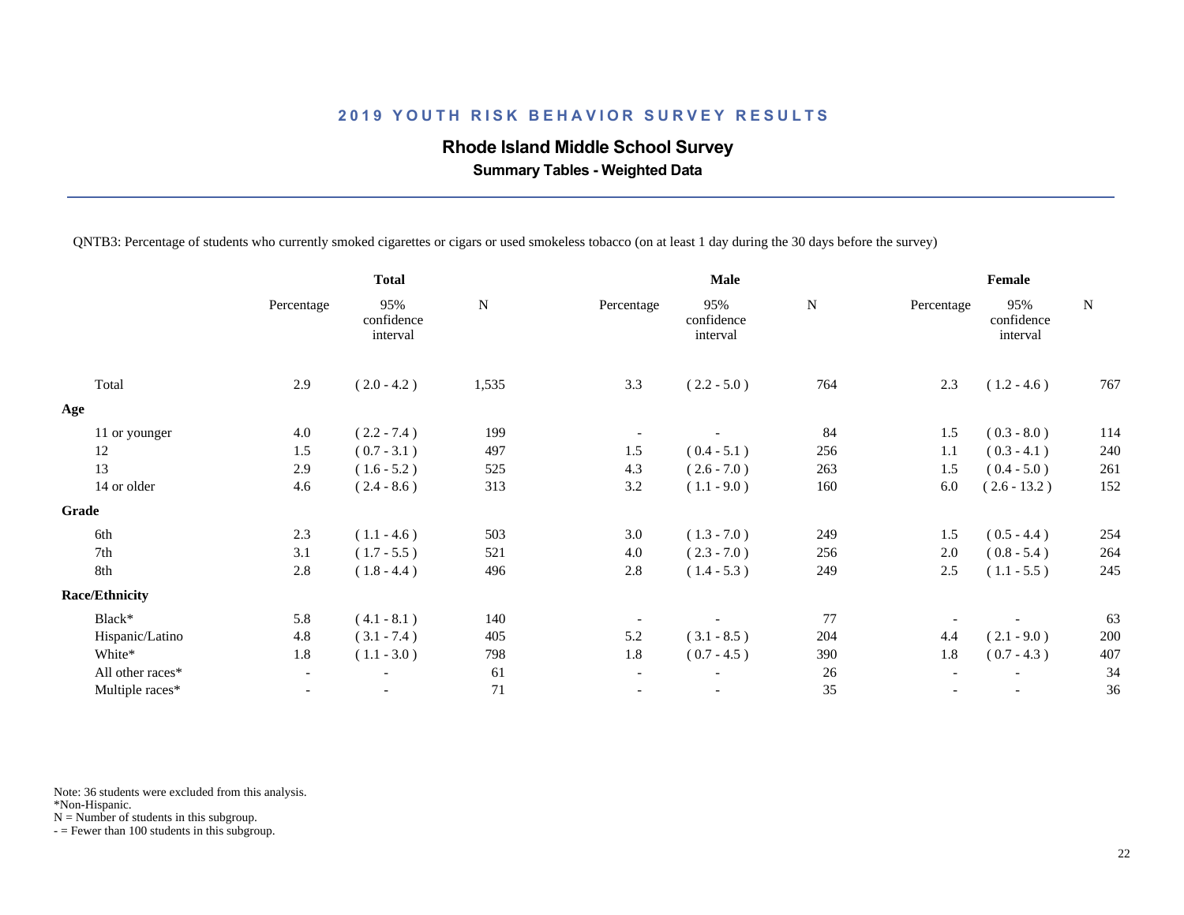## 2019 YOUTH RISK BEHAVIOR SURVEY RESULTS

### Rhode Island Middle School Survey

**Summary Tables - Weighted Data**

QNTB3: Percentage of students who currently smoked cigarettes or cigars or used smokeless tobacco (on at least 1 day during the 30 days before the survey)

| | Total | | | Male | | | Female | | |
|---|---|---|---|---|---|---|---|---|---|
| | Percentage | 95% confidence interval | N | Percentage | 95% confidence interval | N | Percentage | 95% confidence interval | N |
| Total | 2.9 | ( 2.0 - 4.2 ) | 1,535 | 3.3 | ( 2.2 - 5.0 ) | 764 | 2.3 | ( 1.2 - 4.6 ) | 767 |
| **Age** | | | | | | | | | |
| 11 or younger | 4.0 | ( 2.2 - 7.4 ) | 199 | - | - | 84 | 1.5 | ( 0.3 - 8.0 ) | 114 |
| 12 | 1.5 | ( 0.7 - 3.1 ) | 497 | 1.5 | ( 0.4 - 5.1 ) | 256 | 1.1 | ( 0.3 - 4.1 ) | 240 |
| 13 | 2.9 | ( 1.6 - 5.2 ) | 525 | 4.3 | ( 2.6 - 7.0 ) | 263 | 1.5 | ( 0.4 - 5.0 ) | 261 |
| 14 or older | 4.6 | ( 2.4 - 8.6 ) | 313 | 3.2 | ( 1.1 - 9.0 ) | 160 | 6.0 | ( 2.6 - 13.2 ) | 152 |
| **Grade** | | | | | | | | | |
| 6th | 2.3 | ( 1.1 - 4.6 ) | 503 | 3.0 | ( 1.3 - 7.0 ) | 249 | 1.5 | ( 0.5 - 4.4 ) | 254 |
| 7th | 3.1 | ( 1.7 - 5.5 ) | 521 | 4.0 | ( 2.3 - 7.0 ) | 256 | 2.0 | ( 0.8 - 5.4 ) | 264 |
| 8th | 2.8 | ( 1.8 - 4.4 ) | 496 | 2.8 | ( 1.4 - 5.3 ) | 249 | 2.5 | ( 1.1 - 5.5 ) | 245 |
| **Race/Ethnicity** | | | | | | | | | |
| Black* | 5.8 | ( 4.1 - 8.1 ) | 140 | - | - | 77 | - | - | 63 |
| Hispanic/Latino | 4.8 | ( 3.1 - 7.4 ) | 405 | 5.2 | ( 3.1 - 8.5 ) | 204 | 4.4 | ( 2.1 - 9.0 ) | 200 |
| White* | 1.8 | ( 1.1 - 3.0 ) | 798 | 1.8 | ( 0.7 - 4.5 ) | 390 | 1.8 | ( 0.7 - 4.3 ) | 407 |
| All other races* | - | - | 61 | - | - | 26 | - | - | 34 |
| Multiple races* | - | - | 71 | - | - | 35 | - | - | 36 |

Note: 36 students were excluded from this analysis.
*Non-Hispanic.
N = Number of students in this subgroup.
- = Fewer than 100 students in this subgroup.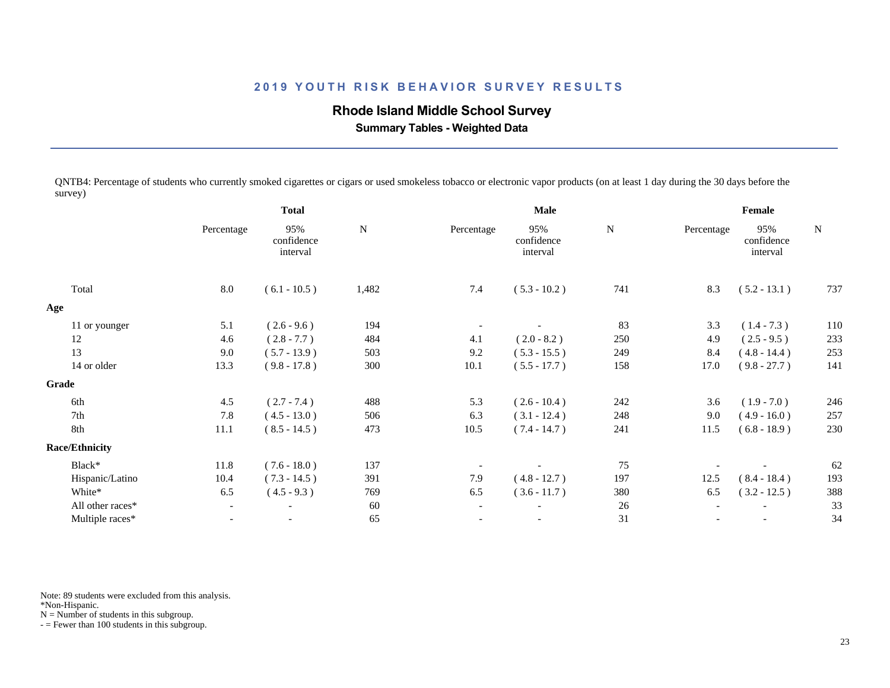## 2019 YOUTH RISK BEHAVIOR SURVEY RESULTS

### Rhode Island Middle School Survey

**Summary Tables - Weighted Data**

QNTB4: Percentage of students who currently smoked cigarettes or cigars or used smokeless tobacco or electronic vapor products (on at least 1 day during the 30 days before the survey)

| | Total | | | Male | | | Female | | |
|---|---|---|---|---|---|---|---|---|---|
| | Percentage | 95% confidence interval | N | Percentage | 95% confidence interval | N | Percentage | 95% confidence interval | N |
| Total | 8.0 | ( 6.1 - 10.5 ) | 1,482 | 7.4 | ( 5.3 - 10.2 ) | 741 | 8.3 | ( 5.2 - 13.1 ) | 737 |
| **Age** | | | | | | | | | |
| 11 or younger | 5.1 | ( 2.6 - 9.6 ) | 194 | - | - | 83 | 3.3 | ( 1.4 - 7.3 ) | 110 |
| 12 | 4.6 | ( 2.8 - 7.7 ) | 484 | 4.1 | ( 2.0 - 8.2 ) | 250 | 4.9 | ( 2.5 - 9.5 ) | 233 |
| 13 | 9.0 | ( 5.7 - 13.9 ) | 503 | 9.2 | ( 5.3 - 15.5 ) | 249 | 8.4 | ( 4.8 - 14.4 ) | 253 |
| 14 or older | 13.3 | ( 9.8 - 17.8 ) | 300 | 10.1 | ( 5.5 - 17.7 ) | 158 | 17.0 | ( 9.8 - 27.7 ) | 141 |
| **Grade** | | | | | | | | | |
| 6th | 4.5 | ( 2.7 - 7.4 ) | 488 | 5.3 | ( 2.6 - 10.4 ) | 242 | 3.6 | ( 1.9 - 7.0 ) | 246 |
| 7th | 7.8 | ( 4.5 - 13.0 ) | 506 | 6.3 | ( 3.1 - 12.4 ) | 248 | 9.0 | ( 4.9 - 16.0 ) | 257 |
| 8th | 11.1 | ( 8.5 - 14.5 ) | 473 | 10.5 | ( 7.4 - 14.7 ) | 241 | 11.5 | ( 6.8 - 18.9 ) | 230 |
| **Race/Ethnicity** | | | | | | | | | |
| Black* | 11.8 | ( 7.6 - 18.0 ) | 137 | - | - | 75 | - | - | 62 |
| Hispanic/Latino | 10.4 | ( 7.3 - 14.5 ) | 391 | 7.9 | ( 4.8 - 12.7 ) | 197 | 12.5 | ( 8.4 - 18.4 ) | 193 |
| White* | 6.5 | ( 4.5 - 9.3 ) | 769 | 6.5 | ( 3.6 - 11.7 ) | 380 | 6.5 | ( 3.2 - 12.5 ) | 388 |
| All other races* | - | - | 60 | - | - | 26 | - | - | 33 |
| Multiple races* | - | - | 65 | - | - | 31 | - | - | 34 |

Note: 89 students were excluded from this analysis.
*Non-Hispanic.
N = Number of students in this subgroup.
- = Fewer than 100 students in this subgroup.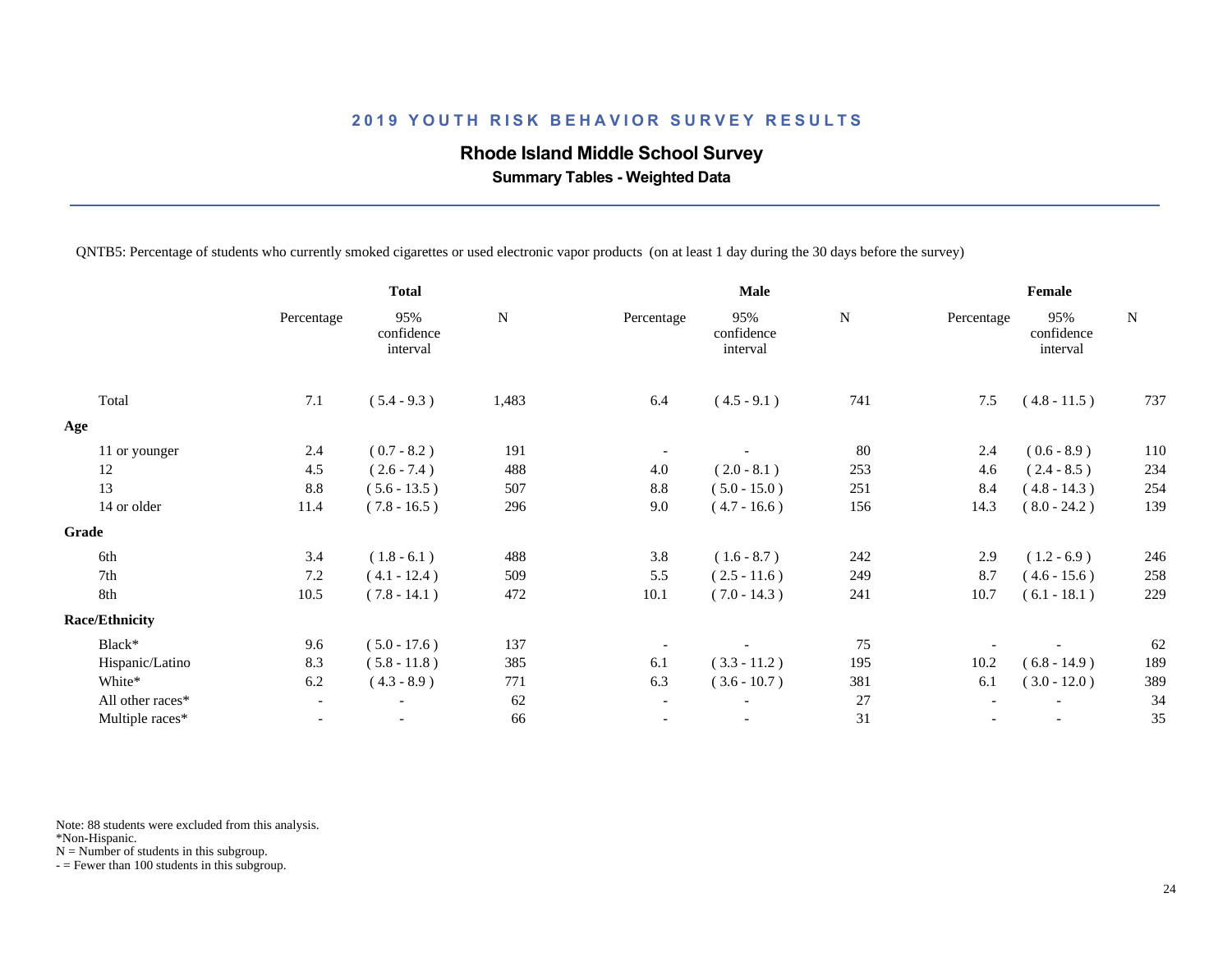## 2019 YOUTH RISK BEHAVIOR SURVEY RESULTS

### Rhode Island Middle School Survey

**Summary Tables - Weighted Data**

QNTB5: Percentage of students who currently smoked cigarettes or used electronic vapor products (on at least 1 day during the 30 days before the survey)

| | Total | | | Male | | | Female | | |
|---|---|---|---|---|---|---|---|---|---|
| | Percentage | 95% confidence interval | N | Percentage | 95% confidence interval | N | Percentage | 95% confidence interval | N |
| Total | 7.1 | ( 5.4 - 9.3 ) | 1,483 | 6.4 | ( 4.5 - 9.1 ) | 741 | 7.5 | ( 4.8 - 11.5 ) | 737 |
| **Age** | | | | | | | | | |
| 11 or younger | 2.4 | ( 0.7 - 8.2 ) | 191 | - | - | 80 | 2.4 | ( 0.6 - 8.9 ) | 110 |
| 12 | 4.5 | ( 2.6 - 7.4 ) | 488 | 4.0 | ( 2.0 - 8.1 ) | 253 | 4.6 | ( 2.4 - 8.5 ) | 234 |
| 13 | 8.8 | ( 5.6 - 13.5 ) | 507 | 8.8 | ( 5.0 - 15.0 ) | 251 | 8.4 | ( 4.8 - 14.3 ) | 254 |
| 14 or older | 11.4 | ( 7.8 - 16.5 ) | 296 | 9.0 | ( 4.7 - 16.6 ) | 156 | 14.3 | ( 8.0 - 24.2 ) | 139 |
| **Grade** | | | | | | | | | |
| 6th | 3.4 | ( 1.8 - 6.1 ) | 488 | 3.8 | ( 1.6 - 8.7 ) | 242 | 2.9 | ( 1.2 - 6.9 ) | 246 |
| 7th | 7.2 | ( 4.1 - 12.4 ) | 509 | 5.5 | ( 2.5 - 11.6 ) | 249 | 8.7 | ( 4.6 - 15.6 ) | 258 |
| 8th | 10.5 | ( 7.8 - 14.1 ) | 472 | 10.1 | ( 7.0 - 14.3 ) | 241 | 10.7 | ( 6.1 - 18.1 ) | 229 |
| **Race/Ethnicity** | | | | | | | | | |
| Black* | 9.6 | ( 5.0 - 17.6 ) | 137 | - | - | 75 | - | - | 62 |
| Hispanic/Latino | 8.3 | ( 5.8 - 11.8 ) | 385 | 6.1 | ( 3.3 - 11.2 ) | 195 | 10.2 | ( 6.8 - 14.9 ) | 189 |
| White* | 6.2 | ( 4.3 - 8.9 ) | 771 | 6.3 | ( 3.6 - 10.7 ) | 381 | 6.1 | ( 3.0 - 12.0 ) | 389 |
| All other races* | - | - | 62 | - | - | 27 | - | - | 34 |
| Multiple races* | - | - | 66 | - | - | 31 | - | - | 35 |

Note: 88 students were excluded from this analysis.
*Non-Hispanic.
N = Number of students in this subgroup.
- = Fewer than 100 students in this subgroup.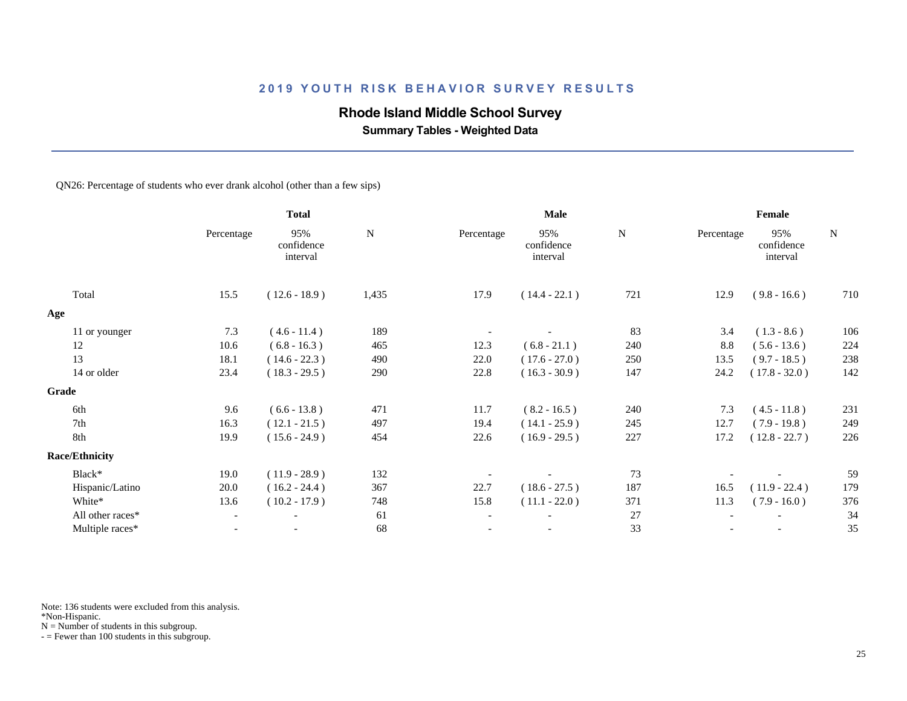## 2019 YOUTH RISK BEHAVIOR SURVEY RESULTS

### Rhode Island Middle School Survey

**Summary Tables - Weighted Data**

QN26: Percentage of students who ever drank alcohol (other than a few sips)

| | Total | | | Male | | | Female | | |
|---|---|---|---|---|---|---|---|---|---|
| | Percentage | 95% confidence interval | N | Percentage | 95% confidence interval | N | Percentage | 95% confidence interval | N |
| Total | 15.5 | ( 12.6 - 18.9 ) | 1,435 | 17.9 | ( 14.4 - 22.1 ) | 721 | 12.9 | ( 9.8 - 16.6 ) | 710 |
| **Age** | | | | | | | | | |
| 11 or younger | 7.3 | ( 4.6 - 11.4 ) | 189 | - | - | 83 | 3.4 | ( 1.3 - 8.6 ) | 106 |
| 12 | 10.6 | ( 6.8 - 16.3 ) | 465 | 12.3 | ( 6.8 - 21.1 ) | 240 | 8.8 | ( 5.6 - 13.6 ) | 224 |
| 13 | 18.1 | ( 14.6 - 22.3 ) | 490 | 22.0 | ( 17.6 - 27.0 ) | 250 | 13.5 | ( 9.7 - 18.5 ) | 238 |
| 14 or older | 23.4 | ( 18.3 - 29.5 ) | 290 | 22.8 | ( 16.3 - 30.9 ) | 147 | 24.2 | ( 17.8 - 32.0 ) | 142 |
| **Grade** | | | | | | | | | |
| 6th | 9.6 | ( 6.6 - 13.8 ) | 471 | 11.7 | ( 8.2 - 16.5 ) | 240 | 7.3 | ( 4.5 - 11.8 ) | 231 |
| 7th | 16.3 | ( 12.1 - 21.5 ) | 497 | 19.4 | ( 14.1 - 25.9 ) | 245 | 12.7 | ( 7.9 - 19.8 ) | 249 |
| 8th | 19.9 | ( 15.6 - 24.9 ) | 454 | 22.6 | ( 16.9 - 29.5 ) | 227 | 17.2 | ( 12.8 - 22.7 ) | 226 |
| **Race/Ethnicity** | | | | | | | | | |
| Black* | 19.0 | ( 11.9 - 28.9 ) | 132 | - | - | 73 | - | - | 59 |
| Hispanic/Latino | 20.0 | ( 16.2 - 24.4 ) | 367 | 22.7 | ( 18.6 - 27.5 ) | 187 | 16.5 | ( 11.9 - 22.4 ) | 179 |
| White* | 13.6 | ( 10.2 - 17.9 ) | 748 | 15.8 | ( 11.1 - 22.0 ) | 371 | 11.3 | ( 7.9 - 16.0 ) | 376 |
| All other races* | - | - | 61 | - | - | 27 | - | - | 34 |
| Multiple races* | - | - | 68 | - | - | 33 | - | - | 35 |

Note: 136 students were excluded from this analysis.
*Non-Hispanic.
N = Number of students in this subgroup.
- = Fewer than 100 students in this subgroup.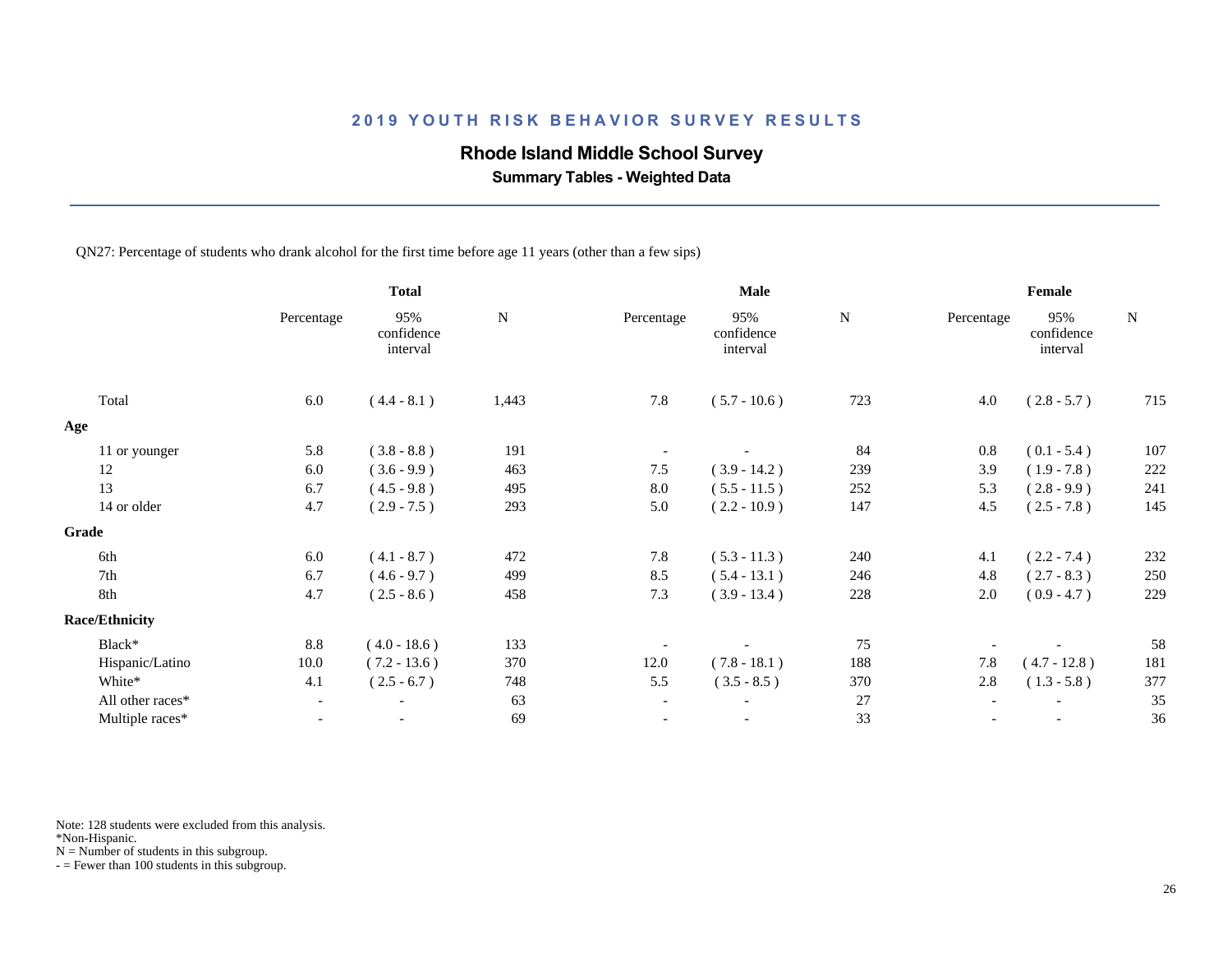## 2019 YOUTH RISK BEHAVIOR SURVEY RESULTS

### Rhode Island Middle School Survey

**Summary Tables - Weighted Data**

QN27: Percentage of students who drank alcohol for the first time before age 11 years (other than a few sips)

| | Total | | | Male | | | Female | | |
|---|---|---|---|---|---|---|---|---|---|
| | Percentage | 95% confidence interval | N | Percentage | 95% confidence interval | N | Percentage | 95% confidence interval | N |
| Total | 6.0 | ( 4.4 - 8.1 ) | 1,443 | 7.8 | ( 5.7 - 10.6 ) | 723 | 4.0 | ( 2.8 - 5.7 ) | 715 |
| **Age** | | | | | | | | | |
| 11 or younger | 5.8 | ( 3.8 - 8.8 ) | 191 | - | - | 84 | 0.8 | ( 0.1 - 5.4 ) | 107 |
| 12 | 6.0 | ( 3.6 - 9.9 ) | 463 | 7.5 | ( 3.9 - 14.2 ) | 239 | 3.9 | ( 1.9 - 7.8 ) | 222 |
| 13 | 6.7 | ( 4.5 - 9.8 ) | 495 | 8.0 | ( 5.5 - 11.5 ) | 252 | 5.3 | ( 2.8 - 9.9 ) | 241 |
| 14 or older | 4.7 | ( 2.9 - 7.5 ) | 293 | 5.0 | ( 2.2 - 10.9 ) | 147 | 4.5 | ( 2.5 - 7.8 ) | 145 |
| **Grade** | | | | | | | | | |
| 6th | 6.0 | ( 4.1 - 8.7 ) | 472 | 7.8 | ( 5.3 - 11.3 ) | 240 | 4.1 | ( 2.2 - 7.4 ) | 232 |
| 7th | 6.7 | ( 4.6 - 9.7 ) | 499 | 8.5 | ( 5.4 - 13.1 ) | 246 | 4.8 | ( 2.7 - 8.3 ) | 250 |
| 8th | 4.7 | ( 2.5 - 8.6 ) | 458 | 7.3 | ( 3.9 - 13.4 ) | 228 | 2.0 | ( 0.9 - 4.7 ) | 229 |
| **Race/Ethnicity** | | | | | | | | | |
| Black* | 8.8 | ( 4.0 - 18.6 ) | 133 | - | - | 75 | - | - | 58 |
| Hispanic/Latino | 10.0 | ( 7.2 - 13.6 ) | 370 | 12.0 | ( 7.8 - 18.1 ) | 188 | 7.8 | ( 4.7 - 12.8 ) | 181 |
| White* | 4.1 | ( 2.5 - 6.7 ) | 748 | 5.5 | ( 3.5 - 8.5 ) | 370 | 2.8 | ( 1.3 - 5.8 ) | 377 |
| All other races* | - | - | 63 | - | - | 27 | - | - | 35 |
| Multiple races* | - | - | 69 | - | - | 33 | - | - | 36 |

Note: 128 students were excluded from this analysis.
*Non-Hispanic.
N = Number of students in this subgroup.
- = Fewer than 100 students in this subgroup.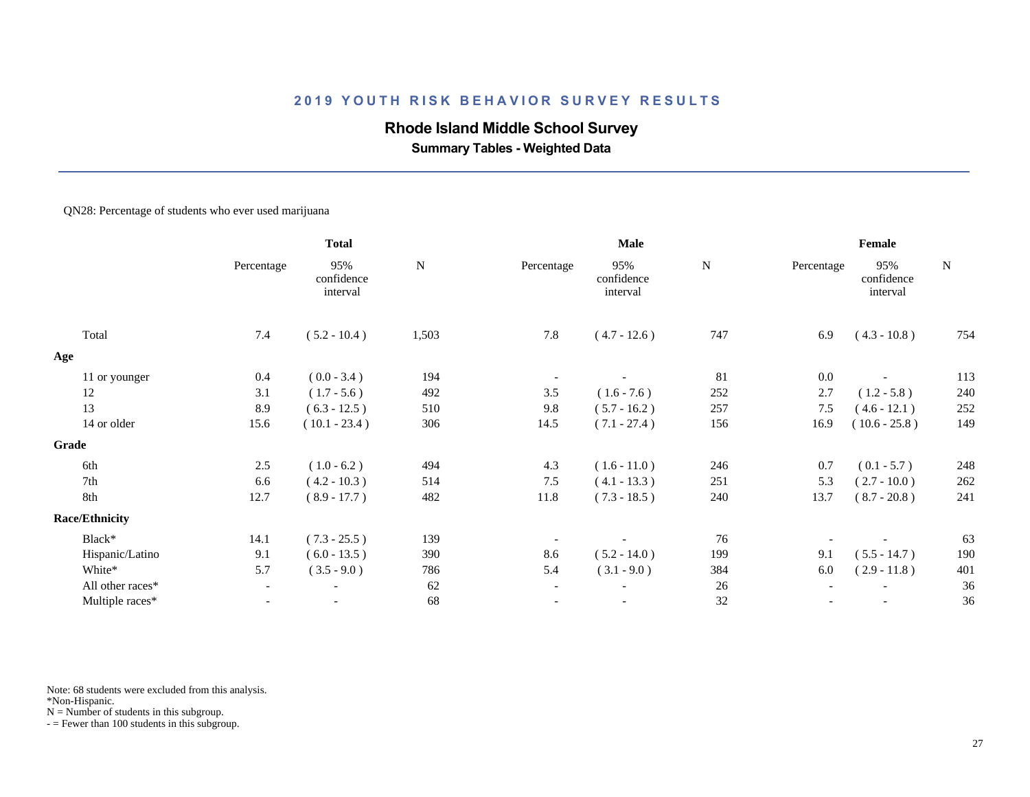## 2019 YOUTH RISK BEHAVIOR SURVEY RESULTS

### Rhode Island Middle School Survey

**Summary Tables - Weighted Data**

QN28: Percentage of students who ever used marijuana

| | Total | | | Male | | | Female | | |
|---|---|---|---|---|---|---|---|---|---|
| | Percentage | 95% confidence interval | N | Percentage | 95% confidence interval | N | Percentage | 95% confidence interval | N |
| Total | 7.4 | ( 5.2 - 10.4 ) | 1,503 | 7.8 | ( 4.7 - 12.6 ) | 747 | 6.9 | ( 4.3 - 10.8 ) | 754 |
| **Age** | | | | | | | | | |
| 11 or younger | 0.4 | ( 0.0 - 3.4 ) | 194 | - | - | 81 | 0.0 | - | 113 |
| 12 | 3.1 | ( 1.7 - 5.6 ) | 492 | 3.5 | ( 1.6 - 7.6 ) | 252 | 2.7 | ( 1.2 - 5.8 ) | 240 |
| 13 | 8.9 | ( 6.3 - 12.5 ) | 510 | 9.8 | ( 5.7 - 16.2 ) | 257 | 7.5 | ( 4.6 - 12.1 ) | 252 |
| 14 or older | 15.6 | ( 10.1 - 23.4 ) | 306 | 14.5 | ( 7.1 - 27.4 ) | 156 | 16.9 | ( 10.6 - 25.8 ) | 149 |
| **Grade** | | | | | | | | | |
| 6th | 2.5 | ( 1.0 - 6.2 ) | 494 | 4.3 | ( 1.6 - 11.0 ) | 246 | 0.7 | ( 0.1 - 5.7 ) | 248 |
| 7th | 6.6 | ( 4.2 - 10.3 ) | 514 | 7.5 | ( 4.1 - 13.3 ) | 251 | 5.3 | ( 2.7 - 10.0 ) | 262 |
| 8th | 12.7 | ( 8.9 - 17.7 ) | 482 | 11.8 | ( 7.3 - 18.5 ) | 240 | 13.7 | ( 8.7 - 20.8 ) | 241 |
| **Race/Ethnicity** | | | | | | | | | |
| Black* | 14.1 | ( 7.3 - 25.5 ) | 139 | - | - | 76 | - | - | 63 |
| Hispanic/Latino | 9.1 | ( 6.0 - 13.5 ) | 390 | 8.6 | ( 5.2 - 14.0 ) | 199 | 9.1 | ( 5.5 - 14.7 ) | 190 |
| White* | 5.7 | ( 3.5 - 9.0 ) | 786 | 5.4 | ( 3.1 - 9.0 ) | 384 | 6.0 | ( 2.9 - 11.8 ) | 401 |
| All other races* | - | - | 62 | - | - | 26 | - | - | 36 |
| Multiple races* | - | - | 68 | - | - | 32 | - | - | 36 |

Note: 68 students were excluded from this analysis.
*Non-Hispanic.
N = Number of students in this subgroup.
- = Fewer than 100 students in this subgroup.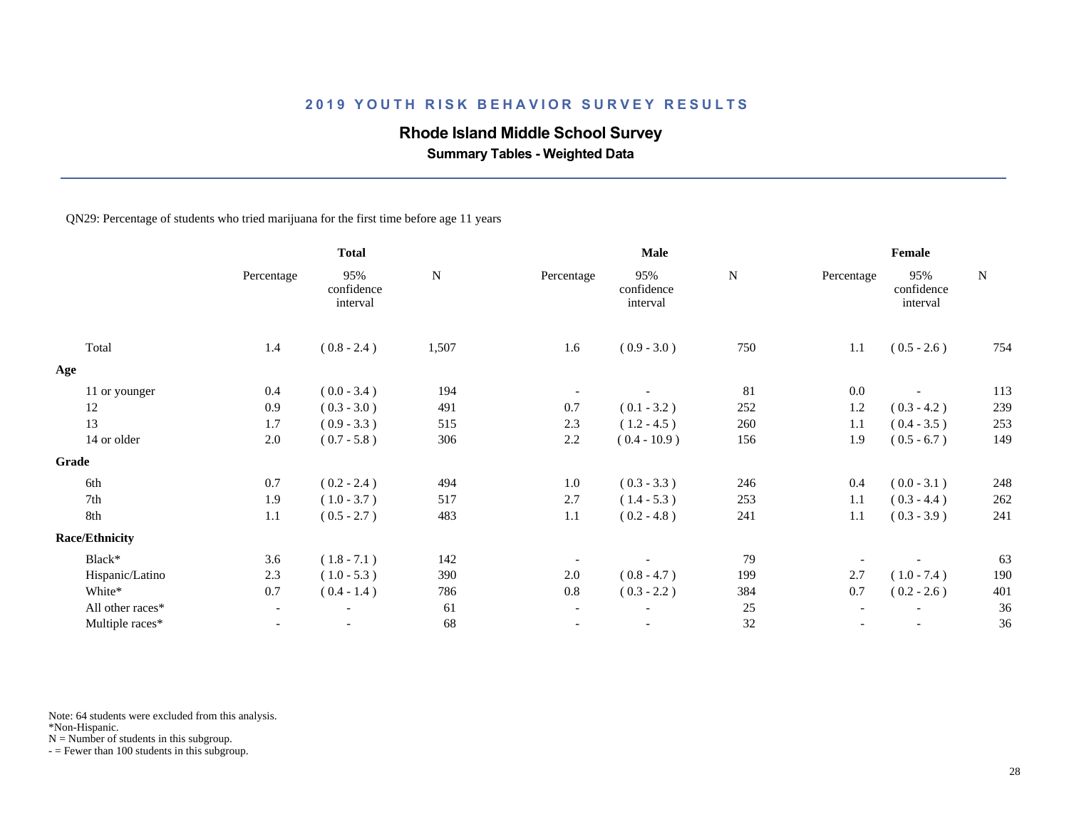## 2019 YOUTH RISK BEHAVIOR SURVEY RESULTS

**Rhode Island Middle School Survey**

**Summary Tables - Weighted Data**

QN29: Percentage of students who tried marijuana for the first time before age 11 years

| | Total | | | Male | | | Female | | |
|---|---|---|---|---|---|---|---|---|---|
| | Percentage | 95% confidence interval | N | Percentage | 95% confidence interval | N | Percentage | 95% confidence interval | N |
| Total | 1.4 | ( 0.8 - 2.4 ) | 1,507 | 1.6 | ( 0.9 - 3.0 ) | 750 | 1.1 | ( 0.5 - 2.6 ) | 754 |
| **Age** | | | | | | | | | |
| 11 or younger | 0.4 | ( 0.0 - 3.4 ) | 194 | - | - | 81 | 0.0 | - | 113 |
| 12 | 0.9 | ( 0.3 - 3.0 ) | 491 | 0.7 | ( 0.1 - 3.2 ) | 252 | 1.2 | ( 0.3 - 4.2 ) | 239 |
| 13 | 1.7 | ( 0.9 - 3.3 ) | 515 | 2.3 | ( 1.2 - 4.5 ) | 260 | 1.1 | ( 0.4 - 3.5 ) | 253 |
| 14 or older | 2.0 | ( 0.7 - 5.8 ) | 306 | 2.2 | ( 0.4 - 10.9 ) | 156 | 1.9 | ( 0.5 - 6.7 ) | 149 |
| **Grade** | | | | | | | | | |
| 6th | 0.7 | ( 0.2 - 2.4 ) | 494 | 1.0 | ( 0.3 - 3.3 ) | 246 | 0.4 | ( 0.0 - 3.1 ) | 248 |
| 7th | 1.9 | ( 1.0 - 3.7 ) | 517 | 2.7 | ( 1.4 - 5.3 ) | 253 | 1.1 | ( 0.3 - 4.4 ) | 262 |
| 8th | 1.1 | ( 0.5 - 2.7 ) | 483 | 1.1 | ( 0.2 - 4.8 ) | 241 | 1.1 | ( 0.3 - 3.9 ) | 241 |
| **Race/Ethnicity** | | | | | | | | | |
| Black* | 3.6 | ( 1.8 - 7.1 ) | 142 | - | - | 79 | - | - | 63 |
| Hispanic/Latino | 2.3 | ( 1.0 - 5.3 ) | 390 | 2.0 | ( 0.8 - 4.7 ) | 199 | 2.7 | ( 1.0 - 7.4 ) | 190 |
| White* | 0.7 | ( 0.4 - 1.4 ) | 786 | 0.8 | ( 0.3 - 2.2 ) | 384 | 0.7 | ( 0.2 - 2.6 ) | 401 |
| All other races* | - | - | 61 | - | - | 25 | - | - | 36 |
| Multiple races* | - | - | 68 | - | - | 32 | - | - | 36 |

Note: 64 students were excluded from this analysis.
*Non-Hispanic.
N = Number of students in this subgroup.
- = Fewer than 100 students in this subgroup.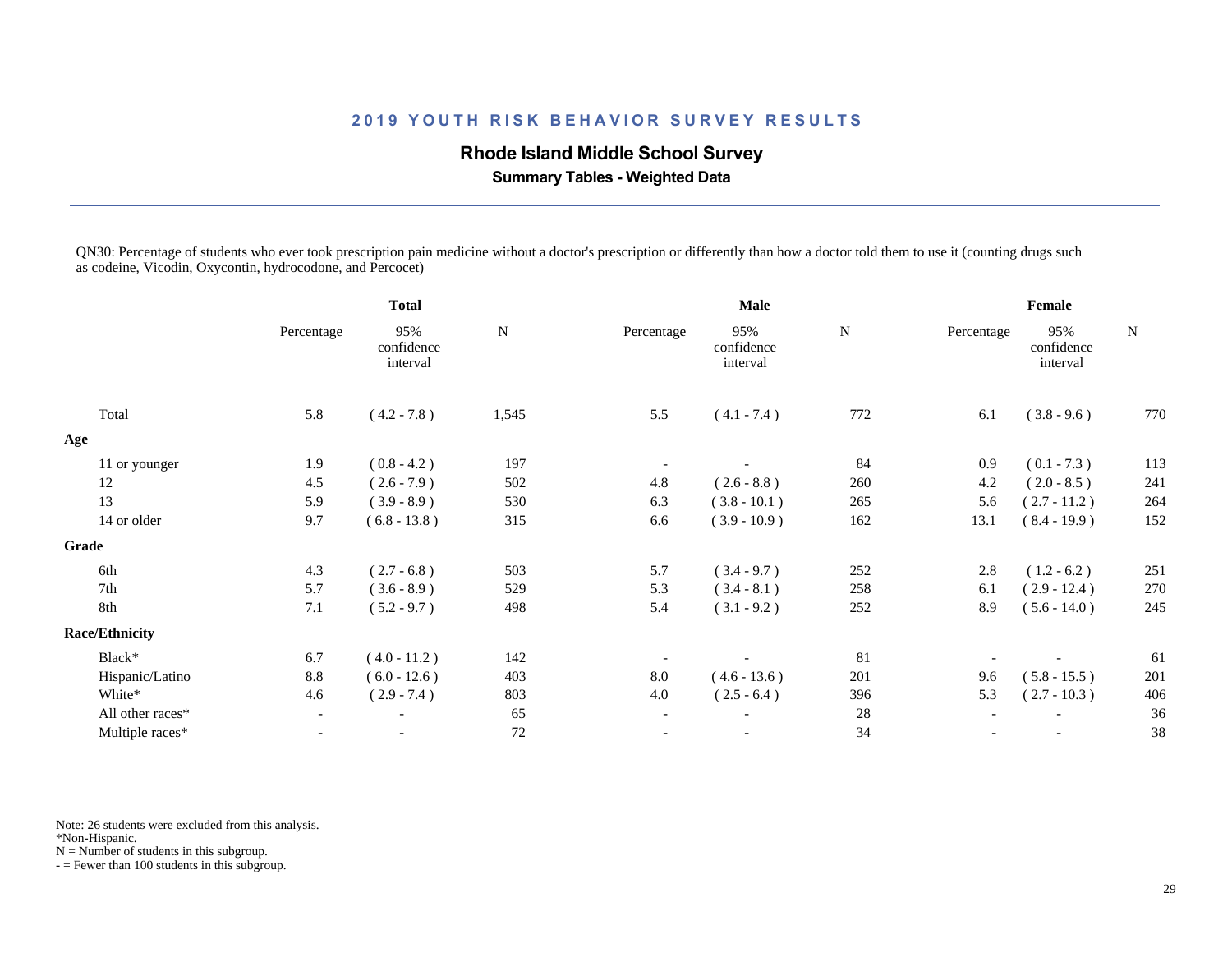## 2019 YOUTH RISK BEHAVIOR SURVEY RESULTS

### Rhode Island Middle School Survey

**Summary Tables - Weighted Data**

QN30: Percentage of students who ever took prescription pain medicine without a doctor's prescription or differently than how a doctor told them to use it (counting drugs such as codeine, Vicodin, Oxycontin, hydrocodone, and Percocet)

| | Total | | | Male | | | Female | | |
|---|---|---|---|---|---|---|---|---|---|
| | Percentage | 95% confidence interval | N | Percentage | 95% confidence interval | N | Percentage | 95% confidence interval | N |
| Total | 5.8 | ( 4.2 - 7.8 ) | 1,545 | 5.5 | ( 4.1 - 7.4 ) | 772 | 6.1 | ( 3.8 - 9.6 ) | 770 |
| **Age** | | | | | | | | | |
| 11 or younger | 1.9 | ( 0.8 - 4.2 ) | 197 | - | - | 84 | 0.9 | ( 0.1 - 7.3 ) | 113 |
| 12 | 4.5 | ( 2.6 - 7.9 ) | 502 | 4.8 | ( 2.6 - 8.8 ) | 260 | 4.2 | ( 2.0 - 8.5 ) | 241 |
| 13 | 5.9 | ( 3.9 - 8.9 ) | 530 | 6.3 | ( 3.8 - 10.1 ) | 265 | 5.6 | ( 2.7 - 11.2 ) | 264 |
| 14 or older | 9.7 | ( 6.8 - 13.8 ) | 315 | 6.6 | ( 3.9 - 10.9 ) | 162 | 13.1 | ( 8.4 - 19.9 ) | 152 |
| **Grade** | | | | | | | | | |
| 6th | 4.3 | ( 2.7 - 6.8 ) | 503 | 5.7 | ( 3.4 - 9.7 ) | 252 | 2.8 | ( 1.2 - 6.2 ) | 251 |
| 7th | 5.7 | ( 3.6 - 8.9 ) | 529 | 5.3 | ( 3.4 - 8.1 ) | 258 | 6.1 | ( 2.9 - 12.4 ) | 270 |
| 8th | 7.1 | ( 5.2 - 9.7 ) | 498 | 5.4 | ( 3.1 - 9.2 ) | 252 | 8.9 | ( 5.6 - 14.0 ) | 245 |
| **Race/Ethnicity** | | | | | | | | | |
| Black* | 6.7 | ( 4.0 - 11.2 ) | 142 | - | - | 81 | - | - | 61 |
| Hispanic/Latino | 8.8 | ( 6.0 - 12.6 ) | 403 | 8.0 | ( 4.6 - 13.6 ) | 201 | 9.6 | ( 5.8 - 15.5 ) | 201 |
| White* | 4.6 | ( 2.9 - 7.4 ) | 803 | 4.0 | ( 2.5 - 6.4 ) | 396 | 5.3 | ( 2.7 - 10.3 ) | 406 |
| All other races* | - | - | 65 | - | - | 28 | - | - | 36 |
| Multiple races* | - | - | 72 | - | - | 34 | - | - | 38 |

Note: 26 students were excluded from this analysis.
*Non-Hispanic.
N = Number of students in this subgroup.
- = Fewer than 100 students in this subgroup.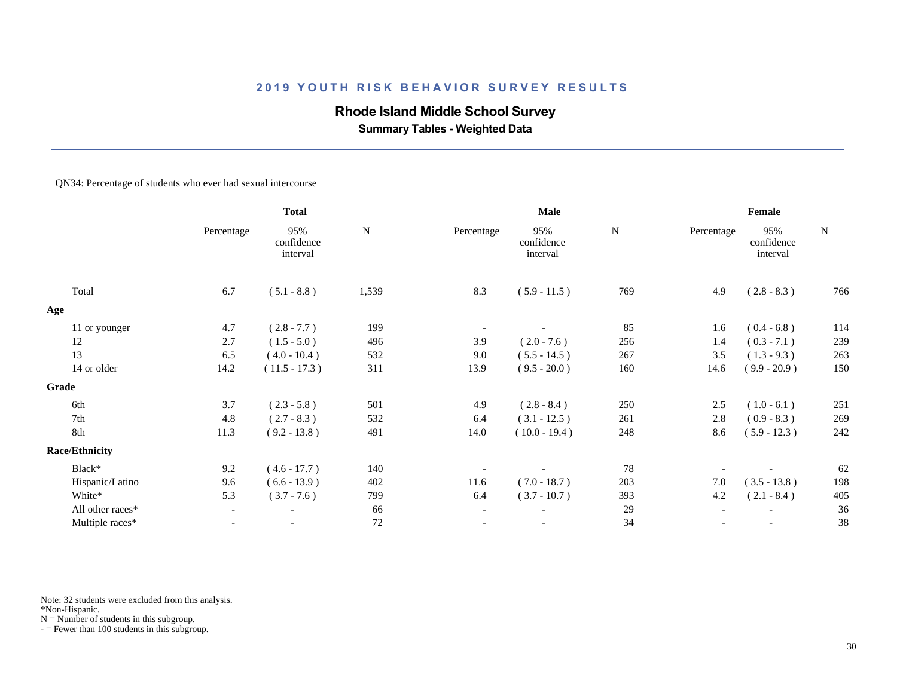## 2019 YOUTH RISK BEHAVIOR SURVEY RESULTS

### Rhode Island Middle School Survey

**Summary Tables - Weighted Data**

QN34: Percentage of students who ever had sexual intercourse

| | Total | | | Male | | | Female | | |
|---|---|---|---|---|---|---|---|---|---|
| | Percentage | 95% confidence interval | N | Percentage | 95% confidence interval | N | Percentage | 95% confidence interval | N |
| Total | 6.7 | ( 5.1 - 8.8 ) | 1,539 | 8.3 | ( 5.9 - 11.5 ) | 769 | 4.9 | ( 2.8 - 8.3 ) | 766 |
| **Age** | | | | | | | | | |
| 11 or younger | 4.7 | ( 2.8 - 7.7 ) | 199 | - | - | 85 | 1.6 | ( 0.4 - 6.8 ) | 114 |
| 12 | 2.7 | ( 1.5 - 5.0 ) | 496 | 3.9 | ( 2.0 - 7.6 ) | 256 | 1.4 | ( 0.3 - 7.1 ) | 239 |
| 13 | 6.5 | ( 4.0 - 10.4 ) | 532 | 9.0 | ( 5.5 - 14.5 ) | 267 | 3.5 | ( 1.3 - 9.3 ) | 263 |
| 14 or older | 14.2 | ( 11.5 - 17.3 ) | 311 | 13.9 | ( 9.5 - 20.0 ) | 160 | 14.6 | ( 9.9 - 20.9 ) | 150 |
| **Grade** | | | | | | | | | |
| 6th | 3.7 | ( 2.3 - 5.8 ) | 501 | 4.9 | ( 2.8 - 8.4 ) | 250 | 2.5 | ( 1.0 - 6.1 ) | 251 |
| 7th | 4.8 | ( 2.7 - 8.3 ) | 532 | 6.4 | ( 3.1 - 12.5 ) | 261 | 2.8 | ( 0.9 - 8.3 ) | 269 |
| 8th | 11.3 | ( 9.2 - 13.8 ) | 491 | 14.0 | ( 10.0 - 19.4 ) | 248 | 8.6 | ( 5.9 - 12.3 ) | 242 |
| **Race/Ethnicity** | | | | | | | | | |
| Black* | 9.2 | ( 4.6 - 17.7 ) | 140 | - | - | 78 | - | - | 62 |
| Hispanic/Latino | 9.6 | ( 6.6 - 13.9 ) | 402 | 11.6 | ( 7.0 - 18.7 ) | 203 | 7.0 | ( 3.5 - 13.8 ) | 198 |
| White* | 5.3 | ( 3.7 - 7.6 ) | 799 | 6.4 | ( 3.7 - 10.7 ) | 393 | 4.2 | ( 2.1 - 8.4 ) | 405 |
| All other races* | - | - | 66 | - | - | 29 | - | - | 36 |
| Multiple races* | - | - | 72 | - | - | 34 | - | - | 38 |

Note: 32 students were excluded from this analysis.
*Non-Hispanic.
N = Number of students in this subgroup.
- = Fewer than 100 students in this subgroup.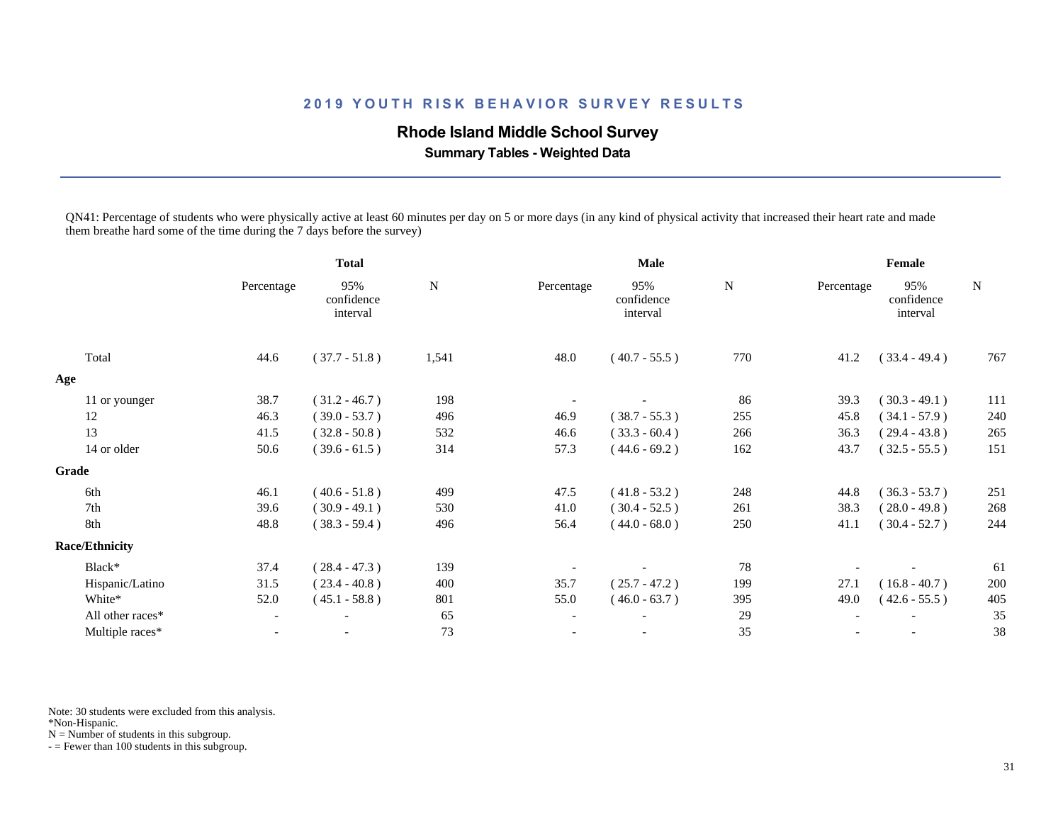## 2019 YOUTH RISK BEHAVIOR SURVEY RESULTS

### Rhode Island Middle School Survey

**Summary Tables - Weighted Data**

QN41: Percentage of students who were physically active at least 60 minutes per day on 5 or more days (in any kind of physical activity that increased their heart rate and made them breathe hard some of the time during the 7 days before the survey)

| | Total | | | Male | | | Female | | |
|---|---|---|---|---|---|---|---|---|---|
| | Percentage | 95% confidence interval | N | Percentage | 95% confidence interval | N | Percentage | 95% confidence interval | N |
| Total | 44.6 | ( 37.7 - 51.8 ) | 1,541 | 48.0 | ( 40.7 - 55.5 ) | 770 | 41.2 | ( 33.4 - 49.4 ) | 767 |
| **Age** | | | | | | | | | |
| 11 or younger | 38.7 | ( 31.2 - 46.7 ) | 198 | - | - | 86 | 39.3 | ( 30.3 - 49.1 ) | 111 |
| 12 | 46.3 | ( 39.0 - 53.7 ) | 496 | 46.9 | ( 38.7 - 55.3 ) | 255 | 45.8 | ( 34.1 - 57.9 ) | 240 |
| 13 | 41.5 | ( 32.8 - 50.8 ) | 532 | 46.6 | ( 33.3 - 60.4 ) | 266 | 36.3 | ( 29.4 - 43.8 ) | 265 |
| 14 or older | 50.6 | ( 39.6 - 61.5 ) | 314 | 57.3 | ( 44.6 - 69.2 ) | 162 | 43.7 | ( 32.5 - 55.5 ) | 151 |
| **Grade** | | | | | | | | | |
| 6th | 46.1 | ( 40.6 - 51.8 ) | 499 | 47.5 | ( 41.8 - 53.2 ) | 248 | 44.8 | ( 36.3 - 53.7 ) | 251 |
| 7th | 39.6 | ( 30.9 - 49.1 ) | 530 | 41.0 | ( 30.4 - 52.5 ) | 261 | 38.3 | ( 28.0 - 49.8 ) | 268 |
| 8th | 48.8 | ( 38.3 - 59.4 ) | 496 | 56.4 | ( 44.0 - 68.0 ) | 250 | 41.1 | ( 30.4 - 52.7 ) | 244 |
| **Race/Ethnicity** | | | | | | | | | |
| Black* | 37.4 | ( 28.4 - 47.3 ) | 139 | - | - | 78 | - | - | 61 |
| Hispanic/Latino | 31.5 | ( 23.4 - 40.8 ) | 400 | 35.7 | ( 25.7 - 47.2 ) | 199 | 27.1 | ( 16.8 - 40.7 ) | 200 |
| White* | 52.0 | ( 45.1 - 58.8 ) | 801 | 55.0 | ( 46.0 - 63.7 ) | 395 | 49.0 | ( 42.6 - 55.5 ) | 405 |
| All other races* | - | - | 65 | - | - | 29 | - | - | 35 |
| Multiple races* | - | - | 73 | - | - | 35 | - | - | 38 |

Note: 30 students were excluded from this analysis.
*Non-Hispanic.
N = Number of students in this subgroup.
- = Fewer than 100 students in this subgroup.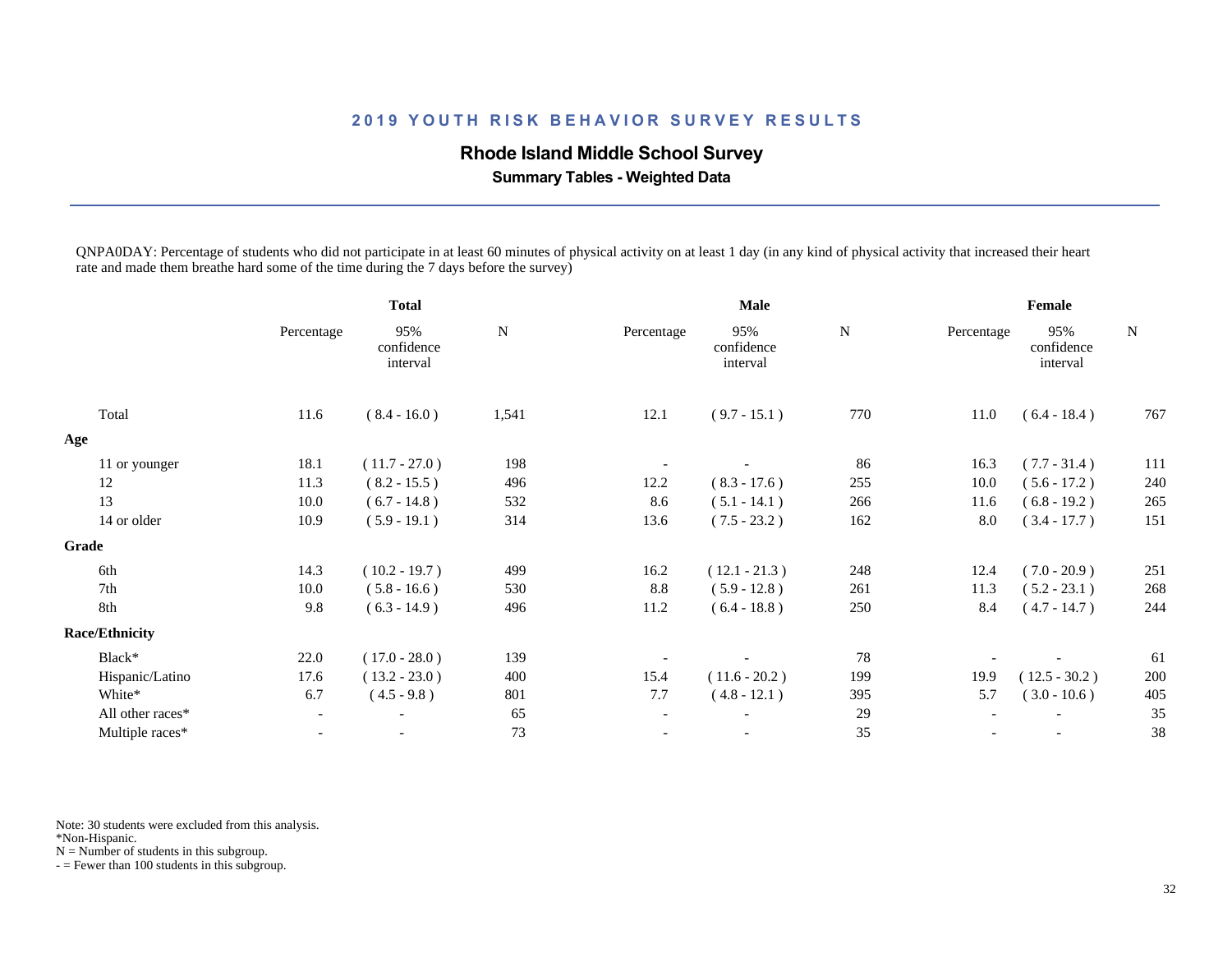## 2019 YOUTH RISK BEHAVIOR SURVEY RESULTS

### Rhode Island Middle School Survey

**Summary Tables - Weighted Data**

QNPA0DAY: Percentage of students who did not participate in at least 60 minutes of physical activity on at least 1 day (in any kind of physical activity that increased their heart rate and made them breathe hard some of the time during the 7 days before the survey)

| | Total | | | Male | | | Female | | |
|---|---|---|---|---|---|---|---|---|---|
| | Percentage | 95% confidence interval | N | Percentage | 95% confidence interval | N | Percentage | 95% confidence interval | N |
| Total | 11.6 | ( 8.4 - 16.0 ) | 1,541 | 12.1 | ( 9.7 - 15.1 ) | 770 | 11.0 | ( 6.4 - 18.4 ) | 767 |
| **Age** | | | | | | | | | |
| 11 or younger | 18.1 | ( 11.7 - 27.0 ) | 198 | - | - | 86 | 16.3 | ( 7.7 - 31.4 ) | 111 |
| 12 | 11.3 | ( 8.2 - 15.5 ) | 496 | 12.2 | ( 8.3 - 17.6 ) | 255 | 10.0 | ( 5.6 - 17.2 ) | 240 |
| 13 | 10.0 | ( 6.7 - 14.8 ) | 532 | 8.6 | ( 5.1 - 14.1 ) | 266 | 11.6 | ( 6.8 - 19.2 ) | 265 |
| 14 or older | 10.9 | ( 5.9 - 19.1 ) | 314 | 13.6 | ( 7.5 - 23.2 ) | 162 | 8.0 | ( 3.4 - 17.7 ) | 151 |
| **Grade** | | | | | | | | | |
| 6th | 14.3 | ( 10.2 - 19.7 ) | 499 | 16.2 | ( 12.1 - 21.3 ) | 248 | 12.4 | ( 7.0 - 20.9 ) | 251 |
| 7th | 10.0 | ( 5.8 - 16.6 ) | 530 | 8.8 | ( 5.9 - 12.8 ) | 261 | 11.3 | ( 5.2 - 23.1 ) | 268 |
| 8th | 9.8 | ( 6.3 - 14.9 ) | 496 | 11.2 | ( 6.4 - 18.8 ) | 250 | 8.4 | ( 4.7 - 14.7 ) | 244 |
| **Race/Ethnicity** | | | | | | | | | |
| Black* | 22.0 | ( 17.0 - 28.0 ) | 139 | - | - | 78 | - | - | 61 |
| Hispanic/Latino | 17.6 | ( 13.2 - 23.0 ) | 400 | 15.4 | ( 11.6 - 20.2 ) | 199 | 19.9 | ( 12.5 - 30.2 ) | 200 |
| White* | 6.7 | ( 4.5 - 9.8 ) | 801 | 7.7 | ( 4.8 - 12.1 ) | 395 | 5.7 | ( 3.0 - 10.6 ) | 405 |
| All other races* | - | - | 65 | - | - | 29 | - | - | 35 |
| Multiple races* | - | - | 73 | - | - | 35 | - | - | 38 |

Note: 30 students were excluded from this analysis.
*Non-Hispanic.
N = Number of students in this subgroup.
- = Fewer than 100 students in this subgroup.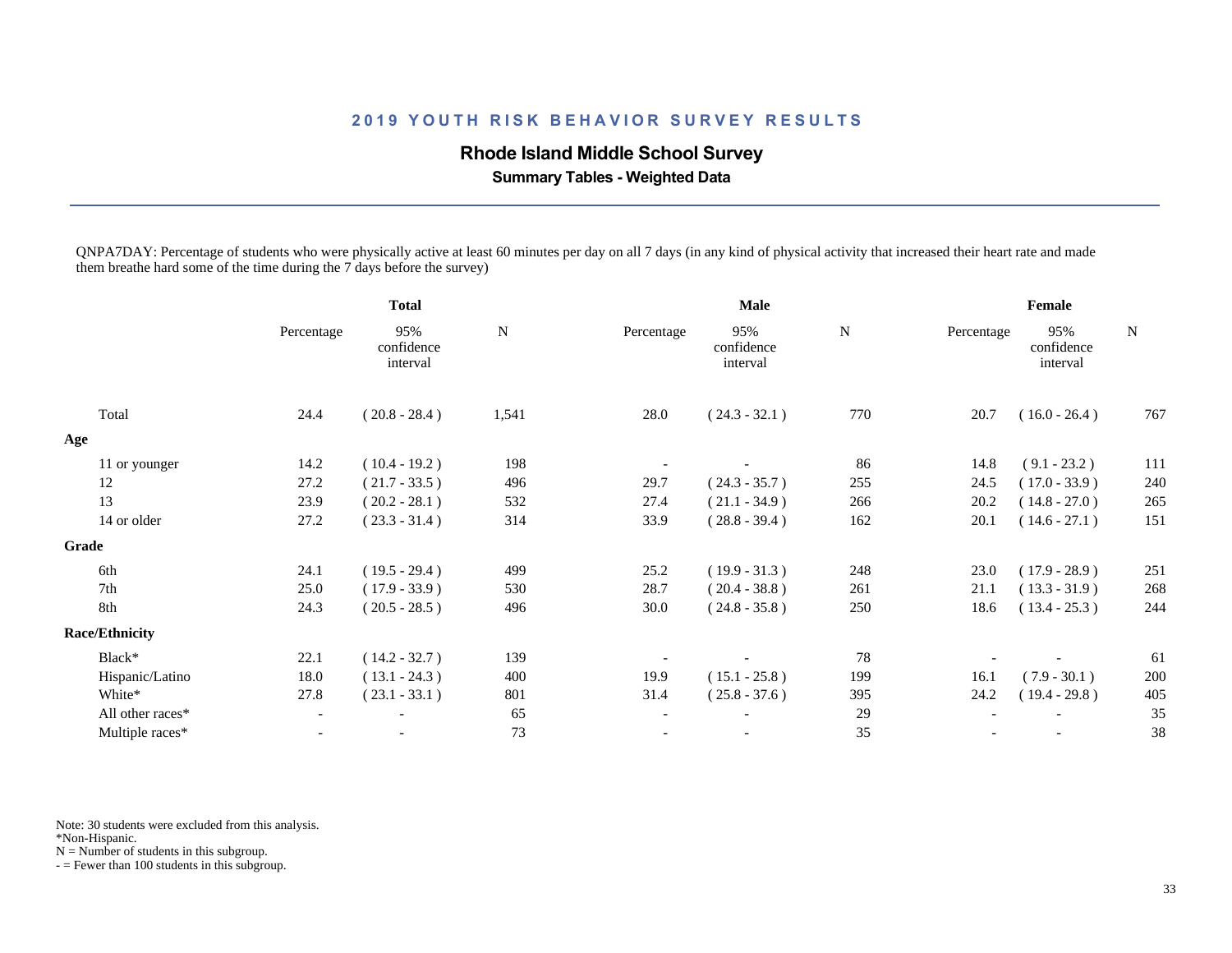## 2019 YOUTH RISK BEHAVIOR SURVEY RESULTS

### Rhode Island Middle School Survey

**Summary Tables - Weighted Data**

QNPA7DAY: Percentage of students who were physically active at least 60 minutes per day on all 7 days (in any kind of physical activity that increased their heart rate and made them breathe hard some of the time during the 7 days before the survey)

| | Total | | | Male | | | Female | | |
|---|---|---|---|---|---|---|---|---|---|
| | Percentage | 95% confidence interval | N | Percentage | 95% confidence interval | N | Percentage | 95% confidence interval | N |
| Total | 24.4 | ( 20.8 - 28.4 ) | 1,541 | 28.0 | ( 24.3 - 32.1 ) | 770 | 20.7 | ( 16.0 - 26.4 ) | 767 |
| **Age** | | | | | | | | | |
| 11 or younger | 14.2 | ( 10.4 - 19.2 ) | 198 | - | - | 86 | 14.8 | ( 9.1 - 23.2 ) | 111 |
| 12 | 27.2 | ( 21.7 - 33.5 ) | 496 | 29.7 | ( 24.3 - 35.7 ) | 255 | 24.5 | ( 17.0 - 33.9 ) | 240 |
| 13 | 23.9 | ( 20.2 - 28.1 ) | 532 | 27.4 | ( 21.1 - 34.9 ) | 266 | 20.2 | ( 14.8 - 27.0 ) | 265 |
| 14 or older | 27.2 | ( 23.3 - 31.4 ) | 314 | 33.9 | ( 28.8 - 39.4 ) | 162 | 20.1 | ( 14.6 - 27.1 ) | 151 |
| **Grade** | | | | | | | | | |
| 6th | 24.1 | ( 19.5 - 29.4 ) | 499 | 25.2 | ( 19.9 - 31.3 ) | 248 | 23.0 | ( 17.9 - 28.9 ) | 251 |
| 7th | 25.0 | ( 17.9 - 33.9 ) | 530 | 28.7 | ( 20.4 - 38.8 ) | 261 | 21.1 | ( 13.3 - 31.9 ) | 268 |
| 8th | 24.3 | ( 20.5 - 28.5 ) | 496 | 30.0 | ( 24.8 - 35.8 ) | 250 | 18.6 | ( 13.4 - 25.3 ) | 244 |
| **Race/Ethnicity** | | | | | | | | | |
| Black* | 22.1 | ( 14.2 - 32.7 ) | 139 | - | - | 78 | - | - | 61 |
| Hispanic/Latino | 18.0 | ( 13.1 - 24.3 ) | 400 | 19.9 | ( 15.1 - 25.8 ) | 199 | 16.1 | ( 7.9 - 30.1 ) | 200 |
| White* | 27.8 | ( 23.1 - 33.1 ) | 801 | 31.4 | ( 25.8 - 37.6 ) | 395 | 24.2 | ( 19.4 - 29.8 ) | 405 |
| All other races* | - | - | 65 | - | - | 29 | - | - | 35 |
| Multiple races* | - | - | 73 | - | - | 35 | - | - | 38 |

Note: 30 students were excluded from this analysis.
*Non-Hispanic.
N = Number of students in this subgroup.
- = Fewer than 100 students in this subgroup.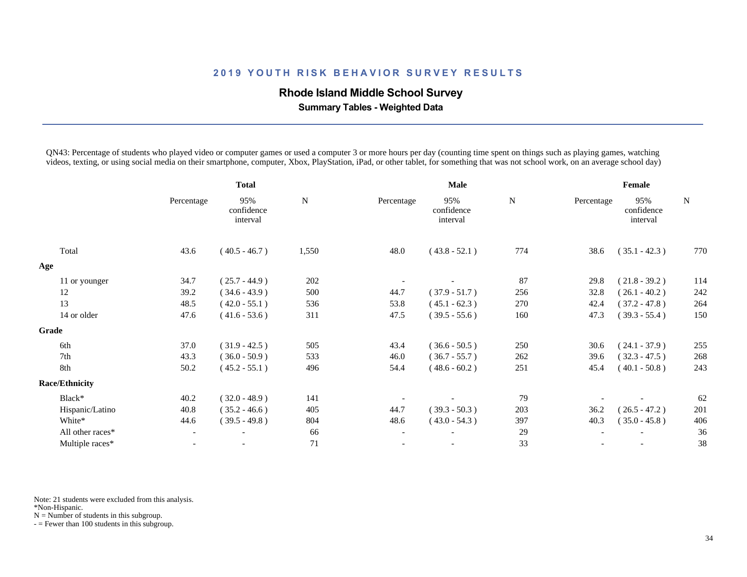## 2019 YOUTH RISK BEHAVIOR SURVEY RESULTS

### Rhode Island Middle School Survey

**Summary Tables - Weighted Data**

QN43: Percentage of students who played video or computer games or used a computer 3 or more hours per day (counting time spent on things such as playing games, watching videos, texting, or using social media on their smartphone, computer, Xbox, PlayStation, iPad, or other tablet, for something that was not school work, on an average school day)

| | Total | | | Male | | | Female | | |
|---|---|---|---|---|---|---|---|---|---|
| | Percentage | 95% confidence interval | N | Percentage | 95% confidence interval | N | Percentage | 95% confidence interval | N |
| Total | 43.6 | ( 40.5 - 46.7 ) | 1,550 | 48.0 | ( 43.8 - 52.1 ) | 774 | 38.6 | ( 35.1 - 42.3 ) | 770 |
| **Age** | | | | | | | | | |
| 11 or younger | 34.7 | ( 25.7 - 44.9 ) | 202 | - | - | 87 | 29.8 | ( 21.8 - 39.2 ) | 114 |
| 12 | 39.2 | ( 34.6 - 43.9 ) | 500 | 44.7 | ( 37.9 - 51.7 ) | 256 | 32.8 | ( 26.1 - 40.2 ) | 242 |
| 13 | 48.5 | ( 42.0 - 55.1 ) | 536 | 53.8 | ( 45.1 - 62.3 ) | 270 | 42.4 | ( 37.2 - 47.8 ) | 264 |
| 14 or older | 47.6 | ( 41.6 - 53.6 ) | 311 | 47.5 | ( 39.5 - 55.6 ) | 160 | 47.3 | ( 39.3 - 55.4 ) | 150 |
| **Grade** | | | | | | | | | |
| 6th | 37.0 | ( 31.9 - 42.5 ) | 505 | 43.4 | ( 36.6 - 50.5 ) | 250 | 30.6 | ( 24.1 - 37.9 ) | 255 |
| 7th | 43.3 | ( 36.0 - 50.9 ) | 533 | 46.0 | ( 36.7 - 55.7 ) | 262 | 39.6 | ( 32.3 - 47.5 ) | 268 |
| 8th | 50.2 | ( 45.2 - 55.1 ) | 496 | 54.4 | ( 48.6 - 60.2 ) | 251 | 45.4 | ( 40.1 - 50.8 ) | 243 |
| **Race/Ethnicity** | | | | | | | | | |
| Black* | 40.2 | ( 32.0 - 48.9 ) | 141 | - | - | 79 | - | - | 62 |
| Hispanic/Latino | 40.8 | ( 35.2 - 46.6 ) | 405 | 44.7 | ( 39.3 - 50.3 ) | 203 | 36.2 | ( 26.5 - 47.2 ) | 201 |
| White* | 44.6 | ( 39.5 - 49.8 ) | 804 | 48.6 | ( 43.0 - 54.3 ) | 397 | 40.3 | ( 35.0 - 45.8 ) | 406 |
| All other races* | - | - | 66 | - | - | 29 | - | - | 36 |
| Multiple races* | - | - | 71 | - | - | 33 | - | - | 38 |

Note: 21 students were excluded from this analysis.
*Non-Hispanic.
N = Number of students in this subgroup.
- = Fewer than 100 students in this subgroup.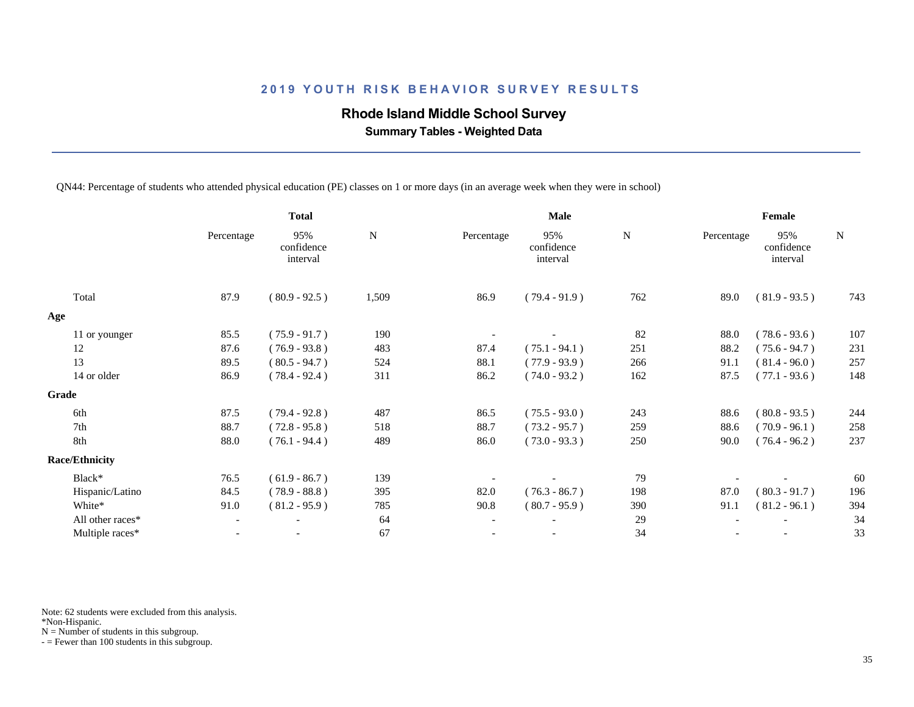## 2019 YOUTH RISK BEHAVIOR SURVEY RESULTS

### Rhode Island Middle School Survey

**Summary Tables - Weighted Data**

QN44: Percentage of students who attended physical education (PE) classes on 1 or more days (in an average week when they were in school)

| | Total | | | Male | | | Female | | |
|---|---|---|---|---|---|---|---|---|---|
| | Percentage | 95% confidence interval | N | Percentage | 95% confidence interval | N | Percentage | 95% confidence interval | N |
| Total | 87.9 | ( 80.9 - 92.5 ) | 1,509 | 86.9 | ( 79.4 - 91.9 ) | 762 | 89.0 | ( 81.9 - 93.5 ) | 743 |
| **Age** | | | | | | | | | |
| 11 or younger | 85.5 | ( 75.9 - 91.7 ) | 190 | - | - | 82 | 88.0 | ( 78.6 - 93.6 ) | 107 |
| 12 | 87.6 | ( 76.9 - 93.8 ) | 483 | 87.4 | ( 75.1 - 94.1 ) | 251 | 88.2 | ( 75.6 - 94.7 ) | 231 |
| 13 | 89.5 | ( 80.5 - 94.7 ) | 524 | 88.1 | ( 77.9 - 93.9 ) | 266 | 91.1 | ( 81.4 - 96.0 ) | 257 |
| 14 or older | 86.9 | ( 78.4 - 92.4 ) | 311 | 86.2 | ( 74.0 - 93.2 ) | 162 | 87.5 | ( 77.1 - 93.6 ) | 148 |
| **Grade** | | | | | | | | | |
| 6th | 87.5 | ( 79.4 - 92.8 ) | 487 | 86.5 | ( 75.5 - 93.0 ) | 243 | 88.6 | ( 80.8 - 93.5 ) | 244 |
| 7th | 88.7 | ( 72.8 - 95.8 ) | 518 | 88.7 | ( 73.2 - 95.7 ) | 259 | 88.6 | ( 70.9 - 96.1 ) | 258 |
| 8th | 88.0 | ( 76.1 - 94.4 ) | 489 | 86.0 | ( 73.0 - 93.3 ) | 250 | 90.0 | ( 76.4 - 96.2 ) | 237 |
| **Race/Ethnicity** | | | | | | | | | |
| Black* | 76.5 | ( 61.9 - 86.7 ) | 139 | - | - | 79 | - | - | 60 |
| Hispanic/Latino | 84.5 | ( 78.9 - 88.8 ) | 395 | 82.0 | ( 76.3 - 86.7 ) | 198 | 87.0 | ( 80.3 - 91.7 ) | 196 |
| White* | 91.0 | ( 81.2 - 95.9 ) | 785 | 90.8 | ( 80.7 - 95.9 ) | 390 | 91.1 | ( 81.2 - 96.1 ) | 394 |
| All other races* | - | - | 64 | - | - | 29 | - | - | 34 |
| Multiple races* | - | - | 67 | - | - | 34 | - | - | 33 |

Note: 62 students were excluded from this analysis.
*Non-Hispanic.
N = Number of students in this subgroup.
- = Fewer than 100 students in this subgroup.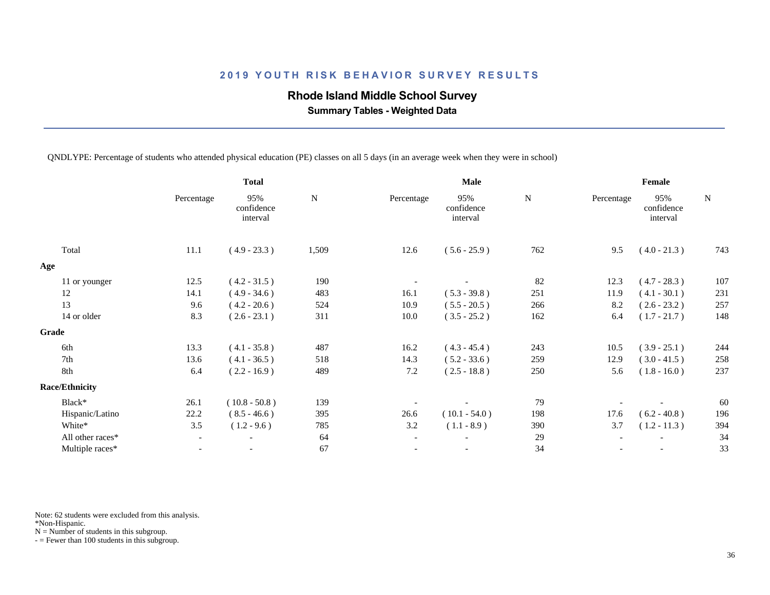# 2019 YOUTH RISK BEHAVIOR SURVEY RESULTS

## Rhode Island Middle School Survey

### Summary Tables - Weighted Data

QNDLYPE: Percentage of students who attended physical education (PE) classes on all 5 days (in an average week when they were in school)

| | Total | | | Male | | | Female | | |
|---|---|---|---|---|---|---|---|---|---|
| | Percentage | 95% confidence interval | N | Percentage | 95% confidence interval | N | Percentage | 95% confidence interval | N |
| Total | 11.1 | ( 4.9 - 23.3 ) | 1,509 | 12.6 | ( 5.6 - 25.9 ) | 762 | 9.5 | ( 4.0 - 21.3 ) | 743 |
| **Age** | | | | | | | | | |
| 11 or younger | 12.5 | ( 4.2 - 31.5 ) | 190 | - | - | 82 | 12.3 | ( 4.7 - 28.3 ) | 107 |
| 12 | 14.1 | ( 4.9 - 34.6 ) | 483 | 16.1 | ( 5.3 - 39.8 ) | 251 | 11.9 | ( 4.1 - 30.1 ) | 231 |
| 13 | 9.6 | ( 4.2 - 20.6 ) | 524 | 10.9 | ( 5.5 - 20.5 ) | 266 | 8.2 | ( 2.6 - 23.2 ) | 257 |
| 14 or older | 8.3 | ( 2.6 - 23.1 ) | 311 | 10.0 | ( 3.5 - 25.2 ) | 162 | 6.4 | ( 1.7 - 21.7 ) | 148 |
| **Grade** | | | | | | | | | |
| 6th | 13.3 | ( 4.1 - 35.8 ) | 487 | 16.2 | ( 4.3 - 45.4 ) | 243 | 10.5 | ( 3.9 - 25.1 ) | 244 |
| 7th | 13.6 | ( 4.1 - 36.5 ) | 518 | 14.3 | ( 5.2 - 33.6 ) | 259 | 12.9 | ( 3.0 - 41.5 ) | 258 |
| 8th | 6.4 | ( 2.2 - 16.9 ) | 489 | 7.2 | ( 2.5 - 18.8 ) | 250 | 5.6 | ( 1.8 - 16.0 ) | 237 |
| **Race/Ethnicity** | | | | | | | | | |
| Black* | 26.1 | ( 10.8 - 50.8 ) | 139 | - | - | 79 | - | - | 60 |
| Hispanic/Latino | 22.2 | ( 8.5 - 46.6 ) | 395 | 26.6 | ( 10.1 - 54.0 ) | 198 | 17.6 | ( 6.2 - 40.8 ) | 196 |
| White* | 3.5 | ( 1.2 - 9.6 ) | 785 | 3.2 | ( 1.1 - 8.9 ) | 390 | 3.7 | ( 1.2 - 11.3 ) | 394 |
| All other races* | - | - | 64 | - | - | 29 | - | - | 34 |
| Multiple races* | - | - | 67 | - | - | 34 | - | - | 33 |

Note: 62 students were excluded from this analysis.
*Non-Hispanic.
N = Number of students in this subgroup.
- = Fewer than 100 students in this subgroup.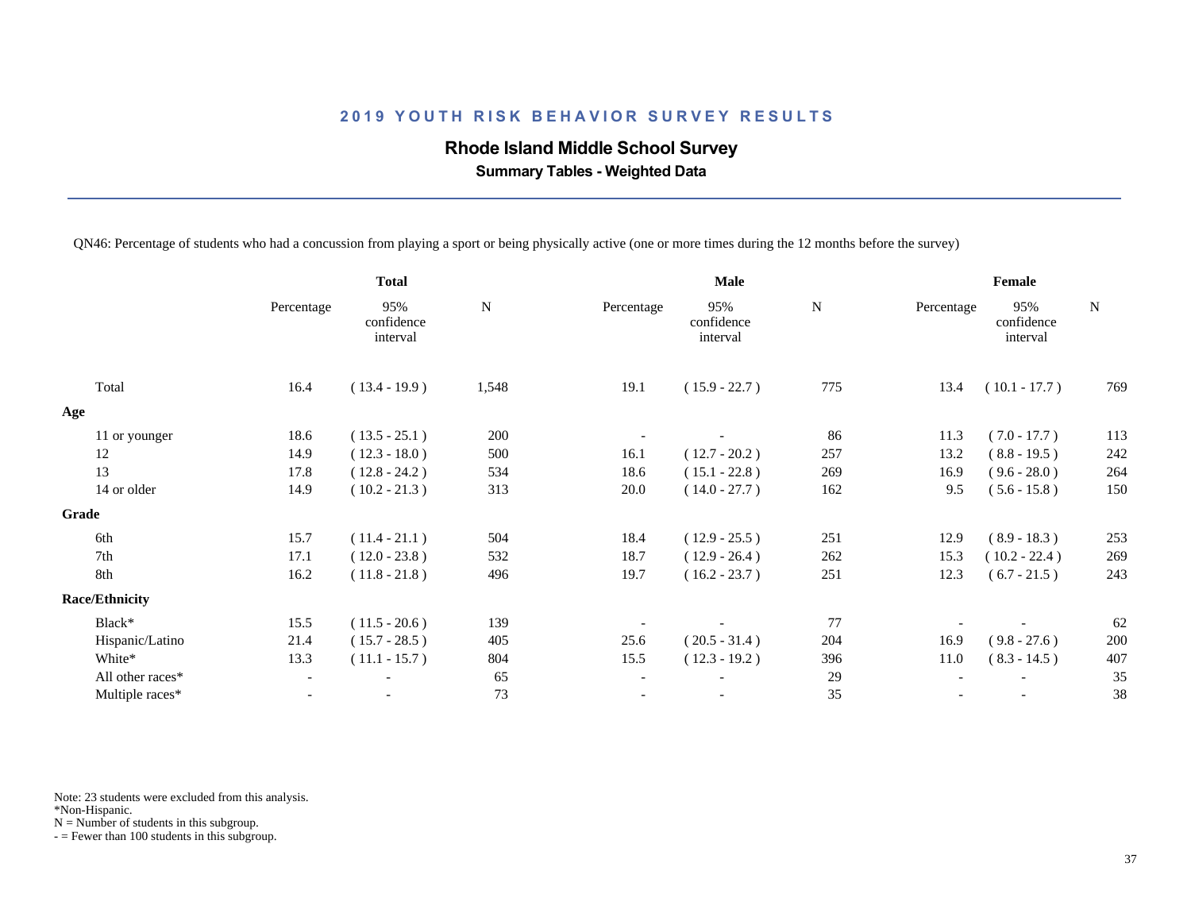## 2019 YOUTH RISK BEHAVIOR SURVEY RESULTS

### Rhode Island Middle School Survey

**Summary Tables - Weighted Data**

QN46: Percentage of students who had a concussion from playing a sport or being physically active (one or more times during the 12 months before the survey)

| | Total | | | Male | | | Female | | |
|---|---|---|---|---|---|---|---|---|---|
| | Percentage | 95% confidence interval | N | Percentage | 95% confidence interval | N | Percentage | 95% confidence interval | N |
| Total | 16.4 | ( 13.4 - 19.9 ) | 1,548 | 19.1 | ( 15.9 - 22.7 ) | 775 | 13.4 | ( 10.1 - 17.7 ) | 769 |
| **Age** | | | | | | | | | |
| 11 or younger | 18.6 | ( 13.5 - 25.1 ) | 200 | - | - | 86 | 11.3 | ( 7.0 - 17.7 ) | 113 |
| 12 | 14.9 | ( 12.3 - 18.0 ) | 500 | 16.1 | ( 12.7 - 20.2 ) | 257 | 13.2 | ( 8.8 - 19.5 ) | 242 |
| 13 | 17.8 | ( 12.8 - 24.2 ) | 534 | 18.6 | ( 15.1 - 22.8 ) | 269 | 16.9 | ( 9.6 - 28.0 ) | 264 |
| 14 or older | 14.9 | ( 10.2 - 21.3 ) | 313 | 20.0 | ( 14.0 - 27.7 ) | 162 | 9.5 | ( 5.6 - 15.8 ) | 150 |
| **Grade** | | | | | | | | | |
| 6th | 15.7 | ( 11.4 - 21.1 ) | 504 | 18.4 | ( 12.9 - 25.5 ) | 251 | 12.9 | ( 8.9 - 18.3 ) | 253 |
| 7th | 17.1 | ( 12.0 - 23.8 ) | 532 | 18.7 | ( 12.9 - 26.4 ) | 262 | 15.3 | ( 10.2 - 22.4 ) | 269 |
| 8th | 16.2 | ( 11.8 - 21.8 ) | 496 | 19.7 | ( 16.2 - 23.7 ) | 251 | 12.3 | ( 6.7 - 21.5 ) | 243 |
| **Race/Ethnicity** | | | | | | | | | |
| Black* | 15.5 | ( 11.5 - 20.6 ) | 139 | - | - | 77 | - | - | 62 |
| Hispanic/Latino | 21.4 | ( 15.7 - 28.5 ) | 405 | 25.6 | ( 20.5 - 31.4 ) | 204 | 16.9 | ( 9.8 - 27.6 ) | 200 |
| White* | 13.3 | ( 11.1 - 15.7 ) | 804 | 15.5 | ( 12.3 - 19.2 ) | 396 | 11.0 | ( 8.3 - 14.5 ) | 407 |
| All other races* | - | - | 65 | - | - | 29 | - | - | 35 |
| Multiple races* | - | - | 73 | - | - | 35 | - | - | 38 |

Note: 23 students were excluded from this analysis.
*Non-Hispanic.
N = Number of students in this subgroup.
- = Fewer than 100 students in this subgroup.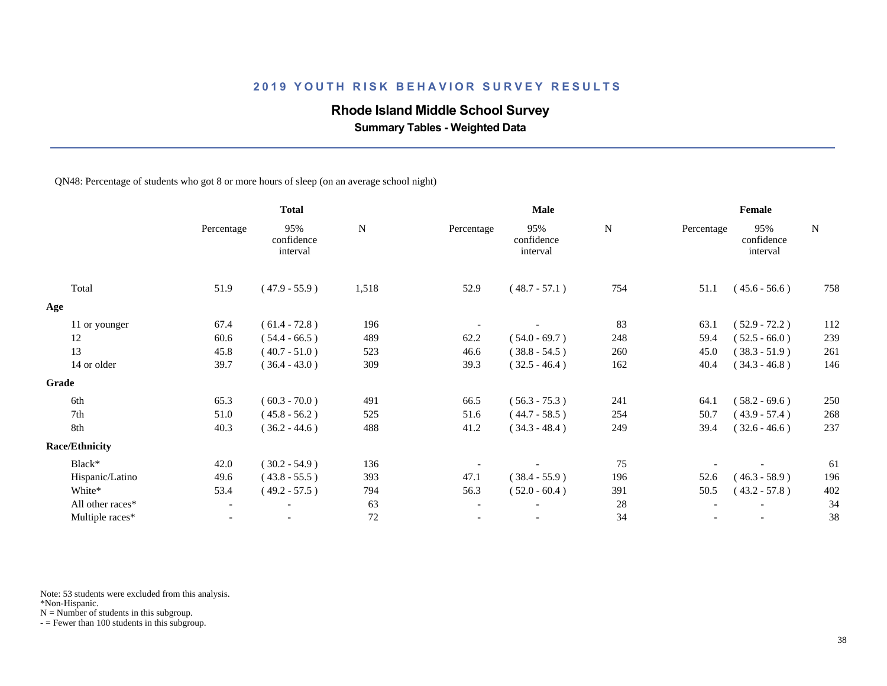# 2019 YOUTH RISK BEHAVIOR SURVEY RESULTS

## Rhode Island Middle School Survey

### Summary Tables - Weighted Data

QN48: Percentage of students who got 8 or more hours of sleep (on an average school night)

| | Total | | | Male | | | Female | | |
|---|---|---|---|---|---|---|---|---|---|
| | Percentage | 95% confidence interval | N | Percentage | 95% confidence interval | N | Percentage | 95% confidence interval | N |
| Total | 51.9 | ( 47.9 - 55.9 ) | 1,518 | 52.9 | ( 48.7 - 57.1 ) | 754 | 51.1 | ( 45.6 - 56.6 ) | 758 |
| **Age** | | | | | | | | | |
| 11 or younger | 67.4 | ( 61.4 - 72.8 ) | 196 | - | - | 83 | 63.1 | ( 52.9 - 72.2 ) | 112 |
| 12 | 60.6 | ( 54.4 - 66.5 ) | 489 | 62.2 | ( 54.0 - 69.7 ) | 248 | 59.4 | ( 52.5 - 66.0 ) | 239 |
| 13 | 45.8 | ( 40.7 - 51.0 ) | 523 | 46.6 | ( 38.8 - 54.5 ) | 260 | 45.0 | ( 38.3 - 51.9 ) | 261 |
| 14 or older | 39.7 | ( 36.4 - 43.0 ) | 309 | 39.3 | ( 32.5 - 46.4 ) | 162 | 40.4 | ( 34.3 - 46.8 ) | 146 |
| **Grade** | | | | | | | | | |
| 6th | 65.3 | ( 60.3 - 70.0 ) | 491 | 66.5 | ( 56.3 - 75.3 ) | 241 | 64.1 | ( 58.2 - 69.6 ) | 250 |
| 7th | 51.0 | ( 45.8 - 56.2 ) | 525 | 51.6 | ( 44.7 - 58.5 ) | 254 | 50.7 | ( 43.9 - 57.4 ) | 268 |
| 8th | 40.3 | ( 36.2 - 44.6 ) | 488 | 41.2 | ( 34.3 - 48.4 ) | 249 | 39.4 | ( 32.6 - 46.6 ) | 237 |
| **Race/Ethnicity** | | | | | | | | | |
| Black* | 42.0 | ( 30.2 - 54.9 ) | 136 | - | - | 75 | - | - | 61 |
| Hispanic/Latino | 49.6 | ( 43.8 - 55.5 ) | 393 | 47.1 | ( 38.4 - 55.9 ) | 196 | 52.6 | ( 46.3 - 58.9 ) | 196 |
| White* | 53.4 | ( 49.2 - 57.5 ) | 794 | 56.3 | ( 52.0 - 60.4 ) | 391 | 50.5 | ( 43.2 - 57.8 ) | 402 |
| All other races* | - | - | 63 | - | - | 28 | - | - | 34 |
| Multiple races* | - | - | 72 | - | - | 34 | - | - | 38 |

Note: 53 students were excluded from this analysis.
*Non-Hispanic.
N = Number of students in this subgroup.
- = Fewer than 100 students in this subgroup.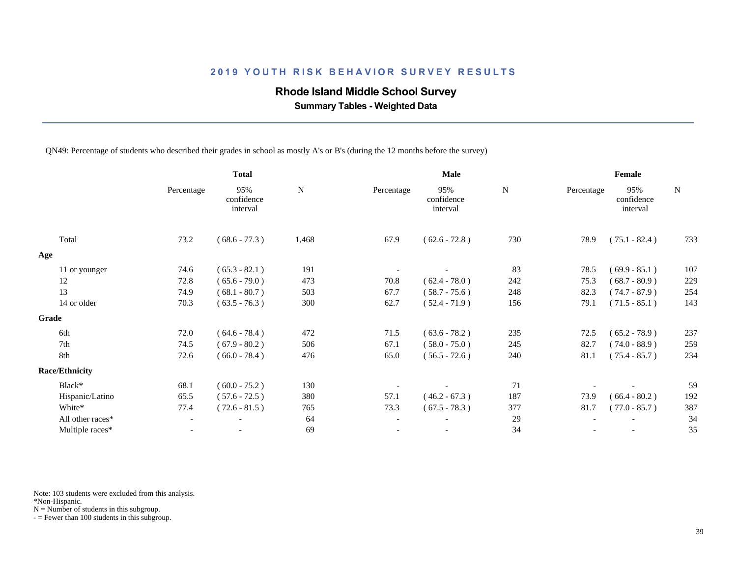## 2019 YOUTH RISK BEHAVIOR SURVEY RESULTS

### Rhode Island Middle School Survey

**Summary Tables - Weighted Data**

QN49: Percentage of students who described their grades in school as mostly A's or B's (during the 12 months before the survey)

| | Total | | | Male | | | Female | | |
|---|---|---|---|---|---|---|---|---|---|
| | Percentage | 95% confidence interval | N | Percentage | 95% confidence interval | N | Percentage | 95% confidence interval | N |
| Total | 73.2 | ( 68.6 - 77.3 ) | 1,468 | 67.9 | ( 62.6 - 72.8 ) | 730 | 78.9 | ( 75.1 - 82.4 ) | 733 |
| **Age** | | | | | | | | | |
| 11 or younger | 74.6 | ( 65.3 - 82.1 ) | 191 | - | - | 83 | 78.5 | ( 69.9 - 85.1 ) | 107 |
| 12 | 72.8 | ( 65.6 - 79.0 ) | 473 | 70.8 | ( 62.4 - 78.0 ) | 242 | 75.3 | ( 68.7 - 80.9 ) | 229 |
| 13 | 74.9 | ( 68.1 - 80.7 ) | 503 | 67.7 | ( 58.7 - 75.6 ) | 248 | 82.3 | ( 74.7 - 87.9 ) | 254 |
| 14 or older | 70.3 | ( 63.5 - 76.3 ) | 300 | 62.7 | ( 52.4 - 71.9 ) | 156 | 79.1 | ( 71.5 - 85.1 ) | 143 |
| **Grade** | | | | | | | | | |
| 6th | 72.0 | ( 64.6 - 78.4 ) | 472 | 71.5 | ( 63.6 - 78.2 ) | 235 | 72.5 | ( 65.2 - 78.9 ) | 237 |
| 7th | 74.5 | ( 67.9 - 80.2 ) | 506 | 67.1 | ( 58.0 - 75.0 ) | 245 | 82.7 | ( 74.0 - 88.9 ) | 259 |
| 8th | 72.6 | ( 66.0 - 78.4 ) | 476 | 65.0 | ( 56.5 - 72.6 ) | 240 | 81.1 | ( 75.4 - 85.7 ) | 234 |
| **Race/Ethnicity** | | | | | | | | | |
| Black* | 68.1 | ( 60.0 - 75.2 ) | 130 | - | - | 71 | - | - | 59 |
| Hispanic/Latino | 65.5 | ( 57.6 - 72.5 ) | 380 | 57.1 | ( 46.2 - 67.3 ) | 187 | 73.9 | ( 66.4 - 80.2 ) | 192 |
| White* | 77.4 | ( 72.6 - 81.5 ) | 765 | 73.3 | ( 67.5 - 78.3 ) | 377 | 81.7 | ( 77.0 - 85.7 ) | 387 |
| All other races* | - | - | 64 | - | - | 29 | - | - | 34 |
| Multiple races* | - | - | 69 | - | - | 34 | - | - | 35 |

Note: 103 students were excluded from this analysis.
*Non-Hispanic.
N = Number of students in this subgroup.
- = Fewer than 100 students in this subgroup.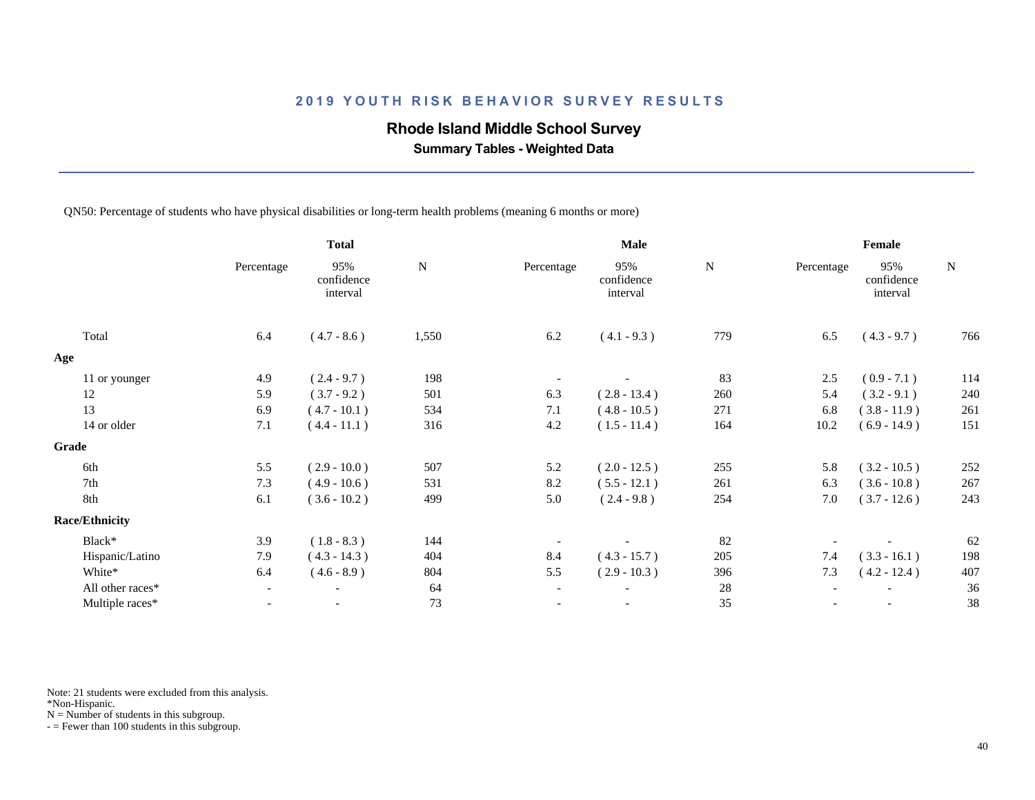## 2019 YOUTH RISK BEHAVIOR SURVEY RESULTS

### Rhode Island Middle School Survey

**Summary Tables - Weighted Data**

QN50: Percentage of students who have physical disabilities or long-term health problems (meaning 6 months or more)

| | Total | | | Male | | | Female | | |
|---|---|---|---|---|---|---|---|---|---|
| | Percentage | 95% confidence interval | N | Percentage | 95% confidence interval | N | Percentage | 95% confidence interval | N |
| Total | 6.4 | ( 4.7 - 8.6 ) | 1,550 | 6.2 | ( 4.1 - 9.3 ) | 779 | 6.5 | ( 4.3 - 9.7 ) | 766 |
| **Age** | | | | | | | | | |
| 11 or younger | 4.9 | ( 2.4 - 9.7 ) | 198 | - | - | 83 | 2.5 | ( 0.9 - 7.1 ) | 114 |
| 12 | 5.9 | ( 3.7 - 9.2 ) | 501 | 6.3 | ( 2.8 - 13.4 ) | 260 | 5.4 | ( 3.2 - 9.1 ) | 240 |
| 13 | 6.9 | ( 4.7 - 10.1 ) | 534 | 7.1 | ( 4.8 - 10.5 ) | 271 | 6.8 | ( 3.8 - 11.9 ) | 261 |
| 14 or older | 7.1 | ( 4.4 - 11.1 ) | 316 | 4.2 | ( 1.5 - 11.4 ) | 164 | 10.2 | ( 6.9 - 14.9 ) | 151 |
| **Grade** | | | | | | | | | |
| 6th | 5.5 | ( 2.9 - 10.0 ) | 507 | 5.2 | ( 2.0 - 12.5 ) | 255 | 5.8 | ( 3.2 - 10.5 ) | 252 |
| 7th | 7.3 | ( 4.9 - 10.6 ) | 531 | 8.2 | ( 5.5 - 12.1 ) | 261 | 6.3 | ( 3.6 - 10.8 ) | 267 |
| 8th | 6.1 | ( 3.6 - 10.2 ) | 499 | 5.0 | ( 2.4 - 9.8 ) | 254 | 7.0 | ( 3.7 - 12.6 ) | 243 |
| **Race/Ethnicity** | | | | | | | | | |
| Black* | 3.9 | ( 1.8 - 8.3 ) | 144 | - | - | 82 | - | - | 62 |
| Hispanic/Latino | 7.9 | ( 4.3 - 14.3 ) | 404 | 8.4 | ( 4.3 - 15.7 ) | 205 | 7.4 | ( 3.3 - 16.1 ) | 198 |
| White* | 6.4 | ( 4.6 - 8.9 ) | 804 | 5.5 | ( 2.9 - 10.3 ) | 396 | 7.3 | ( 4.2 - 12.4 ) | 407 |
| All other races* | - | - | 64 | - | - | 28 | - | - | 36 |
| Multiple races* | - | - | 73 | - | - | 35 | - | - | 38 |

Note: 21 students were excluded from this analysis.
*Non-Hispanic.
N = Number of students in this subgroup.
- = Fewer than 100 students in this subgroup.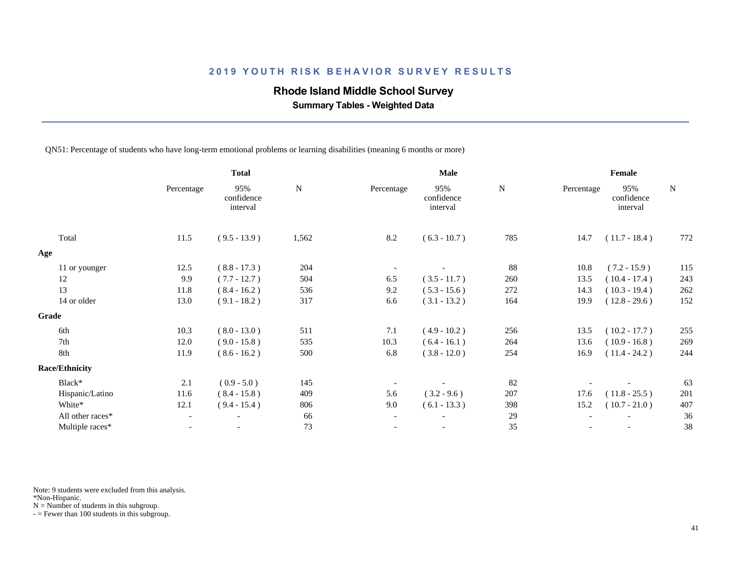## 2019 YOUTH RISK BEHAVIOR SURVEY RESULTS

### Rhode Island Middle School Survey

**Summary Tables - Weighted Data**

QN51: Percentage of students who have long-term emotional problems or learning disabilities (meaning 6 months or more)

| | Total | | | Male | | | Female | | |
|---|---|---|---|---|---|---|---|---|---|
| | Percentage | 95% confidence interval | N | Percentage | 95% confidence interval | N | Percentage | 95% confidence interval | N |
| Total | 11.5 | ( 9.5 - 13.9 ) | 1,562 | 8.2 | ( 6.3 - 10.7 ) | 785 | 14.7 | ( 11.7 - 18.4 ) | 772 |
| **Age** | | | | | | | | | |
| 11 or younger | 12.5 | ( 8.8 - 17.3 ) | 204 | - | - | 88 | 10.8 | ( 7.2 - 15.9 ) | 115 |
| 12 | 9.9 | ( 7.7 - 12.7 ) | 504 | 6.5 | ( 3.5 - 11.7 ) | 260 | 13.5 | ( 10.4 - 17.4 ) | 243 |
| 13 | 11.8 | ( 8.4 - 16.2 ) | 536 | 9.2 | ( 5.3 - 15.6 ) | 272 | 14.3 | ( 10.3 - 19.4 ) | 262 |
| 14 or older | 13.0 | ( 9.1 - 18.2 ) | 317 | 6.6 | ( 3.1 - 13.2 ) | 164 | 19.9 | ( 12.8 - 29.6 ) | 152 |
| **Grade** | | | | | | | | | |
| 6th | 10.3 | ( 8.0 - 13.0 ) | 511 | 7.1 | ( 4.9 - 10.2 ) | 256 | 13.5 | ( 10.2 - 17.7 ) | 255 |
| 7th | 12.0 | ( 9.0 - 15.8 ) | 535 | 10.3 | ( 6.4 - 16.1 ) | 264 | 13.6 | ( 10.9 - 16.8 ) | 269 |
| 8th | 11.9 | ( 8.6 - 16.2 ) | 500 | 6.8 | ( 3.8 - 12.0 ) | 254 | 16.9 | ( 11.4 - 24.2 ) | 244 |
| **Race/Ethnicity** | | | | | | | | | |
| Black* | 2.1 | ( 0.9 - 5.0 ) | 145 | - | - | 82 | - | - | 63 |
| Hispanic/Latino | 11.6 | ( 8.4 - 15.8 ) | 409 | 5.6 | ( 3.2 - 9.6 ) | 207 | 17.6 | ( 11.8 - 25.5 ) | 201 |
| White* | 12.1 | ( 9.4 - 15.4 ) | 806 | 9.0 | ( 6.1 - 13.3 ) | 398 | 15.2 | ( 10.7 - 21.0 ) | 407 |
| All other races* | - | - | 66 | - | - | 29 | - | - | 36 |
| Multiple races* | - | - | 73 | - | - | 35 | - | - | 38 |

Note: 9 students were excluded from this analysis.
*Non-Hispanic.
N = Number of students in this subgroup.
- = Fewer than 100 students in this subgroup.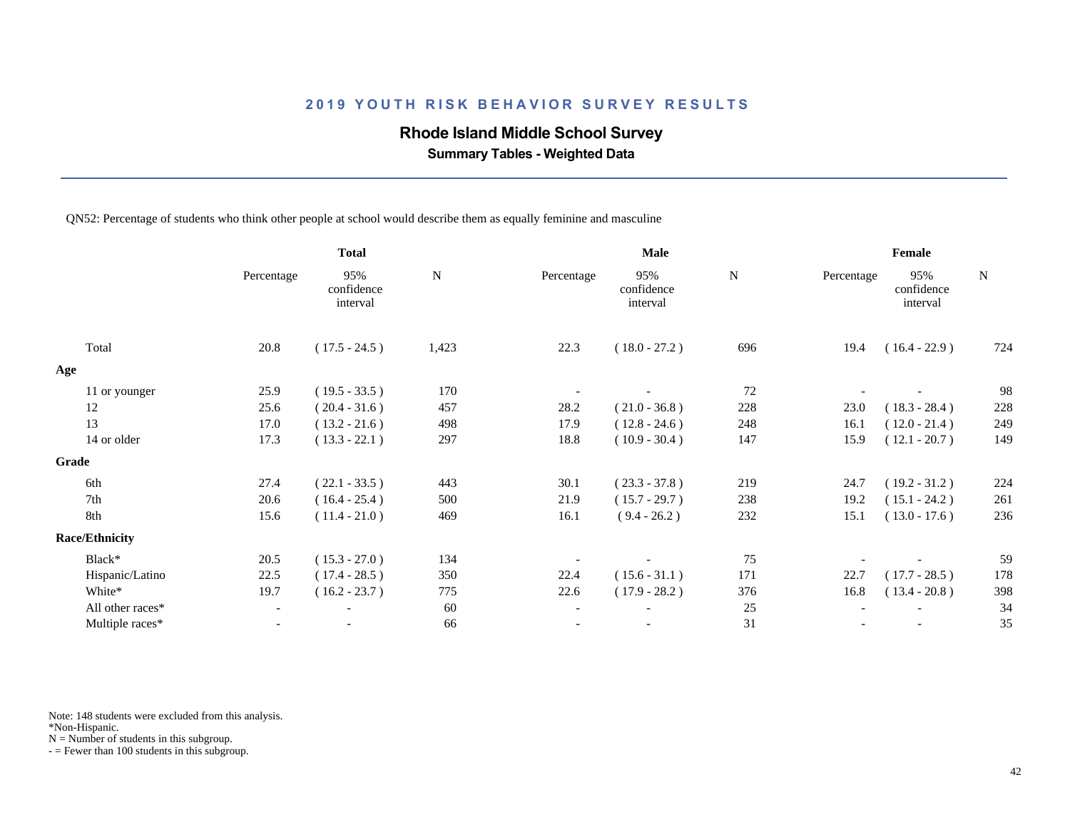## 2019 YOUTH RISK BEHAVIOR SURVEY RESULTS

### Rhode Island Middle School Survey

**Summary Tables - Weighted Data**

QN52: Percentage of students who think other people at school would describe them as equally feminine and masculine

| | Total | | | Male | | | Female | | |
|---|---|---|---|---|---|---|---|---|---|
| | Percentage | 95% confidence interval | N | Percentage | 95% confidence interval | N | Percentage | 95% confidence interval | N |
| Total | 20.8 | ( 17.5 - 24.5 ) | 1,423 | 22.3 | ( 18.0 - 27.2 ) | 696 | 19.4 | ( 16.4 - 22.9 ) | 724 |
| **Age** | | | | | | | | | |
| 11 or younger | 25.9 | ( 19.5 - 33.5 ) | 170 | - | - | 72 | - | - | 98 |
| 12 | 25.6 | ( 20.4 - 31.6 ) | 457 | 28.2 | ( 21.0 - 36.8 ) | 228 | 23.0 | ( 18.3 - 28.4 ) | 228 |
| 13 | 17.0 | ( 13.2 - 21.6 ) | 498 | 17.9 | ( 12.8 - 24.6 ) | 248 | 16.1 | ( 12.0 - 21.4 ) | 249 |
| 14 or older | 17.3 | ( 13.3 - 22.1 ) | 297 | 18.8 | ( 10.9 - 30.4 ) | 147 | 15.9 | ( 12.1 - 20.7 ) | 149 |
| **Grade** | | | | | | | | | |
| 6th | 27.4 | ( 22.1 - 33.5 ) | 443 | 30.1 | ( 23.3 - 37.8 ) | 219 | 24.7 | ( 19.2 - 31.2 ) | 224 |
| 7th | 20.6 | ( 16.4 - 25.4 ) | 500 | 21.9 | ( 15.7 - 29.7 ) | 238 | 19.2 | ( 15.1 - 24.2 ) | 261 |
| 8th | 15.6 | ( 11.4 - 21.0 ) | 469 | 16.1 | ( 9.4 - 26.2 ) | 232 | 15.1 | ( 13.0 - 17.6 ) | 236 |
| **Race/Ethnicity** | | | | | | | | | |
| Black* | 20.5 | ( 15.3 - 27.0 ) | 134 | - | - | 75 | - | - | 59 |
| Hispanic/Latino | 22.5 | ( 17.4 - 28.5 ) | 350 | 22.4 | ( 15.6 - 31.1 ) | 171 | 22.7 | ( 17.7 - 28.5 ) | 178 |
| White* | 19.7 | ( 16.2 - 23.7 ) | 775 | 22.6 | ( 17.9 - 28.2 ) | 376 | 16.8 | ( 13.4 - 20.8 ) | 398 |
| All other races* | - | - | 60 | - | - | 25 | - | - | 34 |
| Multiple races* | - | - | 66 | - | - | 31 | - | - | 35 |

Note: 148 students were excluded from this analysis.
*Non-Hispanic.
N = Number of students in this subgroup.
- = Fewer than 100 students in this subgroup.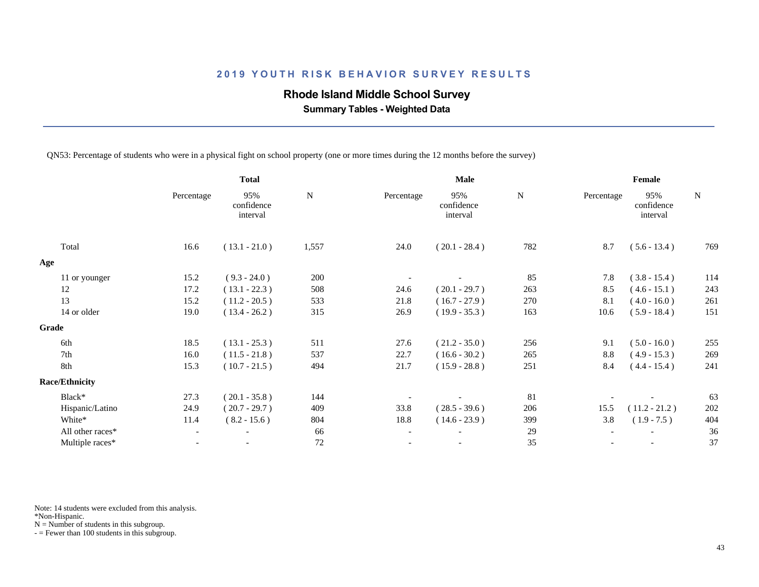## 2019 YOUTH RISK BEHAVIOR SURVEY RESULTS

### Rhode Island Middle School Survey

**Summary Tables - Weighted Data**

QN53: Percentage of students who were in a physical fight on school property (one or more times during the 12 months before the survey)

| | Total | | | Male | | | Female | | |
|---|---|---|---|---|---|---|---|---|---|
| | Percentage | 95% confidence interval | N | Percentage | 95% confidence interval | N | Percentage | 95% confidence interval | N |
| Total | 16.6 | ( 13.1 - 21.0 ) | 1,557 | 24.0 | ( 20.1 - 28.4 ) | 782 | 8.7 | ( 5.6 - 13.4 ) | 769 |
| **Age** | | | | | | | | | |
| 11 or younger | 15.2 | ( 9.3 - 24.0 ) | 200 | - | - | 85 | 7.8 | ( 3.8 - 15.4 ) | 114 |
| 12 | 17.2 | ( 13.1 - 22.3 ) | 508 | 24.6 | ( 20.1 - 29.7 ) | 263 | 8.5 | ( 4.6 - 15.1 ) | 243 |
| 13 | 15.2 | ( 11.2 - 20.5 ) | 533 | 21.8 | ( 16.7 - 27.9 ) | 270 | 8.1 | ( 4.0 - 16.0 ) | 261 |
| 14 or older | 19.0 | ( 13.4 - 26.2 ) | 315 | 26.9 | ( 19.9 - 35.3 ) | 163 | 10.6 | ( 5.9 - 18.4 ) | 151 |
| **Grade** | | | | | | | | | |
| 6th | 18.5 | ( 13.1 - 25.3 ) | 511 | 27.6 | ( 21.2 - 35.0 ) | 256 | 9.1 | ( 5.0 - 16.0 ) | 255 |
| 7th | 16.0 | ( 11.5 - 21.8 ) | 537 | 22.7 | ( 16.6 - 30.2 ) | 265 | 8.8 | ( 4.9 - 15.3 ) | 269 |
| 8th | 15.3 | ( 10.7 - 21.5 ) | 494 | 21.7 | ( 15.9 - 28.8 ) | 251 | 8.4 | ( 4.4 - 15.4 ) | 241 |
| **Race/Ethnicity** | | | | | | | | | |
| Black* | 27.3 | ( 20.1 - 35.8 ) | 144 | - | - | 81 | - | - | 63 |
| Hispanic/Latino | 24.9 | ( 20.7 - 29.7 ) | 409 | 33.8 | ( 28.5 - 39.6 ) | 206 | 15.5 | ( 11.2 - 21.2 ) | 202 |
| White* | 11.4 | ( 8.2 - 15.6 ) | 804 | 18.8 | ( 14.6 - 23.9 ) | 399 | 3.8 | ( 1.9 - 7.5 ) | 404 |
| All other races* | - | - | 66 | - | - | 29 | - | - | 36 |
| Multiple races* | - | - | 72 | - | - | 35 | - | - | 37 |

Note: 14 students were excluded from this analysis.
*Non-Hispanic.
N = Number of students in this subgroup.
- = Fewer than 100 students in this subgroup.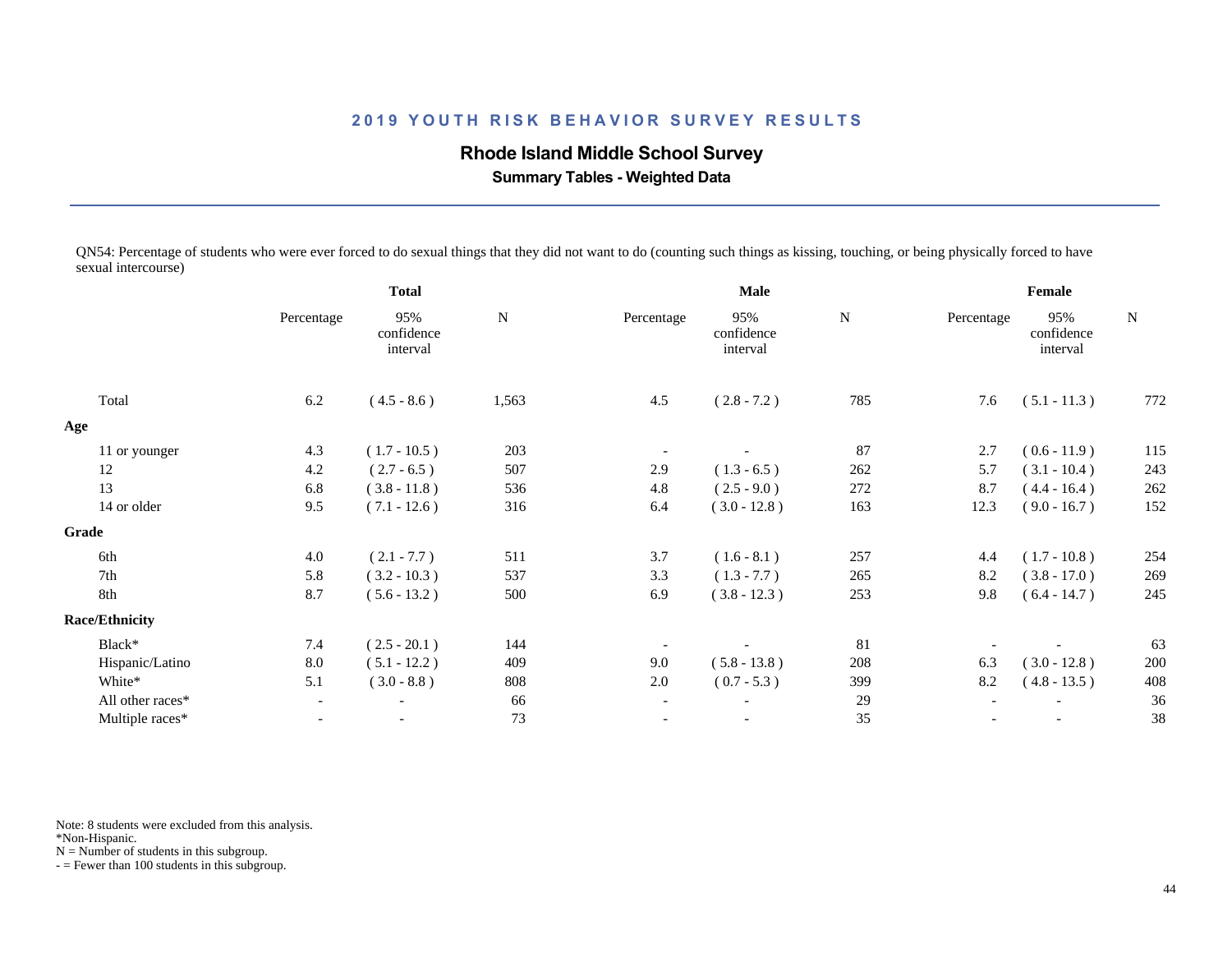## 2019 YOUTH RISK BEHAVIOR SURVEY RESULTS

### Rhode Island Middle School Survey

**Summary Tables - Weighted Data**

QN54: Percentage of students who were ever forced to do sexual things that they did not want to do (counting such things as kissing, touching, or being physically forced to have sexual intercourse)

| | Total | | | Male | | | Female | | |
|---|---|---|---|---|---|---|---|---|---|
| | Percentage | 95% confidence interval | N | Percentage | 95% confidence interval | N | Percentage | 95% confidence interval | N |
| Total | 6.2 | ( 4.5 - 8.6 ) | 1,563 | 4.5 | ( 2.8 - 7.2 ) | 785 | 7.6 | ( 5.1 - 11.3 ) | 772 |
| **Age** | | | | | | | | | |
| 11 or younger | 4.3 | ( 1.7 - 10.5 ) | 203 | - | - | 87 | 2.7 | ( 0.6 - 11.9 ) | 115 |
| 12 | 4.2 | ( 2.7 - 6.5 ) | 507 | 2.9 | ( 1.3 - 6.5 ) | 262 | 5.7 | ( 3.1 - 10.4 ) | 243 |
| 13 | 6.8 | ( 3.8 - 11.8 ) | 536 | 4.8 | ( 2.5 - 9.0 ) | 272 | 8.7 | ( 4.4 - 16.4 ) | 262 |
| 14 or older | 9.5 | ( 7.1 - 12.6 ) | 316 | 6.4 | ( 3.0 - 12.8 ) | 163 | 12.3 | ( 9.0 - 16.7 ) | 152 |
| **Grade** | | | | | | | | | |
| 6th | 4.0 | ( 2.1 - 7.7 ) | 511 | 3.7 | ( 1.6 - 8.1 ) | 257 | 4.4 | ( 1.7 - 10.8 ) | 254 |
| 7th | 5.8 | ( 3.2 - 10.3 ) | 537 | 3.3 | ( 1.3 - 7.7 ) | 265 | 8.2 | ( 3.8 - 17.0 ) | 269 |
| 8th | 8.7 | ( 5.6 - 13.2 ) | 500 | 6.9 | ( 3.8 - 12.3 ) | 253 | 9.8 | ( 6.4 - 14.7 ) | 245 |
| **Race/Ethnicity** | | | | | | | | | |
| Black* | 7.4 | ( 2.5 - 20.1 ) | 144 | - | - | 81 | - | - | 63 |
| Hispanic/Latino | 8.0 | ( 5.1 - 12.2 ) | 409 | 9.0 | ( 5.8 - 13.8 ) | 208 | 6.3 | ( 3.0 - 12.8 ) | 200 |
| White* | 5.1 | ( 3.0 - 8.8 ) | 808 | 2.0 | ( 0.7 - 5.3 ) | 399 | 8.2 | ( 4.8 - 13.5 ) | 408 |
| All other races* | - | - | 66 | - | - | 29 | - | - | 36 |
| Multiple races* | - | - | 73 | - | - | 35 | - | - | 38 |

Note: 8 students were excluded from this analysis.
*Non-Hispanic.
N = Number of students in this subgroup.
- = Fewer than 100 students in this subgroup.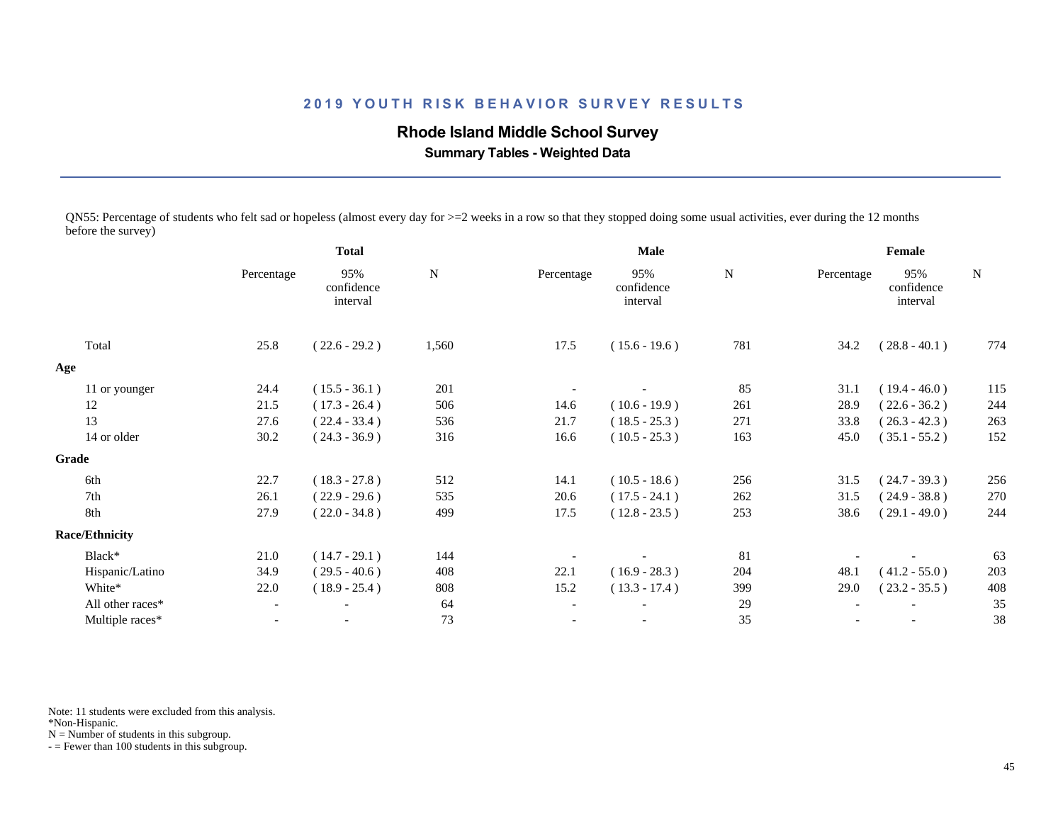## 2019 YOUTH RISK BEHAVIOR SURVEY RESULTS

### Rhode Island Middle School Survey

**Summary Tables - Weighted Data**

QN55: Percentage of students who felt sad or hopeless (almost every day for >=2 weeks in a row so that they stopped doing some usual activities, ever during the 12 months before the survey)

| | Total | | | Male | | | Female | | |
|---|---|---|---|---|---|---|---|---|---|
| | Percentage | 95% confidence interval | N | Percentage | 95% confidence interval | N | Percentage | 95% confidence interval | N |
| Total | 25.8 | ( 22.6 - 29.2 ) | 1,560 | 17.5 | ( 15.6 - 19.6 ) | 781 | 34.2 | ( 28.8 - 40.1 ) | 774 |
| **Age** | | | | | | | | | |
| 11 or younger | 24.4 | ( 15.5 - 36.1 ) | 201 | - | - | 85 | 31.1 | ( 19.4 - 46.0 ) | 115 |
| 12 | 21.5 | ( 17.3 - 26.4 ) | 506 | 14.6 | ( 10.6 - 19.9 ) | 261 | 28.9 | ( 22.6 - 36.2 ) | 244 |
| 13 | 27.6 | ( 22.4 - 33.4 ) | 536 | 21.7 | ( 18.5 - 25.3 ) | 271 | 33.8 | ( 26.3 - 42.3 ) | 263 |
| 14 or older | 30.2 | ( 24.3 - 36.9 ) | 316 | 16.6 | ( 10.5 - 25.3 ) | 163 | 45.0 | ( 35.1 - 55.2 ) | 152 |
| **Grade** | | | | | | | | | |
| 6th | 22.7 | ( 18.3 - 27.8 ) | 512 | 14.1 | ( 10.5 - 18.6 ) | 256 | 31.5 | ( 24.7 - 39.3 ) | 256 |
| 7th | 26.1 | ( 22.9 - 29.6 ) | 535 | 20.6 | ( 17.5 - 24.1 ) | 262 | 31.5 | ( 24.9 - 38.8 ) | 270 |
| 8th | 27.9 | ( 22.0 - 34.8 ) | 499 | 17.5 | ( 12.8 - 23.5 ) | 253 | 38.6 | ( 29.1 - 49.0 ) | 244 |
| **Race/Ethnicity** | | | | | | | | | |
| Black* | 21.0 | ( 14.7 - 29.1 ) | 144 | - | - | 81 | - | - | 63 |
| Hispanic/Latino | 34.9 | ( 29.5 - 40.6 ) | 408 | 22.1 | ( 16.9 - 28.3 ) | 204 | 48.1 | ( 41.2 - 55.0 ) | 203 |
| White* | 22.0 | ( 18.9 - 25.4 ) | 808 | 15.2 | ( 13.3 - 17.4 ) | 399 | 29.0 | ( 23.2 - 35.5 ) | 408 |
| All other races* | - | - | 64 | - | - | 29 | - | - | 35 |
| Multiple races* | - | - | 73 | - | - | 35 | - | - | 38 |

Note: 11 students were excluded from this analysis.
*Non-Hispanic.
N = Number of students in this subgroup.
- = Fewer than 100 students in this subgroup.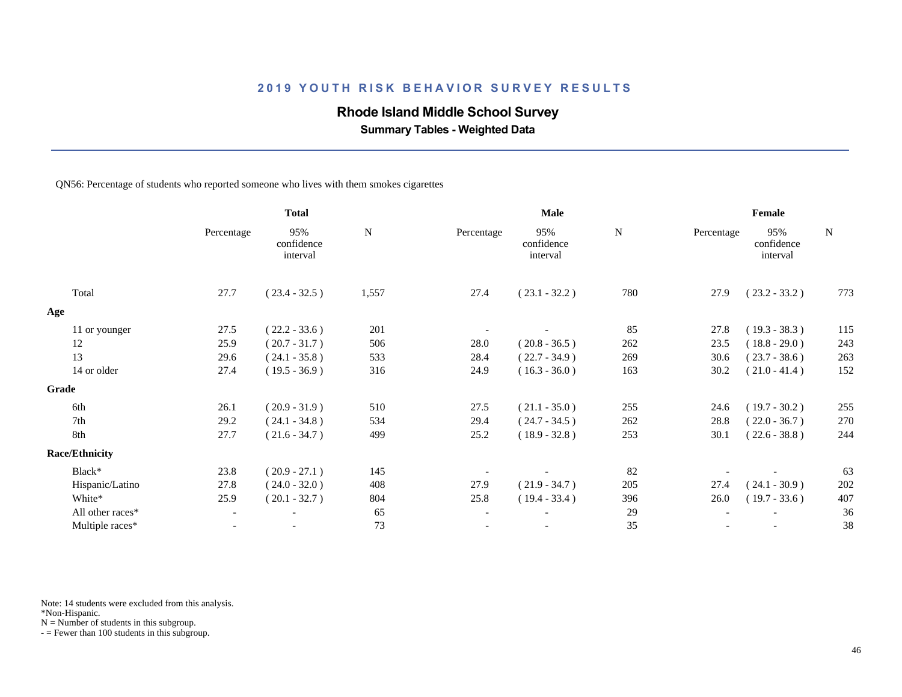## 2019 YOUTH RISK BEHAVIOR SURVEY RESULTS

### Rhode Island Middle School Survey

**Summary Tables - Weighted Data**

QN56: Percentage of students who reported someone who lives with them smokes cigarettes

| | Total | | | Male | | | Female | | |
|---|---|---|---|---|---|---|---|---|---|
| | Percentage | 95% confidence interval | N | Percentage | 95% confidence interval | N | Percentage | 95% confidence interval | N |
| Total | 27.7 | ( 23.4 - 32.5 ) | 1,557 | 27.4 | ( 23.1 - 32.2 ) | 780 | 27.9 | ( 23.2 - 33.2 ) | 773 |
| **Age** | | | | | | | | | |
| 11 or younger | 27.5 | ( 22.2 - 33.6 ) | 201 | - | - | 85 | 27.8 | ( 19.3 - 38.3 ) | 115 |
| 12 | 25.9 | ( 20.7 - 31.7 ) | 506 | 28.0 | ( 20.8 - 36.5 ) | 262 | 23.5 | ( 18.8 - 29.0 ) | 243 |
| 13 | 29.6 | ( 24.1 - 35.8 ) | 533 | 28.4 | ( 22.7 - 34.9 ) | 269 | 30.6 | ( 23.7 - 38.6 ) | 263 |
| 14 or older | 27.4 | ( 19.5 - 36.9 ) | 316 | 24.9 | ( 16.3 - 36.0 ) | 163 | 30.2 | ( 21.0 - 41.4 ) | 152 |
| **Grade** | | | | | | | | | |
| 6th | 26.1 | ( 20.9 - 31.9 ) | 510 | 27.5 | ( 21.1 - 35.0 ) | 255 | 24.6 | ( 19.7 - 30.2 ) | 255 |
| 7th | 29.2 | ( 24.1 - 34.8 ) | 534 | 29.4 | ( 24.7 - 34.5 ) | 262 | 28.8 | ( 22.0 - 36.7 ) | 270 |
| 8th | 27.7 | ( 21.6 - 34.7 ) | 499 | 25.2 | ( 18.9 - 32.8 ) | 253 | 30.1 | ( 22.6 - 38.8 ) | 244 |
| **Race/Ethnicity** | | | | | | | | | |
| Black* | 23.8 | ( 20.9 - 27.1 ) | 145 | - | - | 82 | - | - | 63 |
| Hispanic/Latino | 27.8 | ( 24.0 - 32.0 ) | 408 | 27.9 | ( 21.9 - 34.7 ) | 205 | 27.4 | ( 24.1 - 30.9 ) | 202 |
| White* | 25.9 | ( 20.1 - 32.7 ) | 804 | 25.8 | ( 19.4 - 33.4 ) | 396 | 26.0 | ( 19.7 - 33.6 ) | 407 |
| All other races* | - | - | 65 | - | - | 29 | - | - | 36 |
| Multiple races* | - | - | 73 | - | - | 35 | - | - | 38 |

Note: 14 students were excluded from this analysis.
*Non-Hispanic.
N = Number of students in this subgroup.
- = Fewer than 100 students in this subgroup.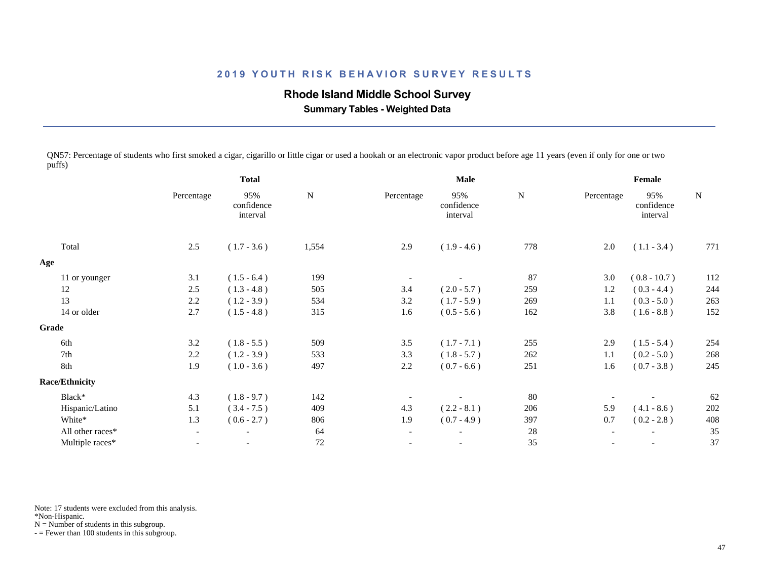# 2019 YOUTH RISK BEHAVIOR SURVEY RESULTS

## Rhode Island Middle School Survey

### Summary Tables - Weighted Data

QN57: Percentage of students who first smoked a cigar, cigarillo or little cigar or used a hookah or an electronic vapor product before age 11 years (even if only for one or two puffs)

| | Total | | | Male | | | Female | | |
|---|---|---|---|---|---|---|---|---|---|
| | Percentage | 95% confidence interval | N | Percentage | 95% confidence interval | N | Percentage | 95% confidence interval | N |
| Total | 2.5 | ( 1.7 - 3.6 ) | 1,554 | 2.9 | ( 1.9 - 4.6 ) | 778 | 2.0 | ( 1.1 - 3.4 ) | 771 |
| **Age** | | | | | | | | | |
| 11 or younger | 3.1 | ( 1.5 - 6.4 ) | 199 | - | - | 87 | 3.0 | ( 0.8 - 10.7 ) | 112 |
| 12 | 2.5 | ( 1.3 - 4.8 ) | 505 | 3.4 | ( 2.0 - 5.7 ) | 259 | 1.2 | ( 0.3 - 4.4 ) | 244 |
| 13 | 2.2 | ( 1.2 - 3.9 ) | 534 | 3.2 | ( 1.7 - 5.9 ) | 269 | 1.1 | ( 0.3 - 5.0 ) | 263 |
| 14 or older | 2.7 | ( 1.5 - 4.8 ) | 315 | 1.6 | ( 0.5 - 5.6 ) | 162 | 3.8 | ( 1.6 - 8.8 ) | 152 |
| **Grade** | | | | | | | | | |
| 6th | 3.2 | ( 1.8 - 5.5 ) | 509 | 3.5 | ( 1.7 - 7.1 ) | 255 | 2.9 | ( 1.5 - 5.4 ) | 254 |
| 7th | 2.2 | ( 1.2 - 3.9 ) | 533 | 3.3 | ( 1.8 - 5.7 ) | 262 | 1.1 | ( 0.2 - 5.0 ) | 268 |
| 8th | 1.9 | ( 1.0 - 3.6 ) | 497 | 2.2 | ( 0.7 - 6.6 ) | 251 | 1.6 | ( 0.7 - 3.8 ) | 245 |
| **Race/Ethnicity** | | | | | | | | | |
| Black* | 4.3 | ( 1.8 - 9.7 ) | 142 | - | - | 80 | - | - | 62 |
| Hispanic/Latino | 5.1 | ( 3.4 - 7.5 ) | 409 | 4.3 | ( 2.2 - 8.1 ) | 206 | 5.9 | ( 4.1 - 8.6 ) | 202 |
| White* | 1.3 | ( 0.6 - 2.7 ) | 806 | 1.9 | ( 0.7 - 4.9 ) | 397 | 0.7 | ( 0.2 - 2.8 ) | 408 |
| All other races* | - | - | 64 | - | - | 28 | - | - | 35 |
| Multiple races* | - | - | 72 | - | - | 35 | - | - | 37 |

Note: 17 students were excluded from this analysis.
*Non-Hispanic.
N = Number of students in this subgroup.
- = Fewer than 100 students in this subgroup.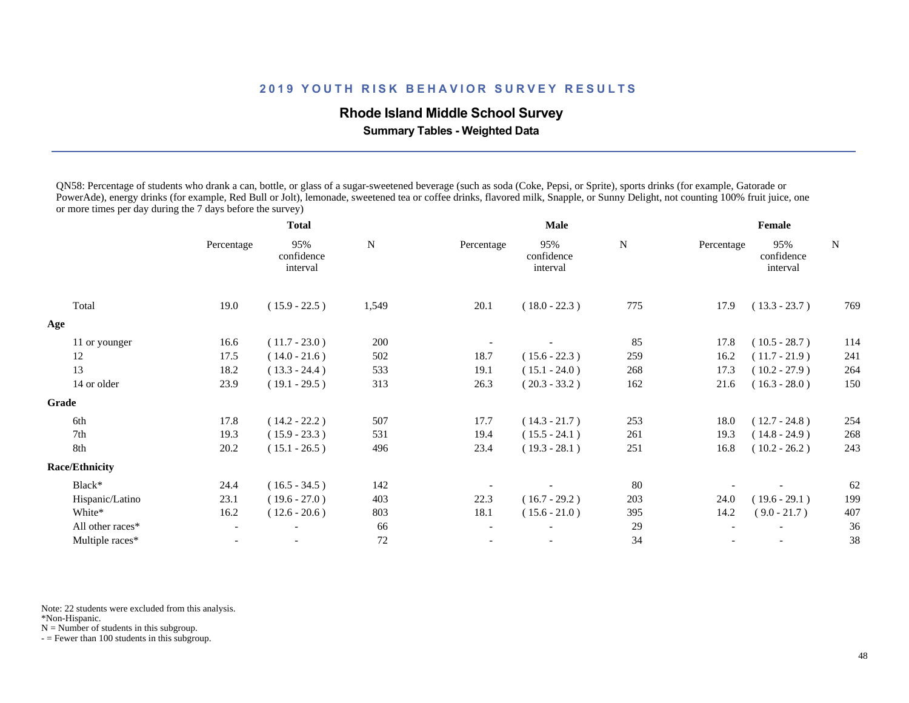# 2019 YOUTH RISK BEHAVIOR SURVEY RESULTS

## Rhode Island Middle School Survey

### Summary Tables - Weighted Data

QN58: Percentage of students who drank a can, bottle, or glass of a sugar-sweetened beverage (such as soda (Coke, Pepsi, or Sprite), sports drinks (for example, Gatorade or PowerAde), energy drinks (for example, Red Bull or Jolt), lemonade, sweetened tea or coffee drinks, flavored milk, Snapple, or Sunny Delight, not counting 100% fruit juice, one or more times per day during the 7 days before the survey)

| | Total | | | Male | | | Female | | |
|---|---|---|---|---|---|---|---|---|---|
| | Percentage | 95% confidence interval | N | Percentage | 95% confidence interval | N | Percentage | 95% confidence interval | N |
| Total | 19.0 | ( 15.9 - 22.5 ) | 1,549 | 20.1 | ( 18.0 - 22.3 ) | 775 | 17.9 | ( 13.3 - 23.7 ) | 769 |
| **Age** | | | | | | | | | |
| 11 or younger | 16.6 | ( 11.7 - 23.0 ) | 200 | - | - | 85 | 17.8 | ( 10.5 - 28.7 ) | 114 |
| 12 | 17.5 | ( 14.0 - 21.6 ) | 502 | 18.7 | ( 15.6 - 22.3 ) | 259 | 16.2 | ( 11.7 - 21.9 ) | 241 |
| 13 | 18.2 | ( 13.3 - 24.4 ) | 533 | 19.1 | ( 15.1 - 24.0 ) | 268 | 17.3 | ( 10.2 - 27.9 ) | 264 |
| 14 or older | 23.9 | ( 19.1 - 29.5 ) | 313 | 26.3 | ( 20.3 - 33.2 ) | 162 | 21.6 | ( 16.3 - 28.0 ) | 150 |
| **Grade** | | | | | | | | | |
| 6th | 17.8 | ( 14.2 - 22.2 ) | 507 | 17.7 | ( 14.3 - 21.7 ) | 253 | 18.0 | ( 12.7 - 24.8 ) | 254 |
| 7th | 19.3 | ( 15.9 - 23.3 ) | 531 | 19.4 | ( 15.5 - 24.1 ) | 261 | 19.3 | ( 14.8 - 24.9 ) | 268 |
| 8th | 20.2 | ( 15.1 - 26.5 ) | 496 | 23.4 | ( 19.3 - 28.1 ) | 251 | 16.8 | ( 10.2 - 26.2 ) | 243 |
| **Race/Ethnicity** | | | | | | | | | |
| Black* | 24.4 | ( 16.5 - 34.5 ) | 142 | - | - | 80 | - | - | 62 |
| Hispanic/Latino | 23.1 | ( 19.6 - 27.0 ) | 403 | 22.3 | ( 16.7 - 29.2 ) | 203 | 24.0 | ( 19.6 - 29.1 ) | 199 |
| White* | 16.2 | ( 12.6 - 20.6 ) | 803 | 18.1 | ( 15.6 - 21.0 ) | 395 | 14.2 | ( 9.0 - 21.7 ) | 407 |
| All other races* | - | - | 66 | - | - | 29 | - | - | 36 |
| Multiple races* | - | - | 72 | - | - | 34 | - | - | 38 |

Note: 22 students were excluded from this analysis.
*Non-Hispanic.
N = Number of students in this subgroup.
- = Fewer than 100 students in this subgroup.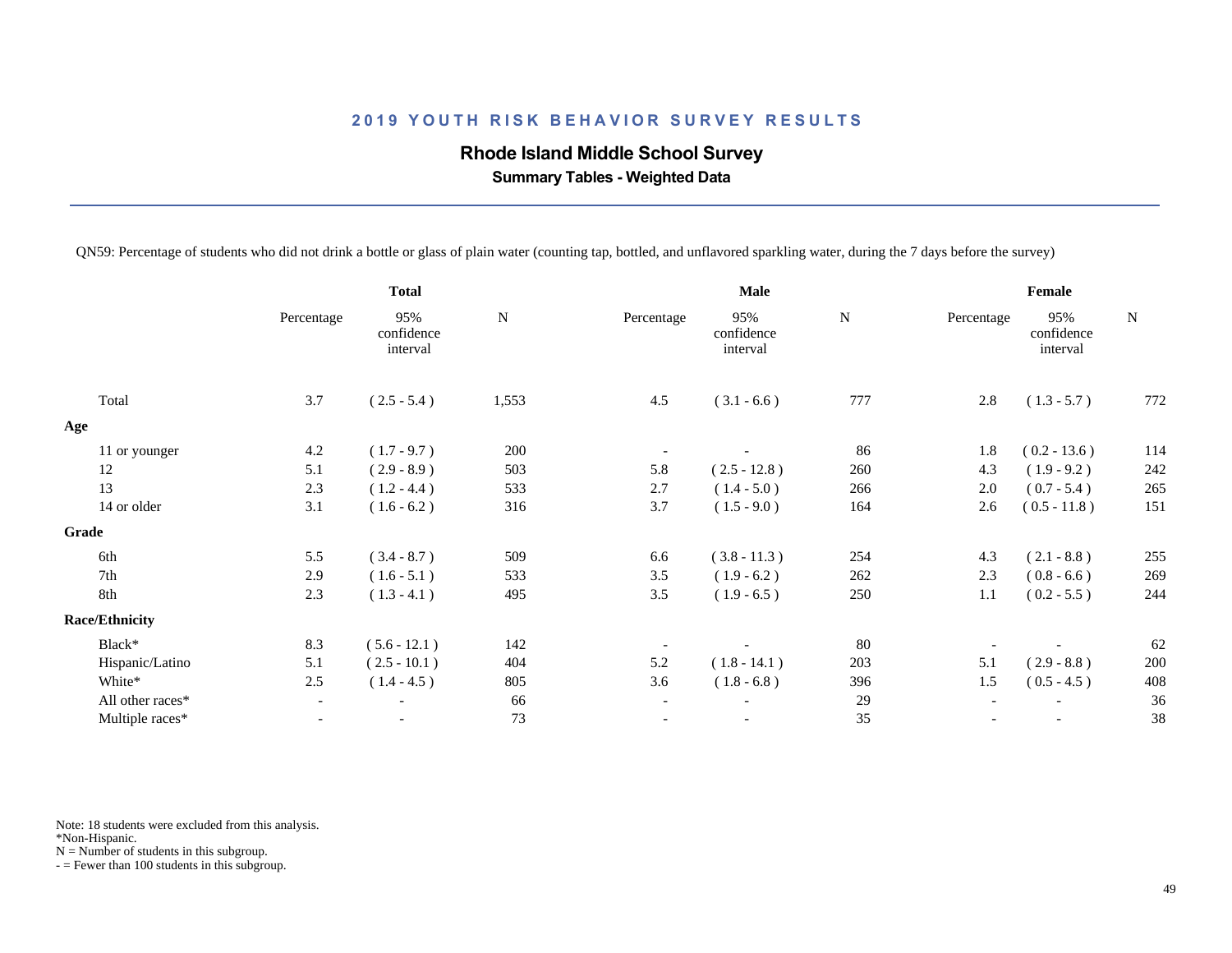## 2019 YOUTH RISK BEHAVIOR SURVEY RESULTS

### Rhode Island Middle School Survey

**Summary Tables - Weighted Data**

QN59: Percentage of students who did not drink a bottle or glass of plain water (counting tap, bottled, and unflavored sparkling water, during the 7 days before the survey)

| | Total | | | Male | | | Female | | |
|---|---|---|---|---|---|---|---|---|---|
| | Percentage | 95% confidence interval | N | Percentage | 95% confidence interval | N | Percentage | 95% confidence interval | N |
| Total | 3.7 | ( 2.5 - 5.4 ) | 1,553 | 4.5 | ( 3.1 - 6.6 ) | 777 | 2.8 | ( 1.3 - 5.7 ) | 772 |
| **Age** | | | | | | | | | |
| 11 or younger | 4.2 | ( 1.7 - 9.7 ) | 200 | - | - | 86 | 1.8 | ( 0.2 - 13.6 ) | 114 |
| 12 | 5.1 | ( 2.9 - 8.9 ) | 503 | 5.8 | ( 2.5 - 12.8 ) | 260 | 4.3 | ( 1.9 - 9.2 ) | 242 |
| 13 | 2.3 | ( 1.2 - 4.4 ) | 533 | 2.7 | ( 1.4 - 5.0 ) | 266 | 2.0 | ( 0.7 - 5.4 ) | 265 |
| 14 or older | 3.1 | ( 1.6 - 6.2 ) | 316 | 3.7 | ( 1.5 - 9.0 ) | 164 | 2.6 | ( 0.5 - 11.8 ) | 151 |
| **Grade** | | | | | | | | | |
| 6th | 5.5 | ( 3.4 - 8.7 ) | 509 | 6.6 | ( 3.8 - 11.3 ) | 254 | 4.3 | ( 2.1 - 8.8 ) | 255 |
| 7th | 2.9 | ( 1.6 - 5.1 ) | 533 | 3.5 | ( 1.9 - 6.2 ) | 262 | 2.3 | ( 0.8 - 6.6 ) | 269 |
| 8th | 2.3 | ( 1.3 - 4.1 ) | 495 | 3.5 | ( 1.9 - 6.5 ) | 250 | 1.1 | ( 0.2 - 5.5 ) | 244 |
| **Race/Ethnicity** | | | | | | | | | |
| Black* | 8.3 | ( 5.6 - 12.1 ) | 142 | - | - | 80 | - | - | 62 |
| Hispanic/Latino | 5.1 | ( 2.5 - 10.1 ) | 404 | 5.2 | ( 1.8 - 14.1 ) | 203 | 5.1 | ( 2.9 - 8.8 ) | 200 |
| White* | 2.5 | ( 1.4 - 4.5 ) | 805 | 3.6 | ( 1.8 - 6.8 ) | 396 | 1.5 | ( 0.5 - 4.5 ) | 408 |
| All other races* | - | - | 66 | - | - | 29 | - | - | 36 |
| Multiple races* | - | - | 73 | - | - | 35 | - | - | 38 |

Note: 18 students were excluded from this analysis.
*Non-Hispanic.
N = Number of students in this subgroup.
- = Fewer than 100 students in this subgroup.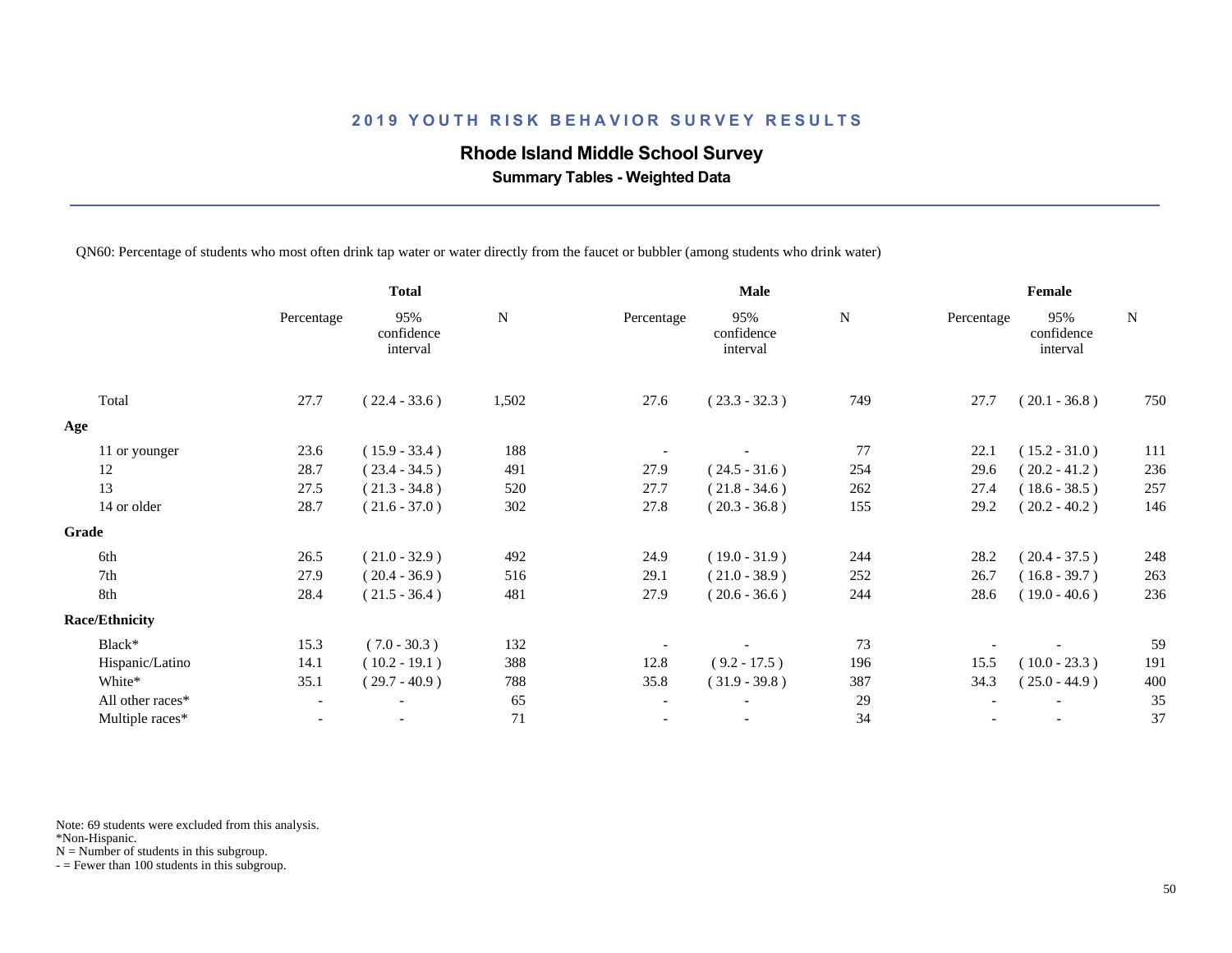# 2019 YOUTH RISK BEHAVIOR SURVEY RESULTS

## Rhode Island Middle School Survey

### Summary Tables - Weighted Data

QN60: Percentage of students who most often drink tap water or water directly from the faucet or bubbler (among students who drink water)

| | Total | | | Male | | | Female | | |
|---|---|---|---|---|---|---|---|---|---|
| | Percentage | 95% confidence interval | N | Percentage | 95% confidence interval | N | Percentage | 95% confidence interval | N |
| Total | 27.7 | ( 22.4 - 33.6 ) | 1,502 | 27.6 | ( 23.3 - 32.3 ) | 749 | 27.7 | ( 20.1 - 36.8 ) | 750 |
| **Age** | | | | | | | | | |
| 11 or younger | 23.6 | ( 15.9 - 33.4 ) | 188 | - | - | 77 | 22.1 | ( 15.2 - 31.0 ) | 111 |
| 12 | 28.7 | ( 23.4 - 34.5 ) | 491 | 27.9 | ( 24.5 - 31.6 ) | 254 | 29.6 | ( 20.2 - 41.2 ) | 236 |
| 13 | 27.5 | ( 21.3 - 34.8 ) | 520 | 27.7 | ( 21.8 - 34.6 ) | 262 | 27.4 | ( 18.6 - 38.5 ) | 257 |
| 14 or older | 28.7 | ( 21.6 - 37.0 ) | 302 | 27.8 | ( 20.3 - 36.8 ) | 155 | 29.2 | ( 20.2 - 40.2 ) | 146 |
| **Grade** | | | | | | | | | |
| 6th | 26.5 | ( 21.0 - 32.9 ) | 492 | 24.9 | ( 19.0 - 31.9 ) | 244 | 28.2 | ( 20.4 - 37.5 ) | 248 |
| 7th | 27.9 | ( 20.4 - 36.9 ) | 516 | 29.1 | ( 21.0 - 38.9 ) | 252 | 26.7 | ( 16.8 - 39.7 ) | 263 |
| 8th | 28.4 | ( 21.5 - 36.4 ) | 481 | 27.9 | ( 20.6 - 36.6 ) | 244 | 28.6 | ( 19.0 - 40.6 ) | 236 |
| **Race/Ethnicity** | | | | | | | | | |
| Black* | 15.3 | ( 7.0 - 30.3 ) | 132 | - | - | 73 | - | - | 59 |
| Hispanic/Latino | 14.1 | ( 10.2 - 19.1 ) | 388 | 12.8 | ( 9.2 - 17.5 ) | 196 | 15.5 | ( 10.0 - 23.3 ) | 191 |
| White* | 35.1 | ( 29.7 - 40.9 ) | 788 | 35.8 | ( 31.9 - 39.8 ) | 387 | 34.3 | ( 25.0 - 44.9 ) | 400 |
| All other races* | - | - | 65 | - | - | 29 | - | - | 35 |
| Multiple races* | - | - | 71 | - | - | 34 | - | - | 37 |

Note: 69 students were excluded from this analysis.
*Non-Hispanic.
N = Number of students in this subgroup.
- = Fewer than 100 students in this subgroup.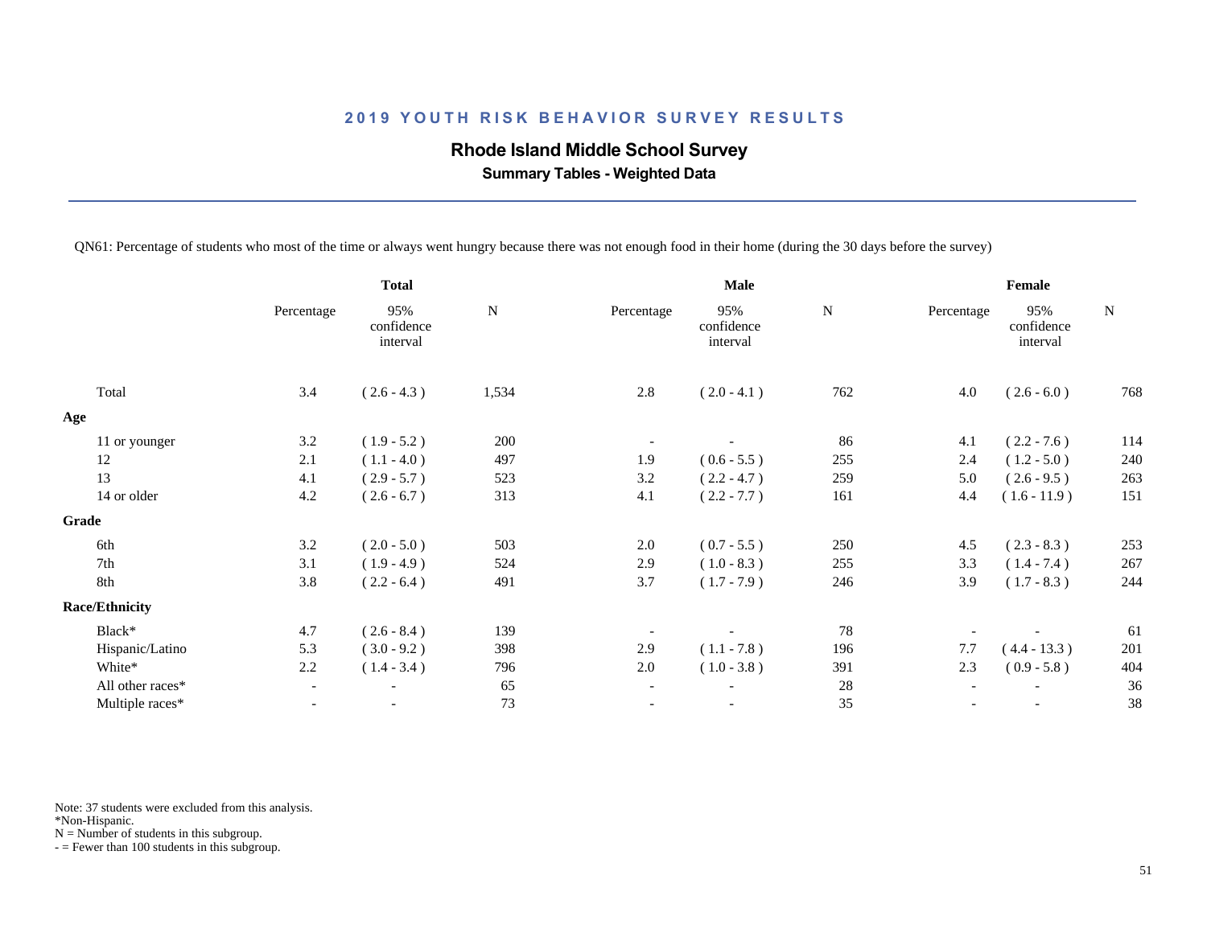## 2019 YOUTH RISK BEHAVIOR SURVEY RESULTS

### Rhode Island Middle School Survey

**Summary Tables - Weighted Data**

QN61: Percentage of students who most of the time or always went hungry because there was not enough food in their home (during the 30 days before the survey)

| | Total | | | Male | | | Female | | |
|---|---|---|---|---|---|---|---|---|---|
| | Percentage | 95% confidence interval | N | Percentage | 95% confidence interval | N | Percentage | 95% confidence interval | N |
| Total | 3.4 | ( 2.6 - 4.3 ) | 1,534 | 2.8 | ( 2.0 - 4.1 ) | 762 | 4.0 | ( 2.6 - 6.0 ) | 768 |
| **Age** | | | | | | | | | |
| 11 or younger | 3.2 | ( 1.9 - 5.2 ) | 200 | - | - | 86 | 4.1 | ( 2.2 - 7.6 ) | 114 |
| 12 | 2.1 | ( 1.1 - 4.0 ) | 497 | 1.9 | ( 0.6 - 5.5 ) | 255 | 2.4 | ( 1.2 - 5.0 ) | 240 |
| 13 | 4.1 | ( 2.9 - 5.7 ) | 523 | 3.2 | ( 2.2 - 4.7 ) | 259 | 5.0 | ( 2.6 - 9.5 ) | 263 |
| 14 or older | 4.2 | ( 2.6 - 6.7 ) | 313 | 4.1 | ( 2.2 - 7.7 ) | 161 | 4.4 | ( 1.6 - 11.9 ) | 151 |
| **Grade** | | | | | | | | | |
| 6th | 3.2 | ( 2.0 - 5.0 ) | 503 | 2.0 | ( 0.7 - 5.5 ) | 250 | 4.5 | ( 2.3 - 8.3 ) | 253 |
| 7th | 3.1 | ( 1.9 - 4.9 ) | 524 | 2.9 | ( 1.0 - 8.3 ) | 255 | 3.3 | ( 1.4 - 7.4 ) | 267 |
| 8th | 3.8 | ( 2.2 - 6.4 ) | 491 | 3.7 | ( 1.7 - 7.9 ) | 246 | 3.9 | ( 1.7 - 8.3 ) | 244 |
| **Race/Ethnicity** | | | | | | | | | |
| Black* | 4.7 | ( 2.6 - 8.4 ) | 139 | - | - | 78 | - | - | 61 |
| Hispanic/Latino | 5.3 | ( 3.0 - 9.2 ) | 398 | 2.9 | ( 1.1 - 7.8 ) | 196 | 7.7 | ( 4.4 - 13.3 ) | 201 |
| White* | 2.2 | ( 1.4 - 3.4 ) | 796 | 2.0 | ( 1.0 - 3.8 ) | 391 | 2.3 | ( 0.9 - 5.8 ) | 404 |
| All other races* | - | - | 65 | - | - | 28 | - | - | 36 |
| Multiple races* | - | - | 73 | - | - | 35 | - | - | 38 |

Note: 37 students were excluded from this analysis.
*Non-Hispanic.
N = Number of students in this subgroup.
- = Fewer than 100 students in this subgroup.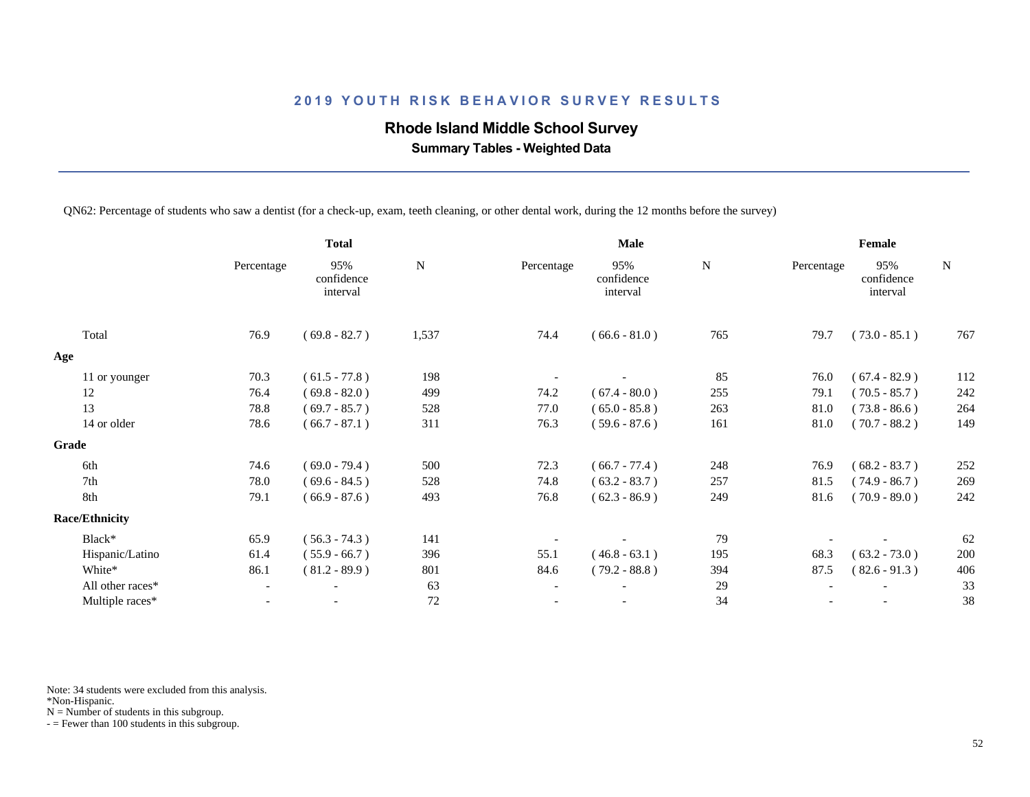## 2019 YOUTH RISK BEHAVIOR SURVEY RESULTS

### Rhode Island Middle School Survey

**Summary Tables - Weighted Data**

QN62: Percentage of students who saw a dentist (for a check-up, exam, teeth cleaning, or other dental work, during the 12 months before the survey)

| | Total | | | Male | | | Female | | |
|---|---|---|---|---|---|---|---|---|---|
| | Percentage | 95% confidence interval | N | Percentage | 95% confidence interval | N | Percentage | 95% confidence interval | N |
| Total | 76.9 | ( 69.8 - 82.7 ) | 1,537 | 74.4 | ( 66.6 - 81.0 ) | 765 | 79.7 | ( 73.0 - 85.1 ) | 767 |
| **Age** | | | | | | | | | |
| 11 or younger | 70.3 | ( 61.5 - 77.8 ) | 198 | - | - | 85 | 76.0 | ( 67.4 - 82.9 ) | 112 |
| 12 | 76.4 | ( 69.8 - 82.0 ) | 499 | 74.2 | ( 67.4 - 80.0 ) | 255 | 79.1 | ( 70.5 - 85.7 ) | 242 |
| 13 | 78.8 | ( 69.7 - 85.7 ) | 528 | 77.0 | ( 65.0 - 85.8 ) | 263 | 81.0 | ( 73.8 - 86.6 ) | 264 |
| 14 or older | 78.6 | ( 66.7 - 87.1 ) | 311 | 76.3 | ( 59.6 - 87.6 ) | 161 | 81.0 | ( 70.7 - 88.2 ) | 149 |
| **Grade** | | | | | | | | | |
| 6th | 74.6 | ( 69.0 - 79.4 ) | 500 | 72.3 | ( 66.7 - 77.4 ) | 248 | 76.9 | ( 68.2 - 83.7 ) | 252 |
| 7th | 78.0 | ( 69.6 - 84.5 ) | 528 | 74.8 | ( 63.2 - 83.7 ) | 257 | 81.5 | ( 74.9 - 86.7 ) | 269 |
| 8th | 79.1 | ( 66.9 - 87.6 ) | 493 | 76.8 | ( 62.3 - 86.9 ) | 249 | 81.6 | ( 70.9 - 89.0 ) | 242 |
| **Race/Ethnicity** | | | | | | | | | |
| Black* | 65.9 | ( 56.3 - 74.3 ) | 141 | - | - | 79 | - | - | 62 |
| Hispanic/Latino | 61.4 | ( 55.9 - 66.7 ) | 396 | 55.1 | ( 46.8 - 63.1 ) | 195 | 68.3 | ( 63.2 - 73.0 ) | 200 |
| White* | 86.1 | ( 81.2 - 89.9 ) | 801 | 84.6 | ( 79.2 - 88.8 ) | 394 | 87.5 | ( 82.6 - 91.3 ) | 406 |
| All other races* | - | - | 63 | - | - | 29 | - | - | 33 |
| Multiple races* | - | - | 72 | - | - | 34 | - | - | 38 |

Note: 34 students were excluded from this analysis.
*Non-Hispanic.
N = Number of students in this subgroup.
- = Fewer than 100 students in this subgroup.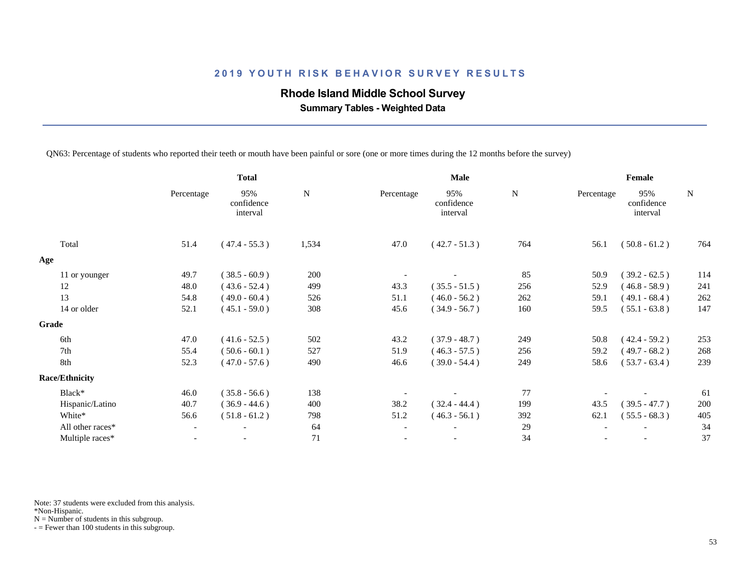## 2019 YOUTH RISK BEHAVIOR SURVEY RESULTS

### Rhode Island Middle School Survey

**Summary Tables - Weighted Data**

QN63: Percentage of students who reported their teeth or mouth have been painful or sore (one or more times during the 12 months before the survey)

| | Total | | | Male | | | Female | | |
|---|---|---|---|---|---|---|---|---|---|
| | Percentage | 95% confidence interval | N | Percentage | 95% confidence interval | N | Percentage | 95% confidence interval | N |
| Total | 51.4 | ( 47.4 - 55.3 ) | 1,534 | 47.0 | ( 42.7 - 51.3 ) | 764 | 56.1 | ( 50.8 - 61.2 ) | 764 |
| **Age** | | | | | | | | | |
| 11 or younger | 49.7 | ( 38.5 - 60.9 ) | 200 | - | - | 85 | 50.9 | ( 39.2 - 62.5 ) | 114 |
| 12 | 48.0 | ( 43.6 - 52.4 ) | 499 | 43.3 | ( 35.5 - 51.5 ) | 256 | 52.9 | ( 46.8 - 58.9 ) | 241 |
| 13 | 54.8 | ( 49.0 - 60.4 ) | 526 | 51.1 | ( 46.0 - 56.2 ) | 262 | 59.1 | ( 49.1 - 68.4 ) | 262 |
| 14 or older | 52.1 | ( 45.1 - 59.0 ) | 308 | 45.6 | ( 34.9 - 56.7 ) | 160 | 59.5 | ( 55.1 - 63.8 ) | 147 |
| **Grade** | | | | | | | | | |
| 6th | 47.0 | ( 41.6 - 52.5 ) | 502 | 43.2 | ( 37.9 - 48.7 ) | 249 | 50.8 | ( 42.4 - 59.2 ) | 253 |
| 7th | 55.4 | ( 50.6 - 60.1 ) | 527 | 51.9 | ( 46.3 - 57.5 ) | 256 | 59.2 | ( 49.7 - 68.2 ) | 268 |
| 8th | 52.3 | ( 47.0 - 57.6 ) | 490 | 46.6 | ( 39.0 - 54.4 ) | 249 | 58.6 | ( 53.7 - 63.4 ) | 239 |
| **Race/Ethnicity** | | | | | | | | | |
| Black* | 46.0 | ( 35.8 - 56.6 ) | 138 | - | - | 77 | - | - | 61 |
| Hispanic/Latino | 40.7 | ( 36.9 - 44.6 ) | 400 | 38.2 | ( 32.4 - 44.4 ) | 199 | 43.5 | ( 39.5 - 47.7 ) | 200 |
| White* | 56.6 | ( 51.8 - 61.2 ) | 798 | 51.2 | ( 46.3 - 56.1 ) | 392 | 62.1 | ( 55.5 - 68.3 ) | 405 |
| All other races* | - | - | 64 | - | - | 29 | - | - | 34 |
| Multiple races* | - | - | 71 | - | - | 34 | - | - | 37 |

Note: 37 students were excluded from this analysis.
*Non-Hispanic.
N = Number of students in this subgroup.
- = Fewer than 100 students in this subgroup.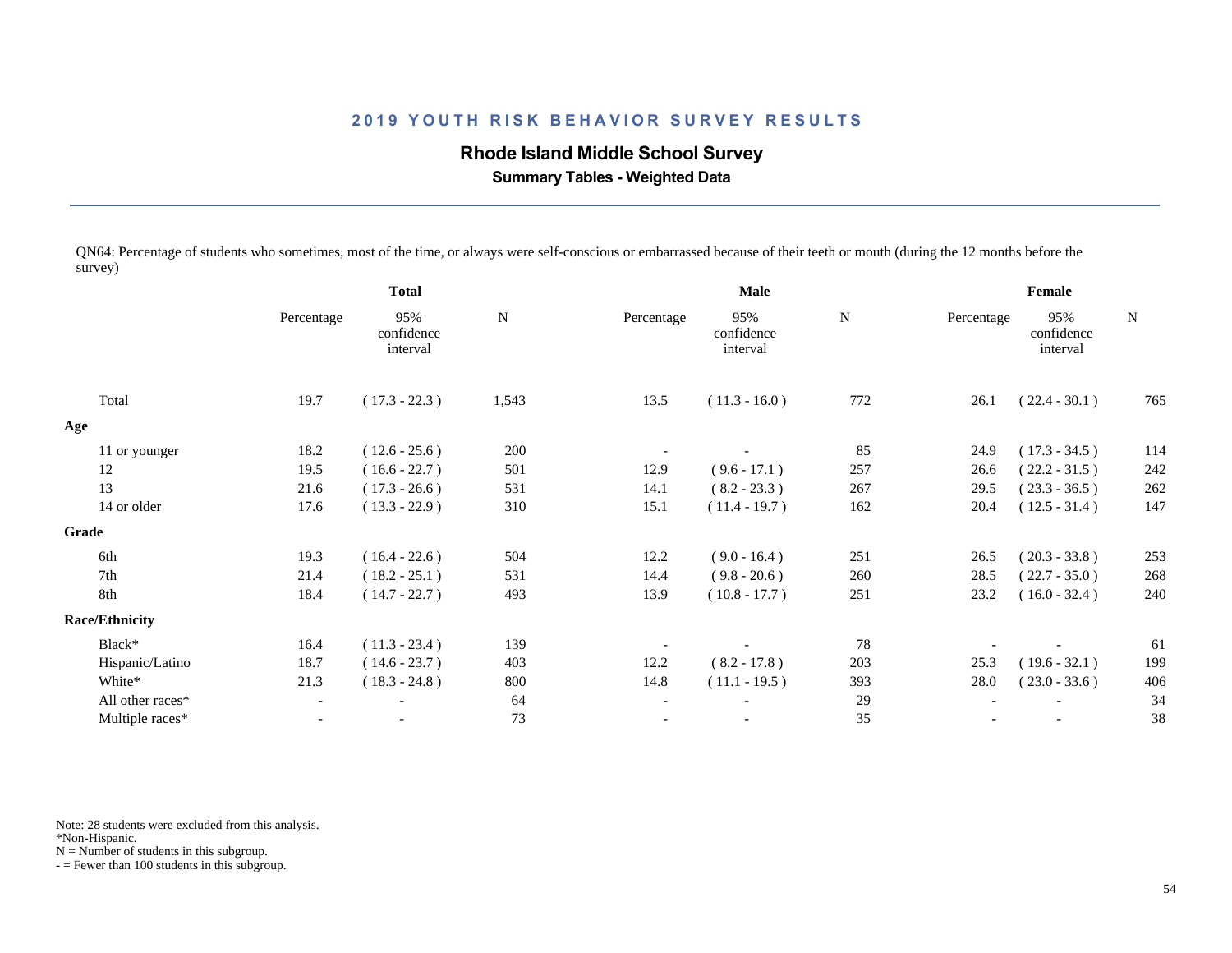## 2019 YOUTH RISK BEHAVIOR SURVEY RESULTS

### Rhode Island Middle School Survey

**Summary Tables - Weighted Data**

QN64: Percentage of students who sometimes, most of the time, or always were self-conscious or embarrassed because of their teeth or mouth (during the 12 months before the survey)

| | Total | | | Male | | | Female | | |
|---|---|---|---|---|---|---|---|---|---|
| | Percentage | 95% confidence interval | N | Percentage | 95% confidence interval | N | Percentage | 95% confidence interval | N |
| Total | 19.7 | ( 17.3 - 22.3 ) | 1,543 | 13.5 | ( 11.3 - 16.0 ) | 772 | 26.1 | ( 22.4 - 30.1 ) | 765 |
| **Age** | | | | | | | | | |
| 11 or younger | 18.2 | ( 12.6 - 25.6 ) | 200 | - | - | 85 | 24.9 | ( 17.3 - 34.5 ) | 114 |
| 12 | 19.5 | ( 16.6 - 22.7 ) | 501 | 12.9 | ( 9.6 - 17.1 ) | 257 | 26.6 | ( 22.2 - 31.5 ) | 242 |
| 13 | 21.6 | ( 17.3 - 26.6 ) | 531 | 14.1 | ( 8.2 - 23.3 ) | 267 | 29.5 | ( 23.3 - 36.5 ) | 262 |
| 14 or older | 17.6 | ( 13.3 - 22.9 ) | 310 | 15.1 | ( 11.4 - 19.7 ) | 162 | 20.4 | ( 12.5 - 31.4 ) | 147 |
| **Grade** | | | | | | | | | |
| 6th | 19.3 | ( 16.4 - 22.6 ) | 504 | 12.2 | ( 9.0 - 16.4 ) | 251 | 26.5 | ( 20.3 - 33.8 ) | 253 |
| 7th | 21.4 | ( 18.2 - 25.1 ) | 531 | 14.4 | ( 9.8 - 20.6 ) | 260 | 28.5 | ( 22.7 - 35.0 ) | 268 |
| 8th | 18.4 | ( 14.7 - 22.7 ) | 493 | 13.9 | ( 10.8 - 17.7 ) | 251 | 23.2 | ( 16.0 - 32.4 ) | 240 |
| **Race/Ethnicity** | | | | | | | | | |
| Black* | 16.4 | ( 11.3 - 23.4 ) | 139 | - | - | 78 | - | - | 61 |
| Hispanic/Latino | 18.7 | ( 14.6 - 23.7 ) | 403 | 12.2 | ( 8.2 - 17.8 ) | 203 | 25.3 | ( 19.6 - 32.1 ) | 199 |
| White* | 21.3 | ( 18.3 - 24.8 ) | 800 | 14.8 | ( 11.1 - 19.5 ) | 393 | 28.0 | ( 23.0 - 33.6 ) | 406 |
| All other races* | - | - | 64 | - | - | 29 | - | - | 34 |
| Multiple races* | - | - | 73 | - | - | 35 | - | - | 38 |

Note: 28 students were excluded from this analysis.
*Non-Hispanic.
N = Number of students in this subgroup.
- = Fewer than 100 students in this subgroup.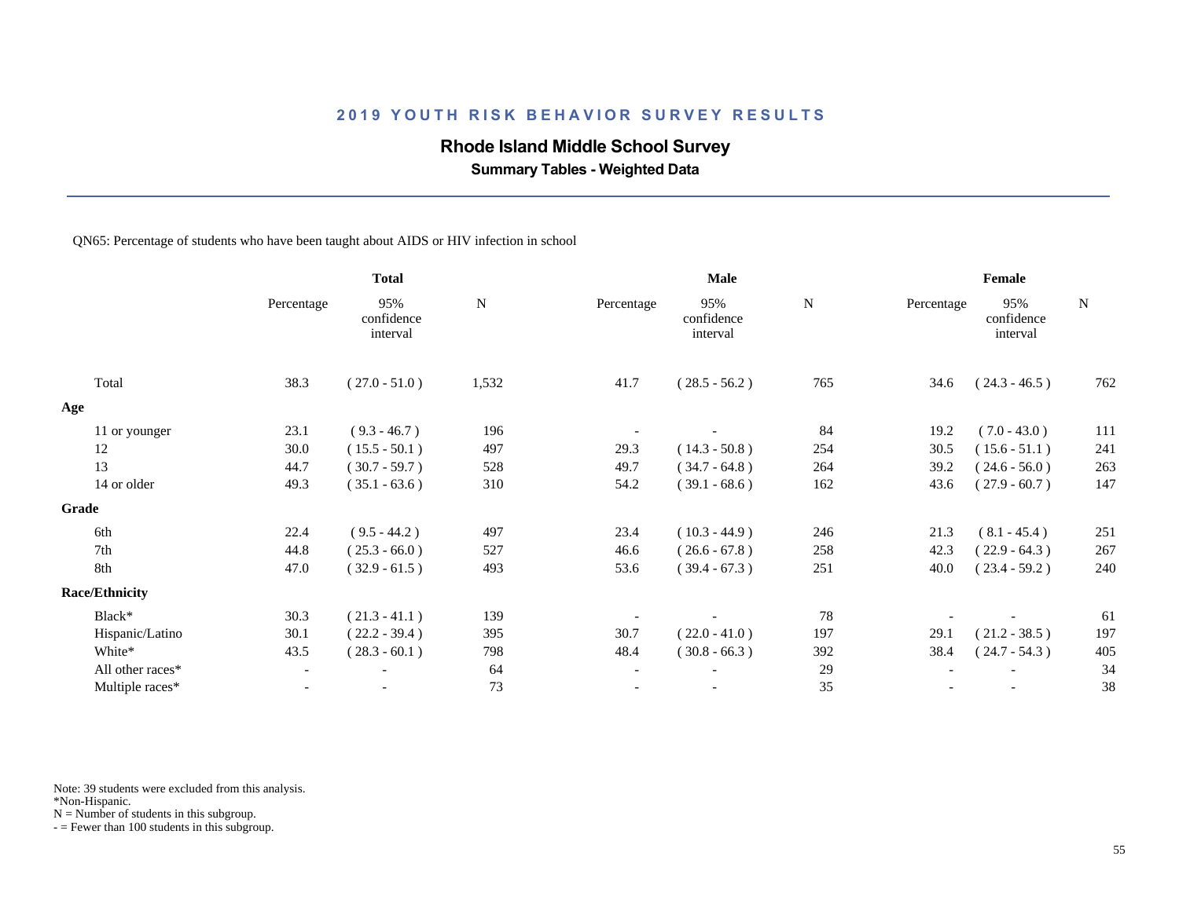## 2019 YOUTH RISK BEHAVIOR SURVEY RESULTS

**Rhode Island Middle School Survey**

**Summary Tables - Weighted Data**

QN65: Percentage of students who have been taught about AIDS or HIV infection in school

| | Total | | | Male | | | Female | | |
|---|---|---|---|---|---|---|---|---|---|
| | Percentage | 95% confidence interval | N | Percentage | 95% confidence interval | N | Percentage | 95% confidence interval | N |
| Total | 38.3 | ( 27.0 - 51.0 ) | 1,532 | 41.7 | ( 28.5 - 56.2 ) | 765 | 34.6 | ( 24.3 - 46.5 ) | 762 |
| **Age** | | | | | | | | | |
| 11 or younger | 23.1 | ( 9.3 - 46.7 ) | 196 | - | - | 84 | 19.2 | ( 7.0 - 43.0 ) | 111 |
| 12 | 30.0 | ( 15.5 - 50.1 ) | 497 | 29.3 | ( 14.3 - 50.8 ) | 254 | 30.5 | ( 15.6 - 51.1 ) | 241 |
| 13 | 44.7 | ( 30.7 - 59.7 ) | 528 | 49.7 | ( 34.7 - 64.8 ) | 264 | 39.2 | ( 24.6 - 56.0 ) | 263 |
| 14 or older | 49.3 | ( 35.1 - 63.6 ) | 310 | 54.2 | ( 39.1 - 68.6 ) | 162 | 43.6 | ( 27.9 - 60.7 ) | 147 |
| **Grade** | | | | | | | | | |
| 6th | 22.4 | ( 9.5 - 44.2 ) | 497 | 23.4 | ( 10.3 - 44.9 ) | 246 | 21.3 | ( 8.1 - 45.4 ) | 251 |
| 7th | 44.8 | ( 25.3 - 66.0 ) | 527 | 46.6 | ( 26.6 - 67.8 ) | 258 | 42.3 | ( 22.9 - 64.3 ) | 267 |
| 8th | 47.0 | ( 32.9 - 61.5 ) | 493 | 53.6 | ( 39.4 - 67.3 ) | 251 | 40.0 | ( 23.4 - 59.2 ) | 240 |
| **Race/Ethnicity** | | | | | | | | | |
| Black* | 30.3 | ( 21.3 - 41.1 ) | 139 | - | - | 78 | - | - | 61 |
| Hispanic/Latino | 30.1 | ( 22.2 - 39.4 ) | 395 | 30.7 | ( 22.0 - 41.0 ) | 197 | 29.1 | ( 21.2 - 38.5 ) | 197 |
| White* | 43.5 | ( 28.3 - 60.1 ) | 798 | 48.4 | ( 30.8 - 66.3 ) | 392 | 38.4 | ( 24.7 - 54.3 ) | 405 |
| All other races* | - | - | 64 | - | - | 29 | - | - | 34 |
| Multiple races* | - | - | 73 | - | - | 35 | - | - | 38 |

Note: 39 students were excluded from this analysis.
*Non-Hispanic.
N = Number of students in this subgroup.
- = Fewer than 100 students in this subgroup.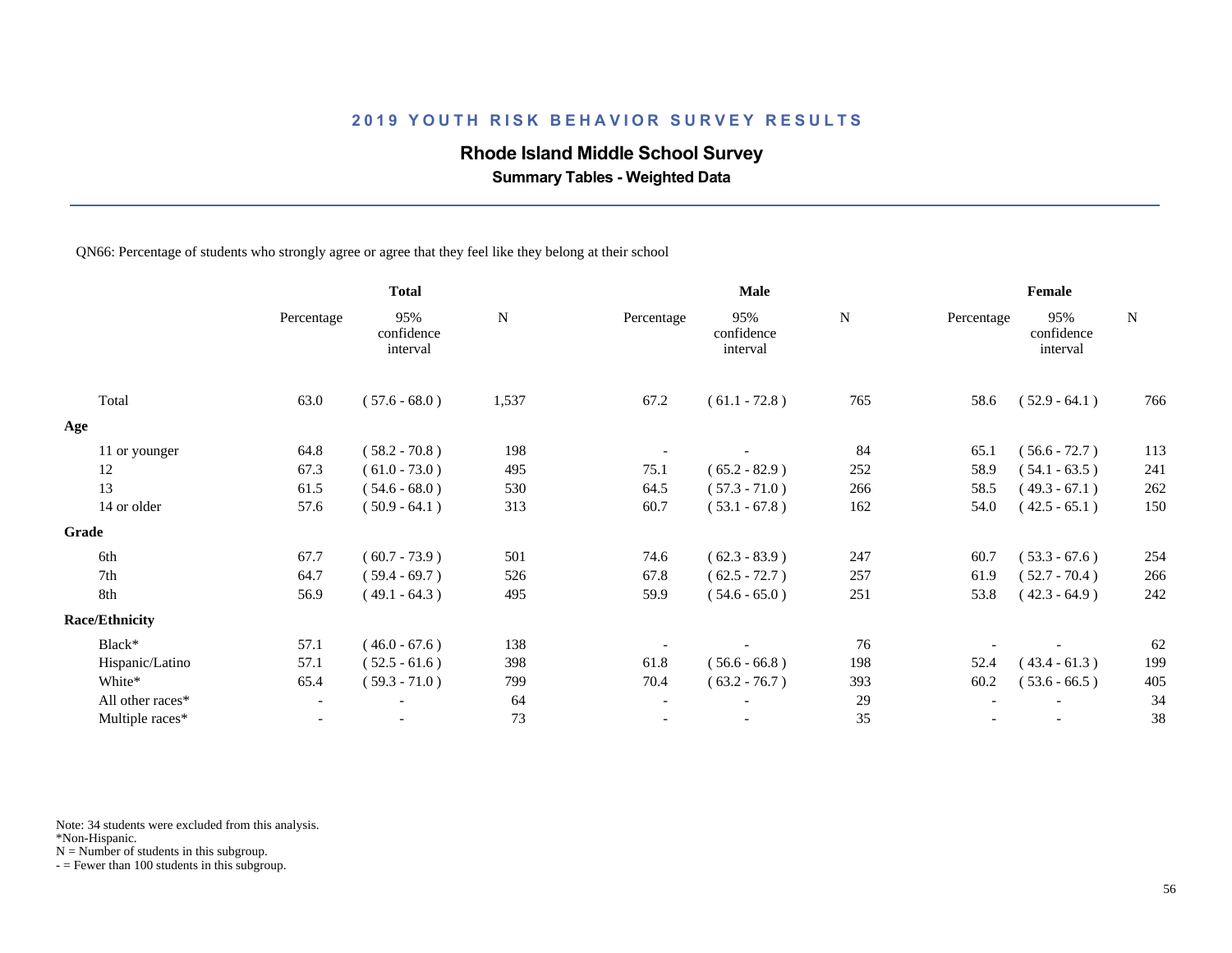## 2019 YOUTH RISK BEHAVIOR SURVEY RESULTS

### Rhode Island Middle School Survey

**Summary Tables - Weighted Data**

QN66: Percentage of students who strongly agree or agree that they feel like they belong at their school

| | Total | | | Male | | | Female | | |
|---|---|---|---|---|---|---|---|---|---|
| | Percentage | 95% confidence interval | N | Percentage | 95% confidence interval | N | Percentage | 95% confidence interval | N |
| Total | 63.0 | ( 57.6 - 68.0 ) | 1,537 | 67.2 | ( 61.1 - 72.8 ) | 765 | 58.6 | ( 52.9 - 64.1 ) | 766 |
| **Age** | | | | | | | | | |
| 11 or younger | 64.8 | ( 58.2 - 70.8 ) | 198 | - | - | 84 | 65.1 | ( 56.6 - 72.7 ) | 113 |
| 12 | 67.3 | ( 61.0 - 73.0 ) | 495 | 75.1 | ( 65.2 - 82.9 ) | 252 | 58.9 | ( 54.1 - 63.5 ) | 241 |
| 13 | 61.5 | ( 54.6 - 68.0 ) | 530 | 64.5 | ( 57.3 - 71.0 ) | 266 | 58.5 | ( 49.3 - 67.1 ) | 262 |
| 14 or older | 57.6 | ( 50.9 - 64.1 ) | 313 | 60.7 | ( 53.1 - 67.8 ) | 162 | 54.0 | ( 42.5 - 65.1 ) | 150 |
| **Grade** | | | | | | | | | |
| 6th | 67.7 | ( 60.7 - 73.9 ) | 501 | 74.6 | ( 62.3 - 83.9 ) | 247 | 60.7 | ( 53.3 - 67.6 ) | 254 |
| 7th | 64.7 | ( 59.4 - 69.7 ) | 526 | 67.8 | ( 62.5 - 72.7 ) | 257 | 61.9 | ( 52.7 - 70.4 ) | 266 |
| 8th | 56.9 | ( 49.1 - 64.3 ) | 495 | 59.9 | ( 54.6 - 65.0 ) | 251 | 53.8 | ( 42.3 - 64.9 ) | 242 |
| **Race/Ethnicity** | | | | | | | | | |
| Black* | 57.1 | ( 46.0 - 67.6 ) | 138 | - | - | 76 | - | - | 62 |
| Hispanic/Latino | 57.1 | ( 52.5 - 61.6 ) | 398 | 61.8 | ( 56.6 - 66.8 ) | 198 | 52.4 | ( 43.4 - 61.3 ) | 199 |
| White* | 65.4 | ( 59.3 - 71.0 ) | 799 | 70.4 | ( 63.2 - 76.7 ) | 393 | 60.2 | ( 53.6 - 66.5 ) | 405 |
| All other races* | - | - | 64 | - | - | 29 | - | - | 34 |
| Multiple races* | - | - | 73 | - | - | 35 | - | - | 38 |

Note: 34 students were excluded from this analysis.
*Non-Hispanic.
N = Number of students in this subgroup.
- = Fewer than 100 students in this subgroup.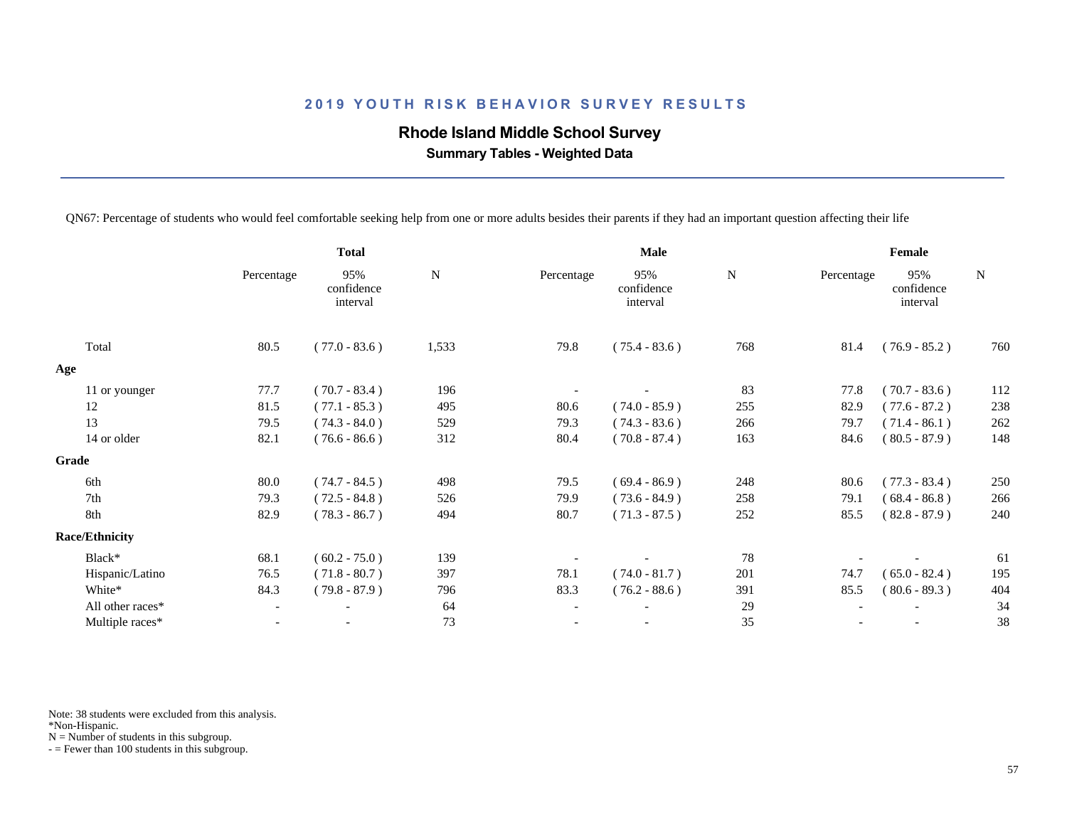## 2019 YOUTH RISK BEHAVIOR SURVEY RESULTS

### Rhode Island Middle School Survey

**Summary Tables - Weighted Data**

QN67: Percentage of students who would feel comfortable seeking help from one or more adults besides their parents if they had an important question affecting their life

| | Total | | | Male | | | Female | | |
|---|---|---|---|---|---|---|---|---|---|
| | Percentage | 95% confidence interval | N | Percentage | 95% confidence interval | N | Percentage | 95% confidence interval | N |
| Total | 80.5 | ( 77.0 - 83.6 ) | 1,533 | 79.8 | ( 75.4 - 83.6 ) | 768 | 81.4 | ( 76.9 - 85.2 ) | 760 |
| **Age** | | | | | | | | | |
| 11 or younger | 77.7 | ( 70.7 - 83.4 ) | 196 | - | - | 83 | 77.8 | ( 70.7 - 83.6 ) | 112 |
| 12 | 81.5 | ( 77.1 - 85.3 ) | 495 | 80.6 | ( 74.0 - 85.9 ) | 255 | 82.9 | ( 77.6 - 87.2 ) | 238 |
| 13 | 79.5 | ( 74.3 - 84.0 ) | 529 | 79.3 | ( 74.3 - 83.6 ) | 266 | 79.7 | ( 71.4 - 86.1 ) | 262 |
| 14 or older | 82.1 | ( 76.6 - 86.6 ) | 312 | 80.4 | ( 70.8 - 87.4 ) | 163 | 84.6 | ( 80.5 - 87.9 ) | 148 |
| **Grade** | | | | | | | | | |
| 6th | 80.0 | ( 74.7 - 84.5 ) | 498 | 79.5 | ( 69.4 - 86.9 ) | 248 | 80.6 | ( 77.3 - 83.4 ) | 250 |
| 7th | 79.3 | ( 72.5 - 84.8 ) | 526 | 79.9 | ( 73.6 - 84.9 ) | 258 | 79.1 | ( 68.4 - 86.8 ) | 266 |
| 8th | 82.9 | ( 78.3 - 86.7 ) | 494 | 80.7 | ( 71.3 - 87.5 ) | 252 | 85.5 | ( 82.8 - 87.9 ) | 240 |
| **Race/Ethnicity** | | | | | | | | | |
| Black* | 68.1 | ( 60.2 - 75.0 ) | 139 | - | - | 78 | - | - | 61 |
| Hispanic/Latino | 76.5 | ( 71.8 - 80.7 ) | 397 | 78.1 | ( 74.0 - 81.7 ) | 201 | 74.7 | ( 65.0 - 82.4 ) | 195 |
| White* | 84.3 | ( 79.8 - 87.9 ) | 796 | 83.3 | ( 76.2 - 88.6 ) | 391 | 85.5 | ( 80.6 - 89.3 ) | 404 |
| All other races* | - | - | 64 | - | - | 29 | - | - | 34 |
| Multiple races* | - | - | 73 | - | - | 35 | - | - | 38 |

Note: 38 students were excluded from this analysis.
*Non-Hispanic.
N = Number of students in this subgroup.
- = Fewer than 100 students in this subgroup.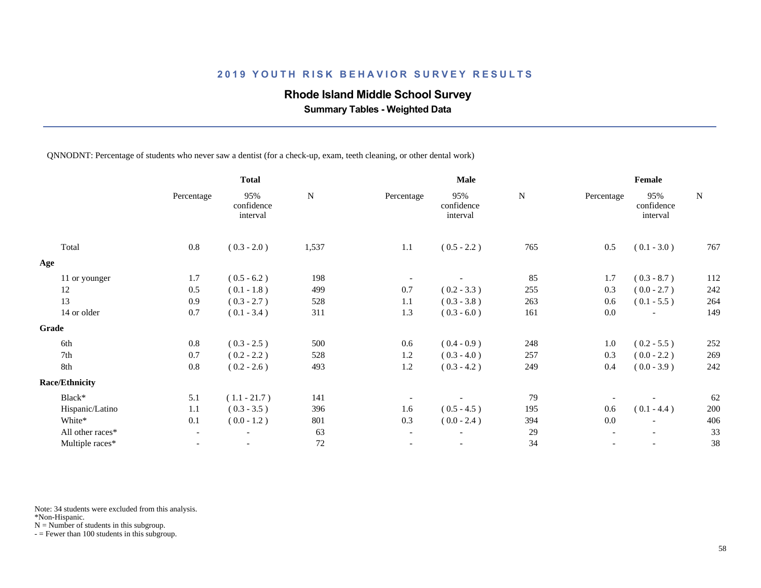## 2019 YOUTH RISK BEHAVIOR SURVEY RESULTS

### Rhode Island Middle School Survey

**Summary Tables - Weighted Data**

QNNODNT: Percentage of students who never saw a dentist (for a check-up, exam, teeth cleaning, or other dental work)

| | Total | | | Male | | | Female | | |
|---|---|---|---|---|---|---|---|---|---|
| | Percentage | 95% confidence interval | N | Percentage | 95% confidence interval | N | Percentage | 95% confidence interval | N |
| Total | 0.8 | ( 0.3 - 2.0 ) | 1,537 | 1.1 | ( 0.5 - 2.2 ) | 765 | 0.5 | ( 0.1 - 3.0 ) | 767 |
| **Age** | | | | | | | | | |
| 11 or younger | 1.7 | ( 0.5 - 6.2 ) | 198 | - | - | 85 | 1.7 | ( 0.3 - 8.7 ) | 112 |
| 12 | 0.5 | ( 0.1 - 1.8 ) | 499 | 0.7 | ( 0.2 - 3.3 ) | 255 | 0.3 | ( 0.0 - 2.7 ) | 242 |
| 13 | 0.9 | ( 0.3 - 2.7 ) | 528 | 1.1 | ( 0.3 - 3.8 ) | 263 | 0.6 | ( 0.1 - 5.5 ) | 264 |
| 14 or older | 0.7 | ( 0.1 - 3.4 ) | 311 | 1.3 | ( 0.3 - 6.0 ) | 161 | 0.0 | - | 149 |
| **Grade** | | | | | | | | | |
| 6th | 0.8 | ( 0.3 - 2.5 ) | 500 | 0.6 | ( 0.4 - 0.9 ) | 248 | 1.0 | ( 0.2 - 5.5 ) | 252 |
| 7th | 0.7 | ( 0.2 - 2.2 ) | 528 | 1.2 | ( 0.3 - 4.0 ) | 257 | 0.3 | ( 0.0 - 2.2 ) | 269 |
| 8th | 0.8 | ( 0.2 - 2.6 ) | 493 | 1.2 | ( 0.3 - 4.2 ) | 249 | 0.4 | ( 0.0 - 3.9 ) | 242 |
| **Race/Ethnicity** | | | | | | | | | |
| Black* | 5.1 | ( 1.1 - 21.7 ) | 141 | - | - | 79 | - | - | 62 |
| Hispanic/Latino | 1.1 | ( 0.3 - 3.5 ) | 396 | 1.6 | ( 0.5 - 4.5 ) | 195 | 0.6 | ( 0.1 - 4.4 ) | 200 |
| White* | 0.1 | ( 0.0 - 1.2 ) | 801 | 0.3 | ( 0.0 - 2.4 ) | 394 | 0.0 | - | 406 |
| All other races* | - | - | 63 | - | - | 29 | - | - | 33 |
| Multiple races* | - | - | 72 | - | - | 34 | - | - | 38 |

Note: 34 students were excluded from this analysis.
*Non-Hispanic.
N = Number of students in this subgroup.
- = Fewer than 100 students in this subgroup.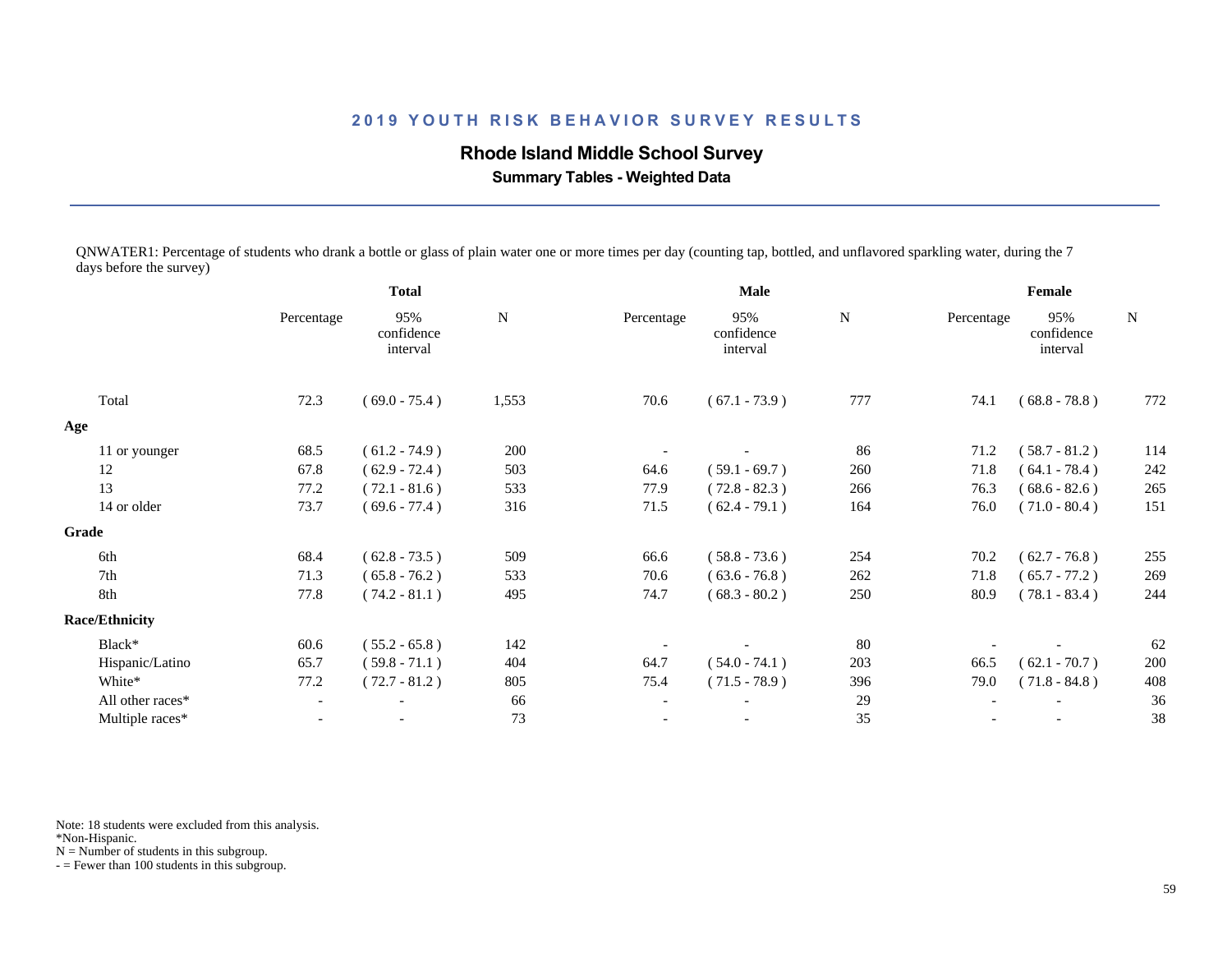## 2019 YOUTH RISK BEHAVIOR SURVEY RESULTS

### Rhode Island Middle School Survey

**Summary Tables - Weighted Data**

QNWATER1: Percentage of students who drank a bottle or glass of plain water one or more times per day (counting tap, bottled, and unflavored sparkling water, during the 7 days before the survey)

| | Total | | | Male | | | Female | | |
|---|---|---|---|---|---|---|---|---|---|
| | Percentage | 95% confidence interval | N | Percentage | 95% confidence interval | N | Percentage | 95% confidence interval | N |
| Total | 72.3 | ( 69.0 - 75.4 ) | 1,553 | 70.6 | ( 67.1 - 73.9 ) | 777 | 74.1 | ( 68.8 - 78.8 ) | 772 |
| **Age** | | | | | | | | | |
| 11 or younger | 68.5 | ( 61.2 - 74.9 ) | 200 | - | - | 86 | 71.2 | ( 58.7 - 81.2 ) | 114 |
| 12 | 67.8 | ( 62.9 - 72.4 ) | 503 | 64.6 | ( 59.1 - 69.7 ) | 260 | 71.8 | ( 64.1 - 78.4 ) | 242 |
| 13 | 77.2 | ( 72.1 - 81.6 ) | 533 | 77.9 | ( 72.8 - 82.3 ) | 266 | 76.3 | ( 68.6 - 82.6 ) | 265 |
| 14 or older | 73.7 | ( 69.6 - 77.4 ) | 316 | 71.5 | ( 62.4 - 79.1 ) | 164 | 76.0 | ( 71.0 - 80.4 ) | 151 |
| **Grade** | | | | | | | | | |
| 6th | 68.4 | ( 62.8 - 73.5 ) | 509 | 66.6 | ( 58.8 - 73.6 ) | 254 | 70.2 | ( 62.7 - 76.8 ) | 255 |
| 7th | 71.3 | ( 65.8 - 76.2 ) | 533 | 70.6 | ( 63.6 - 76.8 ) | 262 | 71.8 | ( 65.7 - 77.2 ) | 269 |
| 8th | 77.8 | ( 74.2 - 81.1 ) | 495 | 74.7 | ( 68.3 - 80.2 ) | 250 | 80.9 | ( 78.1 - 83.4 ) | 244 |
| **Race/Ethnicity** | | | | | | | | | |
| Black* | 60.6 | ( 55.2 - 65.8 ) | 142 | - | - | 80 | - | - | 62 |
| Hispanic/Latino | 65.7 | ( 59.8 - 71.1 ) | 404 | 64.7 | ( 54.0 - 74.1 ) | 203 | 66.5 | ( 62.1 - 70.7 ) | 200 |
| White* | 77.2 | ( 72.7 - 81.2 ) | 805 | 75.4 | ( 71.5 - 78.9 ) | 396 | 79.0 | ( 71.8 - 84.8 ) | 408 |
| All other races* | - | - | 66 | - | - | 29 | - | - | 36 |
| Multiple races* | - | - | 73 | - | - | 35 | - | - | 38 |

Note: 18 students were excluded from this analysis.
*Non-Hispanic.
N = Number of students in this subgroup.
- = Fewer than 100 students in this subgroup.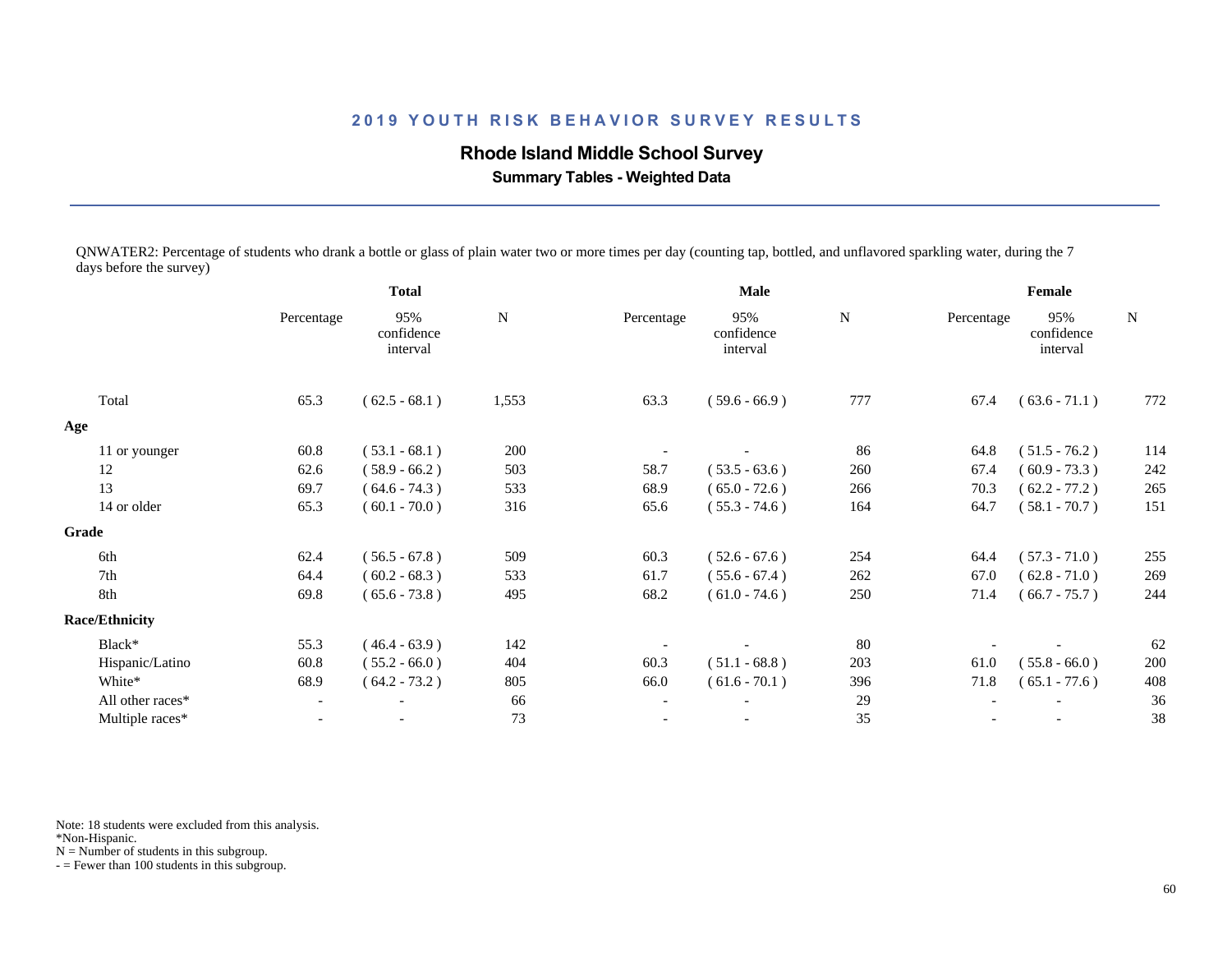## 2019 YOUTH RISK BEHAVIOR SURVEY RESULTS

**Rhode Island Middle School Survey**

**Summary Tables - Weighted Data**

QNWATER2: Percentage of students who drank a bottle or glass of plain water two or more times per day (counting tap, bottled, and unflavored sparkling water, during the 7 days before the survey)

| | Total | | | Male | | | Female | | |
|---|---|---|---|---|---|---|---|---|---|
| | Percentage | 95% confidence interval | N | Percentage | 95% confidence interval | N | Percentage | 95% confidence interval | N |
| Total | 65.3 | ( 62.5 - 68.1 ) | 1,553 | 63.3 | ( 59.6 - 66.9 ) | 777 | 67.4 | ( 63.6 - 71.1 ) | 772 |
| **Age** | | | | | | | | | |
| 11 or younger | 60.8 | ( 53.1 - 68.1 ) | 200 | - | - | 86 | 64.8 | ( 51.5 - 76.2 ) | 114 |
| 12 | 62.6 | ( 58.9 - 66.2 ) | 503 | 58.7 | ( 53.5 - 63.6 ) | 260 | 67.4 | ( 60.9 - 73.3 ) | 242 |
| 13 | 69.7 | ( 64.6 - 74.3 ) | 533 | 68.9 | ( 65.0 - 72.6 ) | 266 | 70.3 | ( 62.2 - 77.2 ) | 265 |
| 14 or older | 65.3 | ( 60.1 - 70.0 ) | 316 | 65.6 | ( 55.3 - 74.6 ) | 164 | 64.7 | ( 58.1 - 70.7 ) | 151 |
| **Grade** | | | | | | | | | |
| 6th | 62.4 | ( 56.5 - 67.8 ) | 509 | 60.3 | ( 52.6 - 67.6 ) | 254 | 64.4 | ( 57.3 - 71.0 ) | 255 |
| 7th | 64.4 | ( 60.2 - 68.3 ) | 533 | 61.7 | ( 55.6 - 67.4 ) | 262 | 67.0 | ( 62.8 - 71.0 ) | 269 |
| 8th | 69.8 | ( 65.6 - 73.8 ) | 495 | 68.2 | ( 61.0 - 74.6 ) | 250 | 71.4 | ( 66.7 - 75.7 ) | 244 |
| **Race/Ethnicity** | | | | | | | | | |
| Black* | 55.3 | ( 46.4 - 63.9 ) | 142 | - | - | 80 | - | - | 62 |
| Hispanic/Latino | 60.8 | ( 55.2 - 66.0 ) | 404 | 60.3 | ( 51.1 - 68.8 ) | 203 | 61.0 | ( 55.8 - 66.0 ) | 200 |
| White* | 68.9 | ( 64.2 - 73.2 ) | 805 | 66.0 | ( 61.6 - 70.1 ) | 396 | 71.8 | ( 65.1 - 77.6 ) | 408 |
| All other races* | - | - | 66 | - | - | 29 | - | - | 36 |
| Multiple races* | - | - | 73 | - | - | 35 | - | - | 38 |

Note: 18 students were excluded from this analysis.
*Non-Hispanic.
N = Number of students in this subgroup.
- = Fewer than 100 students in this subgroup.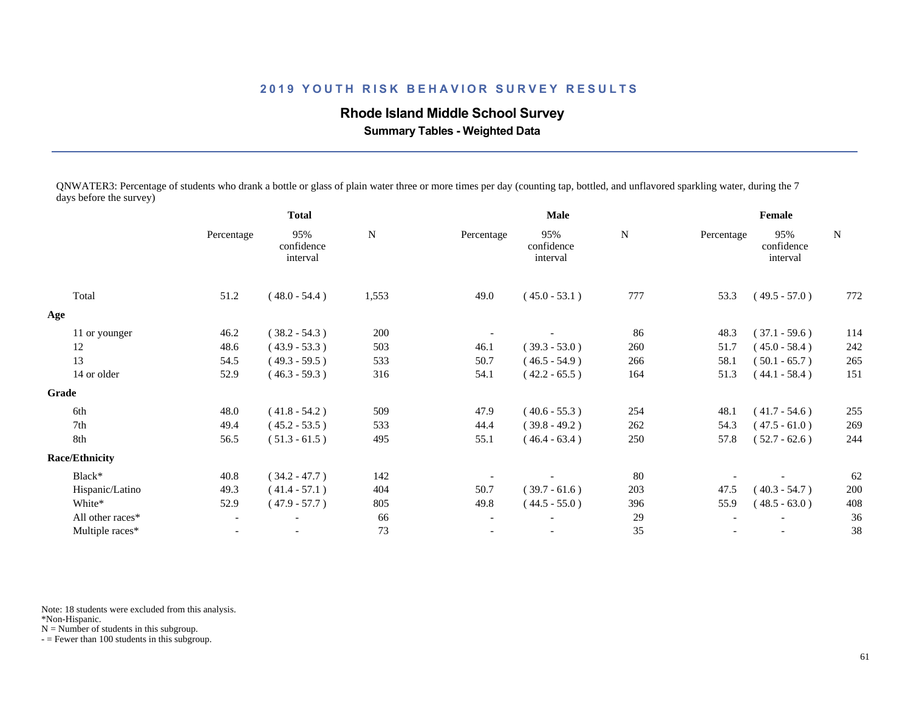## 2019 YOUTH RISK BEHAVIOR SURVEY RESULTS

### Rhode Island Middle School Survey

**Summary Tables - Weighted Data**

QNWATER3: Percentage of students who drank a bottle or glass of plain water three or more times per day (counting tap, bottled, and unflavored sparkling water, during the 7 days before the survey)

| | Total | | | Male | | | Female | | |
|---|---|---|---|---|---|---|---|---|---|
| | Percentage | 95% confidence interval | N | Percentage | 95% confidence interval | N | Percentage | 95% confidence interval | N |
| Total | 51.2 | ( 48.0 - 54.4 ) | 1,553 | 49.0 | ( 45.0 - 53.1 ) | 777 | 53.3 | ( 49.5 - 57.0 ) | 772 |
| **Age** | | | | | | | | | |
| 11 or younger | 46.2 | ( 38.2 - 54.3 ) | 200 | - | - | 86 | 48.3 | ( 37.1 - 59.6 ) | 114 |
| 12 | 48.6 | ( 43.9 - 53.3 ) | 503 | 46.1 | ( 39.3 - 53.0 ) | 260 | 51.7 | ( 45.0 - 58.4 ) | 242 |
| 13 | 54.5 | ( 49.3 - 59.5 ) | 533 | 50.7 | ( 46.5 - 54.9 ) | 266 | 58.1 | ( 50.1 - 65.7 ) | 265 |
| 14 or older | 52.9 | ( 46.3 - 59.3 ) | 316 | 54.1 | ( 42.2 - 65.5 ) | 164 | 51.3 | ( 44.1 - 58.4 ) | 151 |
| **Grade** | | | | | | | | | |
| 6th | 48.0 | ( 41.8 - 54.2 ) | 509 | 47.9 | ( 40.6 - 55.3 ) | 254 | 48.1 | ( 41.7 - 54.6 ) | 255 |
| 7th | 49.4 | ( 45.2 - 53.5 ) | 533 | 44.4 | ( 39.8 - 49.2 ) | 262 | 54.3 | ( 47.5 - 61.0 ) | 269 |
| 8th | 56.5 | ( 51.3 - 61.5 ) | 495 | 55.1 | ( 46.4 - 63.4 ) | 250 | 57.8 | ( 52.7 - 62.6 ) | 244 |
| **Race/Ethnicity** | | | | | | | | | |
| Black* | 40.8 | ( 34.2 - 47.7 ) | 142 | - | - | 80 | - | - | 62 |
| Hispanic/Latino | 49.3 | ( 41.4 - 57.1 ) | 404 | 50.7 | ( 39.7 - 61.6 ) | 203 | 47.5 | ( 40.3 - 54.7 ) | 200 |
| White* | 52.9 | ( 47.9 - 57.7 ) | 805 | 49.8 | ( 44.5 - 55.0 ) | 396 | 55.9 | ( 48.5 - 63.0 ) | 408 |
| All other races* | - | - | 66 | - | - | 29 | - | - | 36 |
| Multiple races* | - | - | 73 | - | - | 35 | - | - | 38 |

Note: 18 students were excluded from this analysis.
*Non-Hispanic.
N = Number of students in this subgroup.
- = Fewer than 100 students in this subgroup.